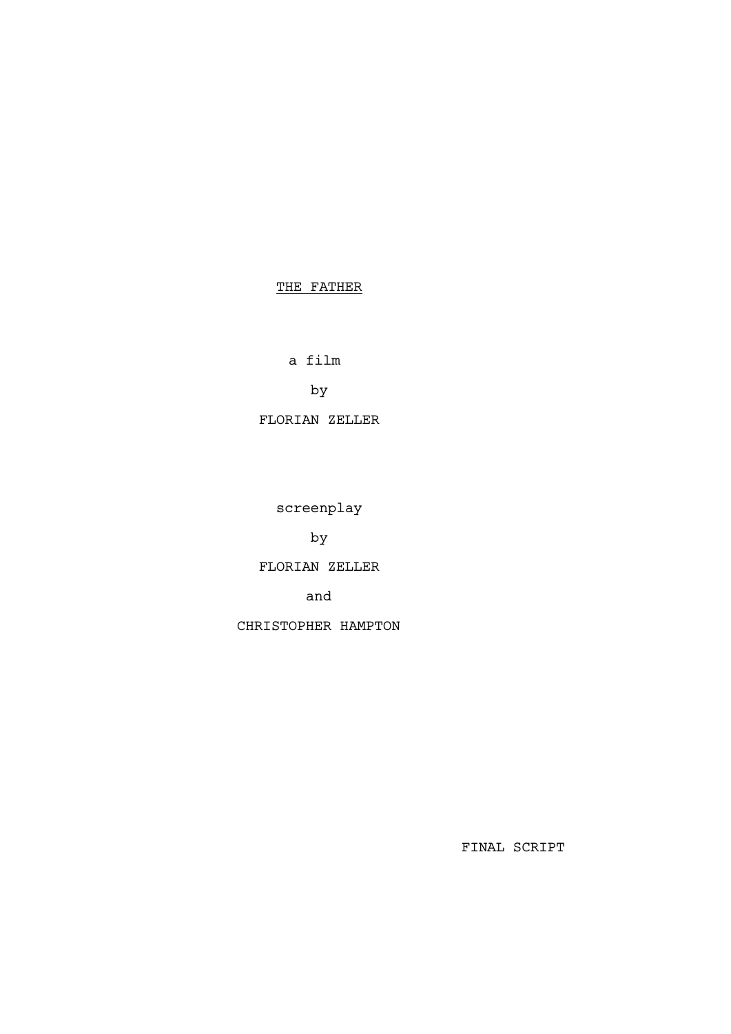# THE FATHER

a film

by

FLORIAN ZELLER

screenplay

by

FLORIAN ZELLER

and

CHRISTOPHER HAMPTON

FINAL SCRIPT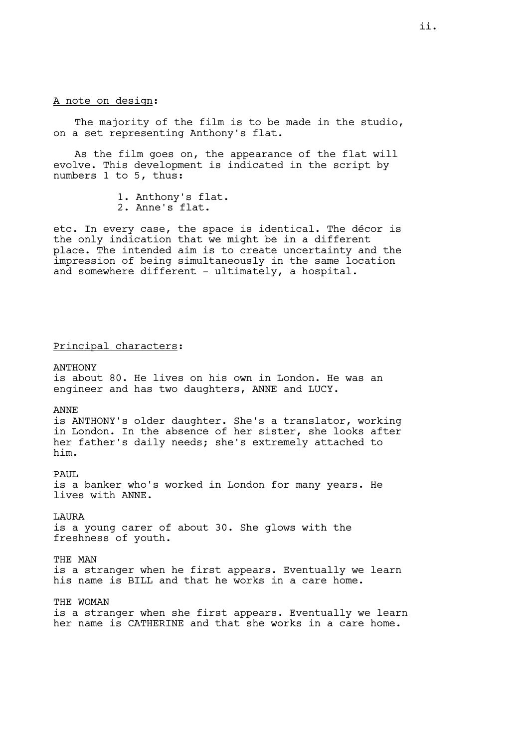A note on design:

The majority of the film is to be made in the studio, on a set representing Anthony's flat.

As the film goes on, the appearance of the flat will evolve. This development is indicated in the script by numbers 1 to 5, thus:

1. Anthony's flat.
2. Anne's flat.

etc. In every case, the space is identical. The décor is the only indication that we might be in a different place. The intended aim is to create uncertainty and the impression of being simultaneously in the same location and somewhere different - ultimately, a hospital.

Principal characters:

ANTHONY
is about 80. He lives on his own in London. He was an engineer and has two daughters, ANNE and LUCY.

ANNE
is ANTHONY's older daughter. She's a translator, working in London. In the absence of her sister, she looks after her father's daily needs; she's extremely attached to him.

PAUL
is a banker who's worked in London for many years. He lives with ANNE.

LAURA
is a young carer of about 30. She glows with the freshness of youth.

THE MAN
is a stranger when he first appears. Eventually we learn his name is BILL and that he works in a care home.

THE WOMAN
is a stranger when she first appears. Eventually we learn her name is CATHERINE and that she works in a care home.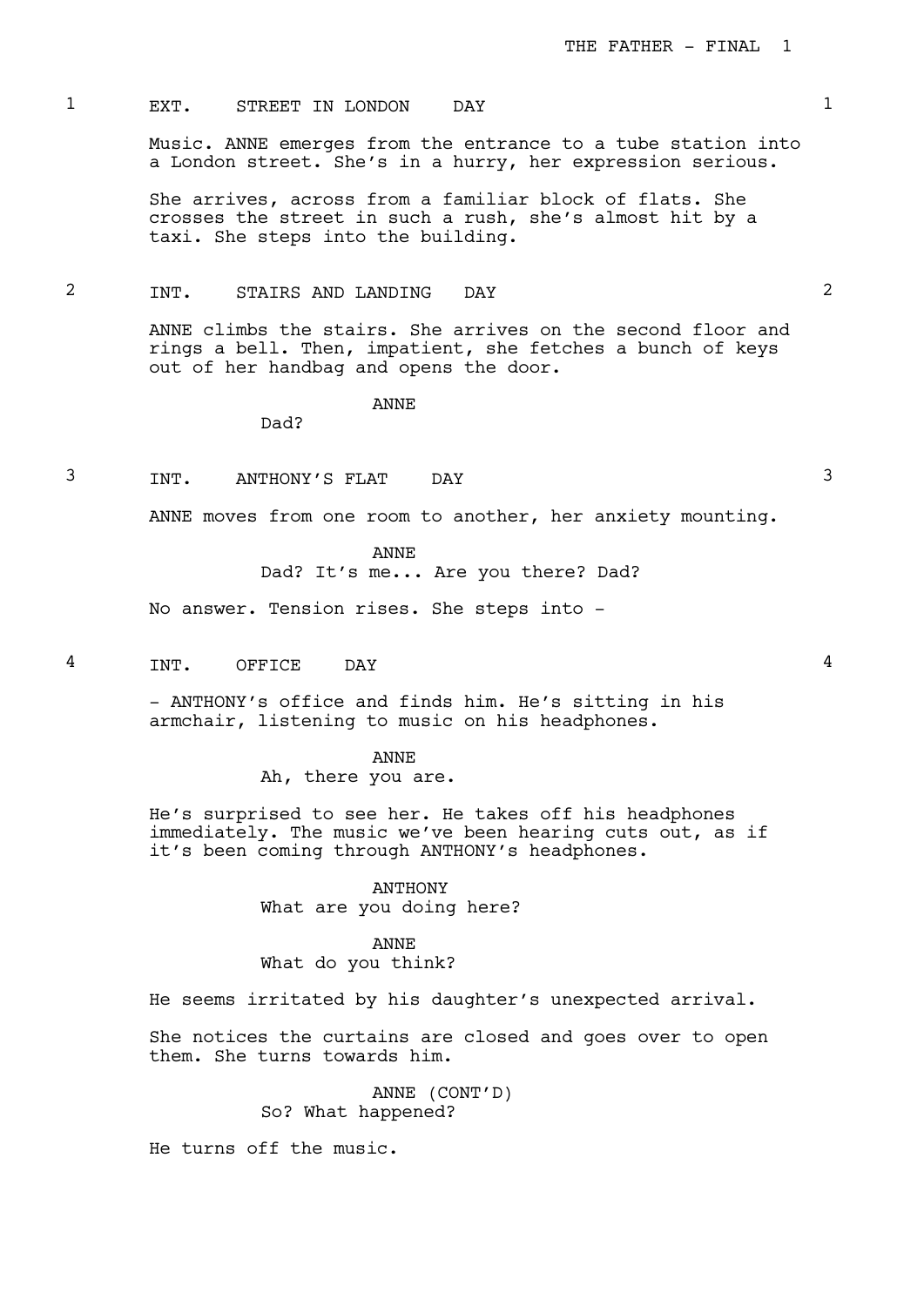1 EXT. STREET IN LONDON DAY 1

Music. ANNE emerges from the entrance to a tube station into a London street. She's in a hurry, her expression serious.

She arrives, across from a familiar block of flats. She crosses the street in such a rush, she's almost hit by a taxi. She steps into the building.

2 INT. STAIRS AND LANDING DAY 2

ANNE climbs the stairs. She arrives on the second floor and rings a bell. Then, impatient, she fetches a bunch of keys out of her handbag and opens the door.

ANNE
Dad?

3 INT. ANTHONY'S FLAT DAY 3

ANNE moves from one room to another, her anxiety mounting.

ANNE
Dad? It's me... Are you there? Dad?

No answer. Tension rises. She steps into -

4 INT. OFFICE DAY 4

- ANTHONY's office and finds him. He's sitting in his armchair, listening to music on his headphones.

ANNE
Ah, there you are.

He's surprised to see her. He takes off his headphones immediately. The music we've been hearing cuts out, as if it's been coming through ANTHONY's headphones.

ANTHONY
What are you doing here?

ANNE
What do you think?

He seems irritated by his daughter's unexpected arrival.

She notices the curtains are closed and goes over to open them. She turns towards him.

ANNE (CONT'D)
So? What happened?

He turns off the music.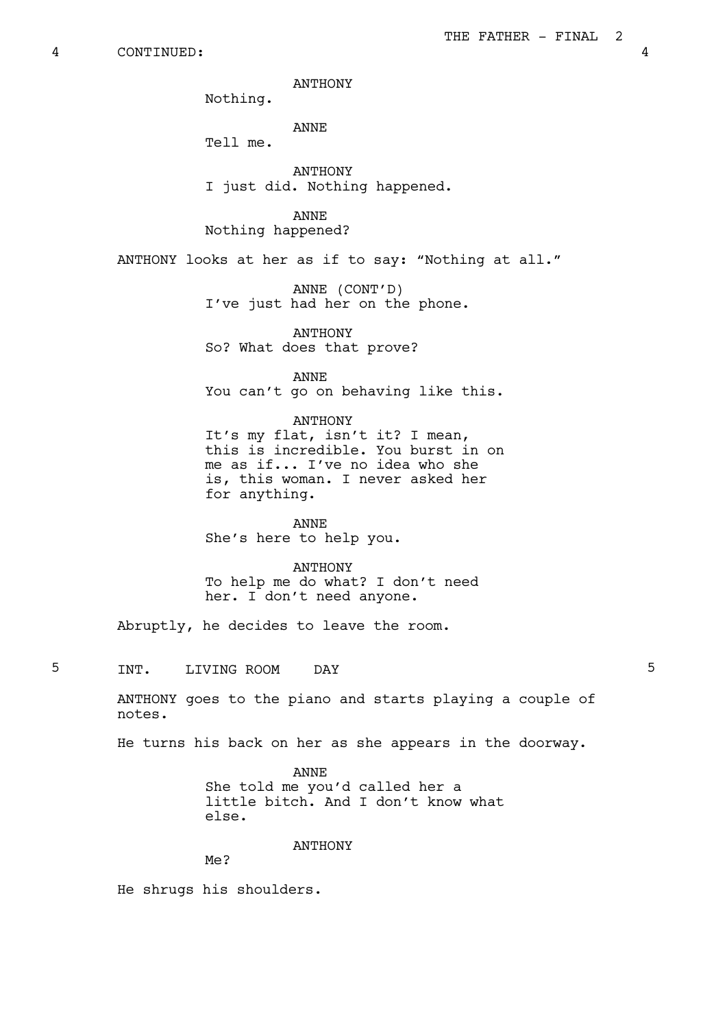4 CONTINUED: 4

ANTHONY
Nothing.

ANNE
Tell me.

ANTHONY
I just did. Nothing happened.

ANNE
Nothing happened?

ANTHONY looks at her as if to say: “Nothing at all.”

ANNE (CONT’D)
I’ve just had her on the phone.

ANTHONY
So? What does that prove?

ANNE
You can’t go on behaving like this.

ANTHONY
It’s my flat, isn’t it? I mean, this is incredible. You burst in on me as if... I’ve no idea who she is, this woman. I never asked her for anything.

ANNE
She’s here to help you.

ANTHONY
To help me do what? I don’t need her. I don’t need anyone.

Abruptly, he decides to leave the room.

5 INT. LIVING ROOM DAY 5

ANTHONY goes to the piano and starts playing a couple of notes.

He turns his back on her as she appears in the doorway.

ANNE
She told me you’d called her a little bitch. And I don’t know what else.

ANTHONY
Me?

He shrugs his shoulders.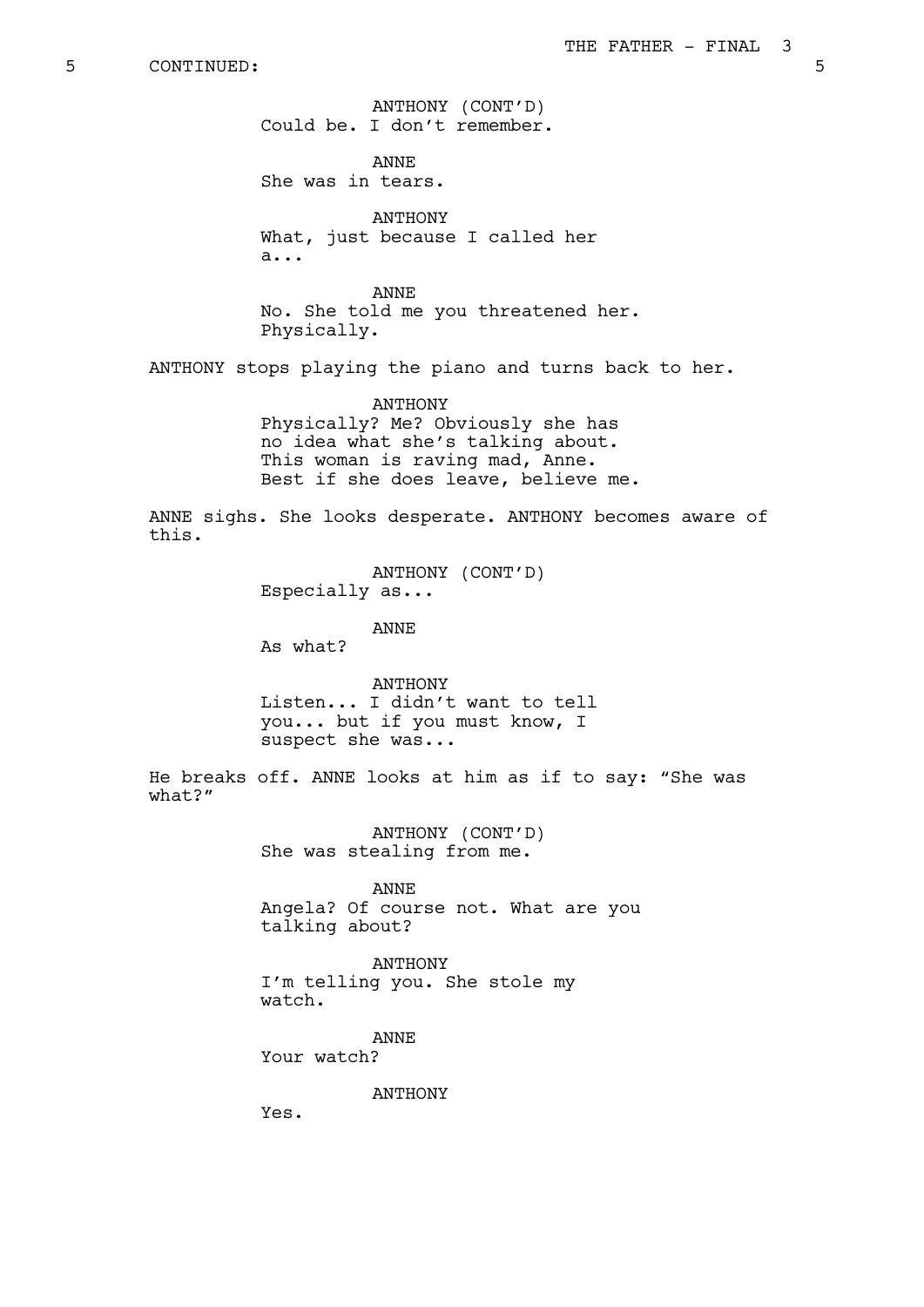5 CONTINUED: 5

ANTHONY (CONT'D)
Could be. I don't remember.

ANNE
She was in tears.

ANTHONY
What, just because I called her a...

ANNE
No. She told me you threatened her. Physically.

ANTHONY stops playing the piano and turns back to her.

ANTHONY
Physically? Me? Obviously she has no idea what she's talking about. This woman is raving mad, Anne. Best if she does leave, believe me.

ANNE sighs. She looks desperate. ANTHONY becomes aware of this.

ANTHONY (CONT'D)
Especially as...

ANNE
As what?

ANTHONY
Listen... I didn't want to tell you... but if you must know, I suspect she was...

He breaks off. ANNE looks at him as if to say: "She was what?"

ANTHONY (CONT'D)
She was stealing from me.

ANNE
Angela? Of course not. What are you talking about?

ANTHONY
I'm telling you. She stole my watch.

ANNE
Your watch?

ANTHONY
Yes.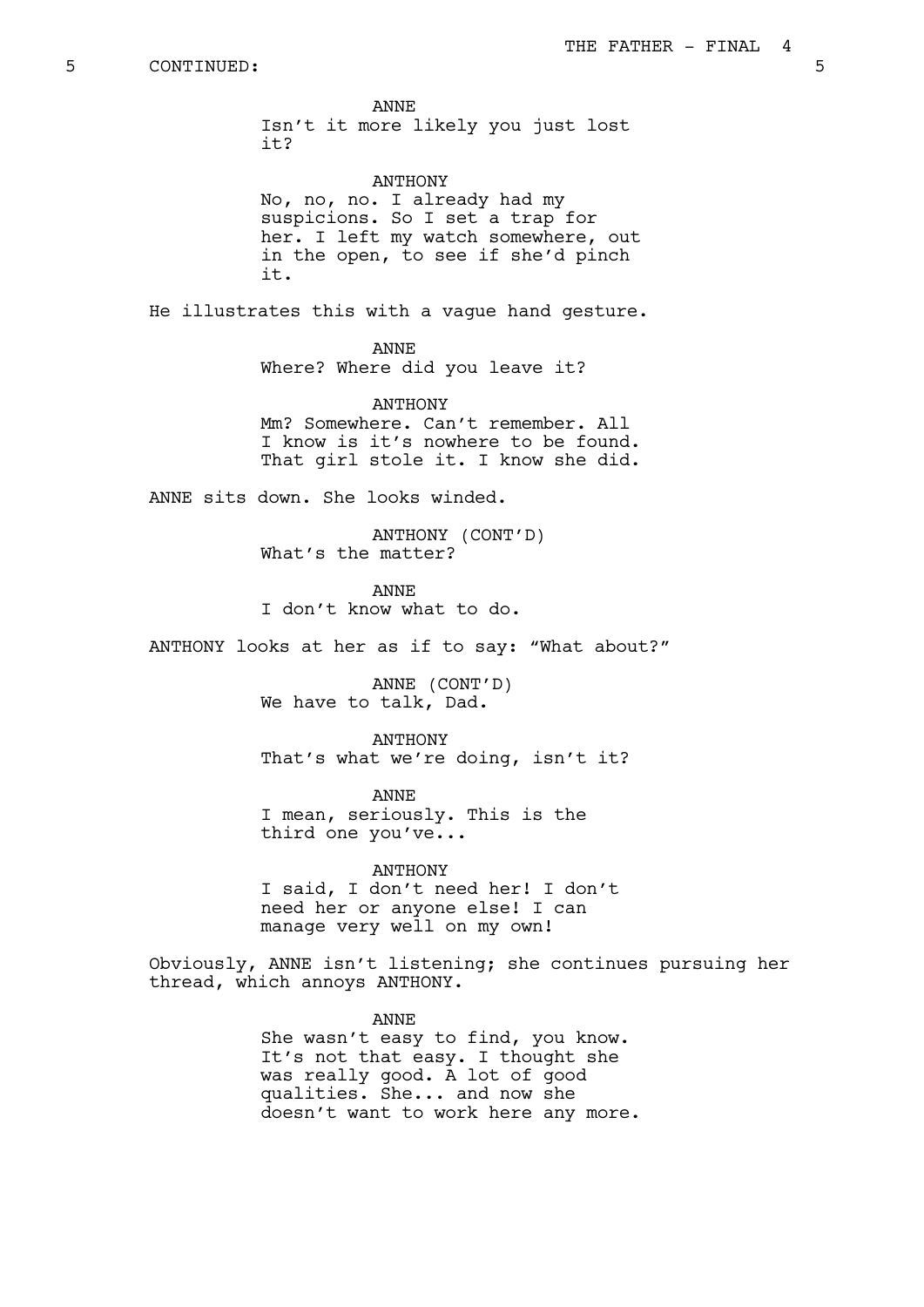5 CONTINUED: 5

ANNE
Isn't it more likely you just lost it?

ANTHONY
No, no, no. I already had my suspicions. So I set a trap for her. I left my watch somewhere, out in the open, to see if she'd pinch it.

He illustrates this with a vague hand gesture.

ANNE
Where? Where did you leave it?

ANTHONY
Mm? Somewhere. Can't remember. All I know is it's nowhere to be found. That girl stole it. I know she did.

ANNE sits down. She looks winded.

ANTHONY (CONT'D)
What's the matter?

ANNE
I don't know what to do.

ANTHONY looks at her as if to say: "What about?"

ANNE (CONT'D)
We have to talk, Dad.

ANTHONY
That's what we're doing, isn't it?

ANNE
I mean, seriously. This is the third one you've...

ANTHONY
I said, I don't need her! I don't need her or anyone else! I can manage very well on my own!

Obviously, ANNE isn't listening; she continues pursuing her thread, which annoys ANTHONY.

ANNE
She wasn't easy to find, you know. It's not that easy. I thought she was really good. A lot of good qualities. She... and now she doesn't want to work here any more.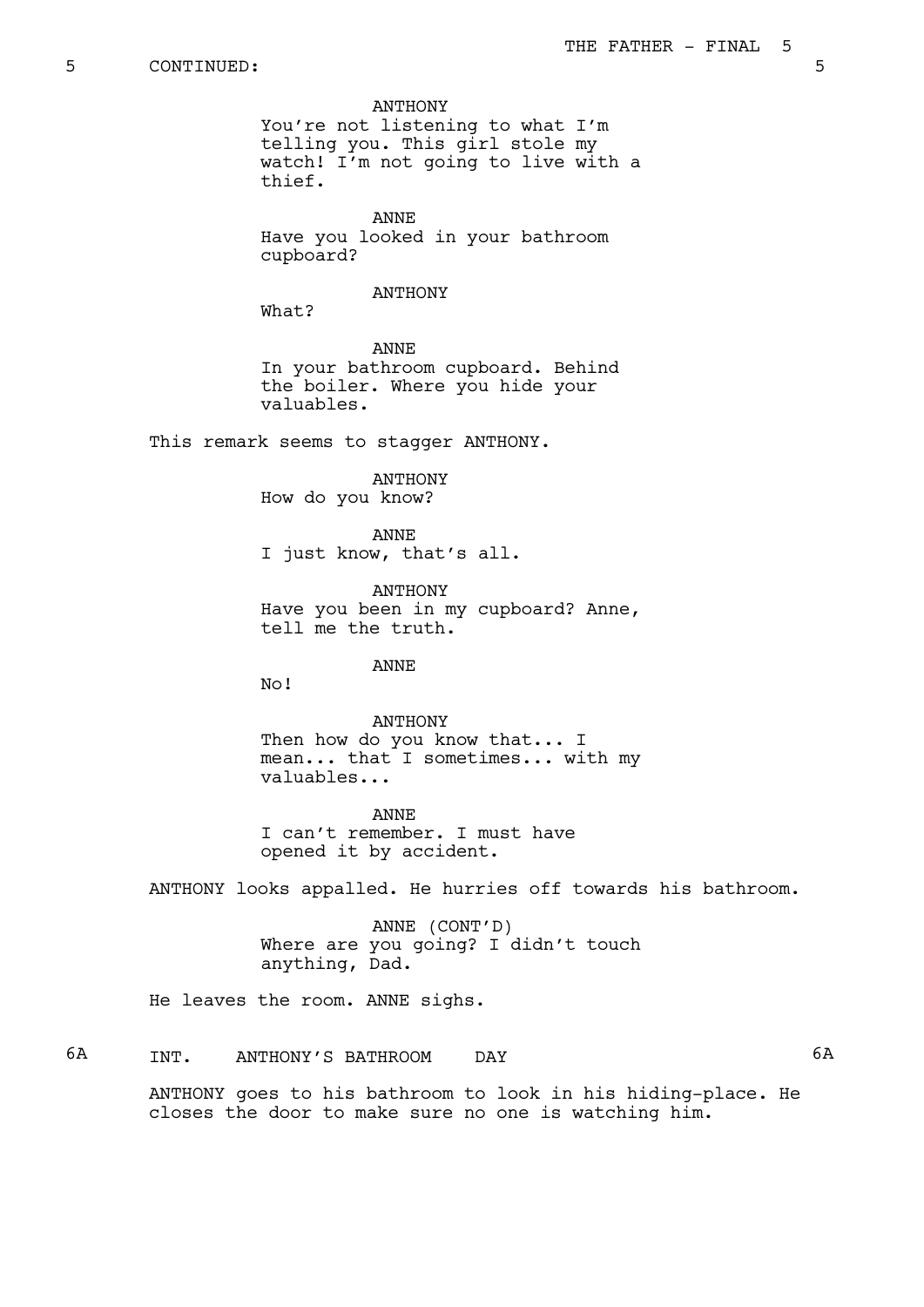5 CONTINUED: 5

ANTHONY
You're not listening to what I'm telling you. This girl stole my watch! I'm not going to live with a thief.

ANNE
Have you looked in your bathroom cupboard?

ANTHONY
What?

ANNE
In your bathroom cupboard. Behind the boiler. Where you hide your valuables.

This remark seems to stagger ANTHONY.

ANTHONY
How do you know?

ANNE
I just know, that's all.

ANTHONY
Have you been in my cupboard? Anne, tell me the truth.

ANNE
No!

ANTHONY
Then how do you know that... I mean... that I sometimes... with my valuables...

ANNE
I can't remember. I must have opened it by accident.

ANTHONY looks appalled. He hurries off towards his bathroom.

ANNE (CONT'D)
Where are you going? I didn't touch anything, Dad.

He leaves the room. ANNE sighs.

6A INT. ANTHONY'S BATHROOM DAY 6A

ANTHONY goes to his bathroom to look in his hiding-place. He closes the door to make sure no one is watching him.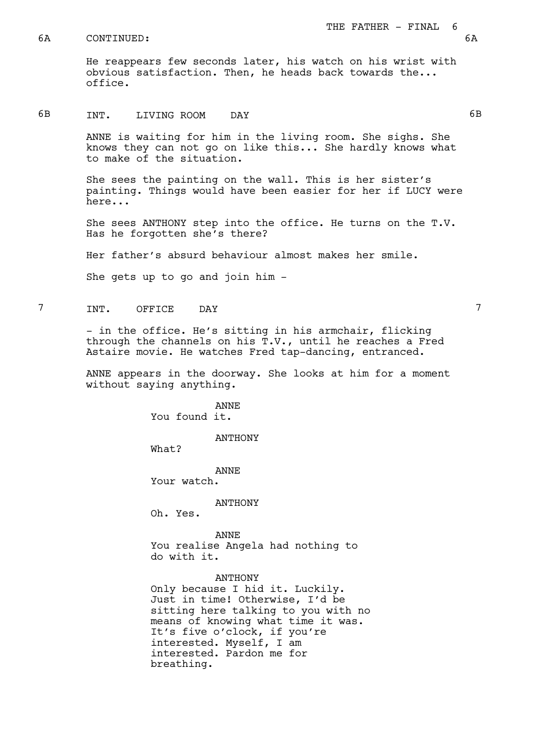6A CONTINUED: 6A

He reappears few seconds later, his watch on his wrist with obvious satisfaction. Then, he heads back towards the... office.

6B INT. LIVING ROOM DAY 6B

ANNE is waiting for him in the living room. She sighs. She knows they can not go on like this... She hardly knows what to make of the situation.

She sees the painting on the wall. This is her sister's painting. Things would have been easier for her if LUCY were here...

She sees ANTHONY step into the office. He turns on the T.V. Has he forgotten she's there?

Her father's absurd behaviour almost makes her smile.

She gets up to go and join him -

7 INT. OFFICE DAY 7

\- in the office. He's sitting in his armchair, flicking through the channels on his T.V., until he reaches a Fred Astaire movie. He watches Fred tap-dancing, entranced.

ANNE appears in the doorway. She looks at him for a moment without saying anything.

ANNE
You found it.

ANTHONY
What?

ANNE
Your watch.

ANTHONY
Oh. Yes.

ANNE
You realise Angela had nothing to do with it.

ANTHONY
Only because I hid it. Luckily. Just in time! Otherwise, I'd be sitting here talking to you with no means of knowing what time it was. It's five o'clock, if you're interested. Myself, I am interested. Pardon me for breathing.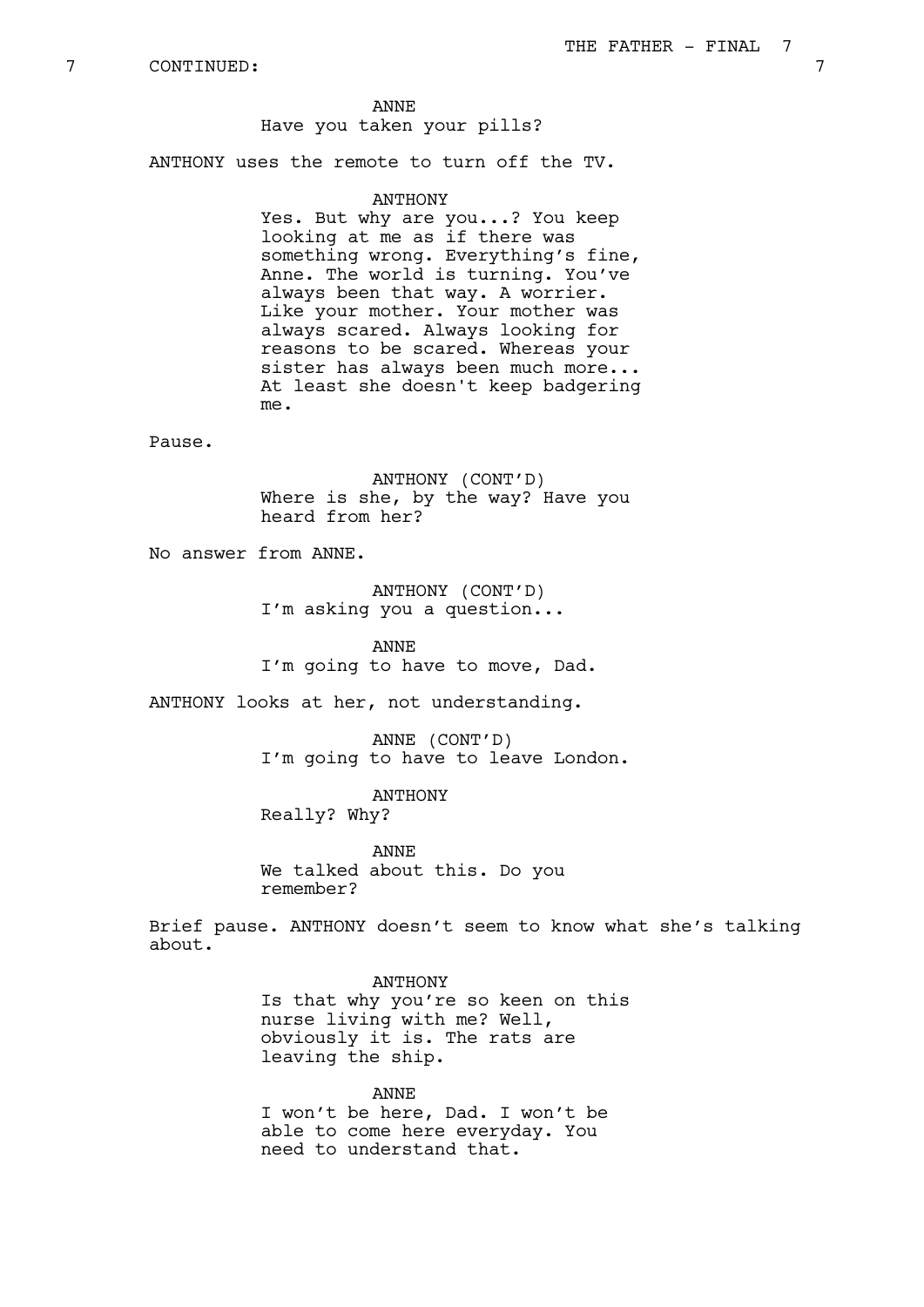7 CONTINUED: 7

ANNE
Have you taken your pills?

ANTHONY uses the remote to turn off the TV.

ANTHONY
Yes. But why are you...? You keep looking at me as if there was something wrong. Everything's fine, Anne. The world is turning. You've always been that way. A worrier. Like your mother. Your mother was always scared. Always looking for reasons to be scared. Whereas your sister has always been much more... At least she doesn't keep badgering me.

Pause.

ANTHONY (CONT'D)
Where is she, by the way? Have you heard from her?

No answer from ANNE.

ANTHONY (CONT'D)
I'm asking you a question...

ANNE
I'm going to have to move, Dad.

ANTHONY looks at her, not understanding.

ANNE (CONT'D)
I'm going to have to leave London.

ANTHONY
Really? Why?

ANNE
We talked about this. Do you remember?

Brief pause. ANTHONY doesn't seem to know what she's talking about.

ANTHONY
Is that why you're so keen on this nurse living with me? Well, obviously it is. The rats are leaving the ship.

ANNE
I won't be here, Dad. I won't be able to come here everyday. You need to understand that.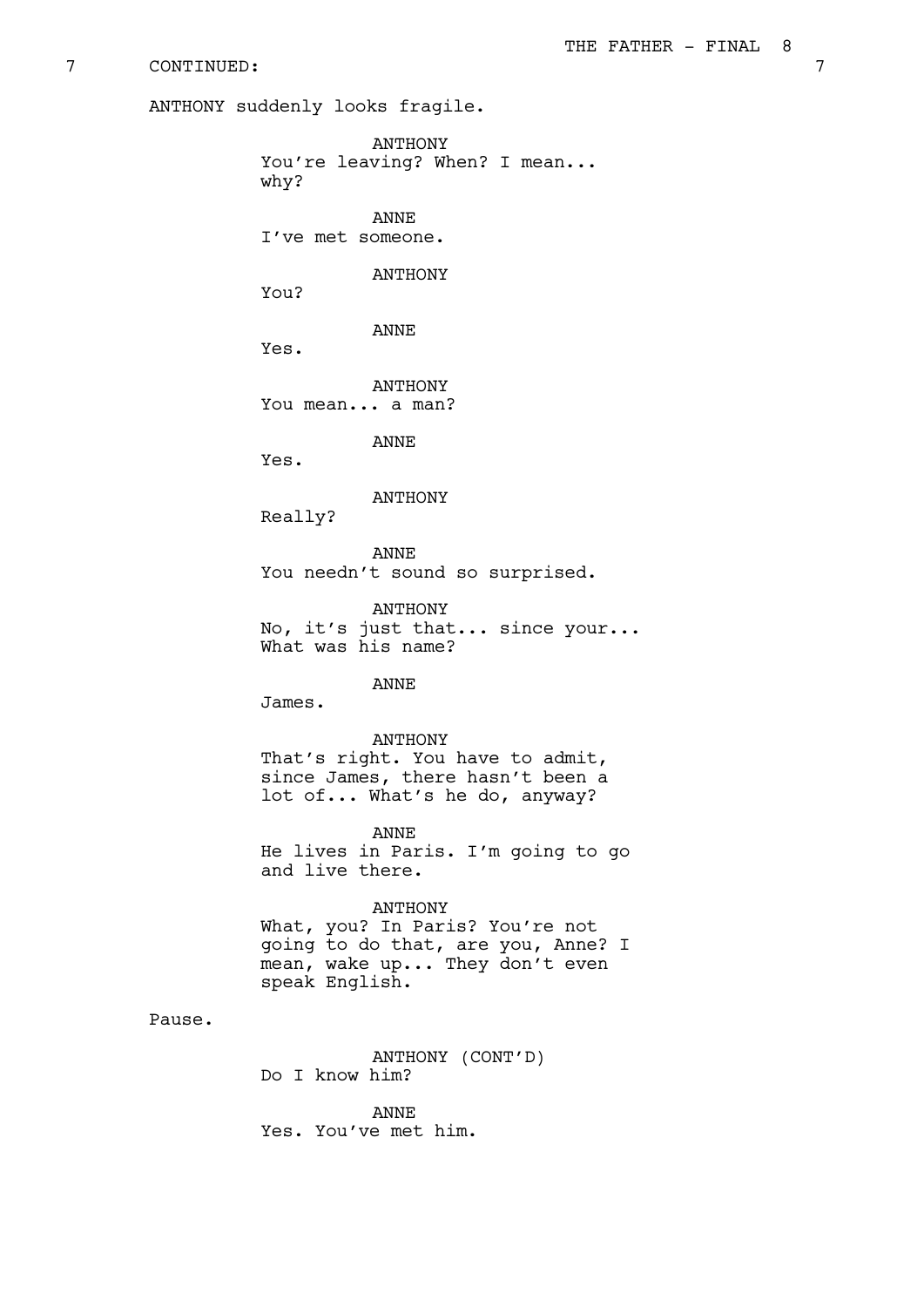7 CONTINUED: 7

ANTHONY suddenly looks fragile.

ANTHONY
You're leaving? When? I mean... why?

ANNE
I've met someone.

ANTHONY
You?

ANNE
Yes.

ANTHONY
You mean... a man?

ANNE
Yes.

ANTHONY
Really?

ANNE
You needn't sound so surprised.

ANTHONY
No, it's just that... since your... What was his name?

ANNE
James.

ANTHONY
That's right. You have to admit, since James, there hasn't been a lot of... What's he do, anyway?

ANNE
He lives in Paris. I'm going to go and live there.

ANTHONY
What, you? In Paris? You're not going to do that, are you, Anne? I mean, wake up... They don't even speak English.

Pause.

ANTHONY (CONT'D)
Do I know him?

ANNE
Yes. You've met him.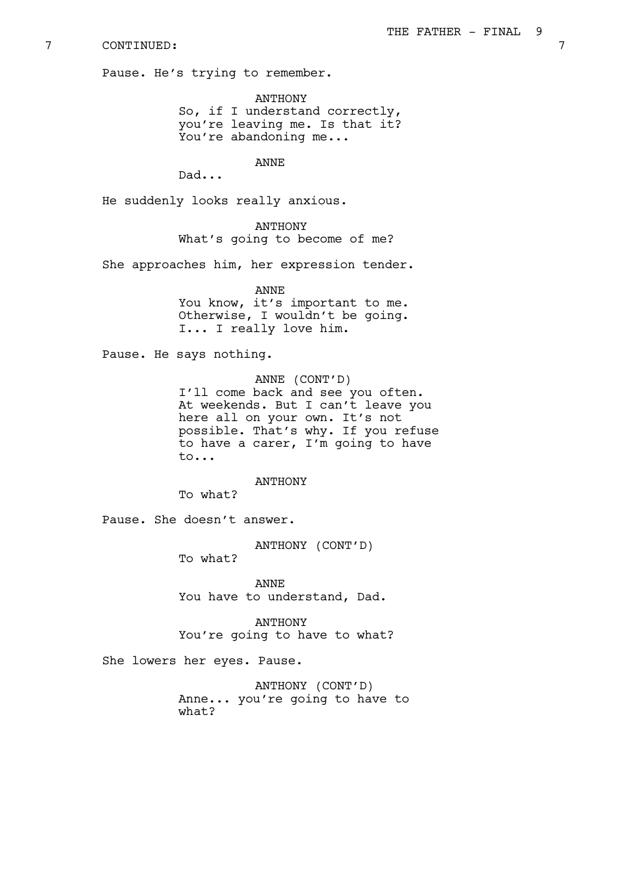7 CONTINUED: 7

Pause. He's trying to remember.

ANTHONY
So, if I understand correctly, you're leaving me. Is that it? You're abandoning me...

ANNE
Dad...

He suddenly looks really anxious.

ANTHONY
What's going to become of me?

She approaches him, her expression tender.

ANNE
You know, it's important to me. Otherwise, I wouldn't be going. I... I really love him.

Pause. He says nothing.

ANNE (CONT'D)
I'll come back and see you often. At weekends. But I can't leave you here all on your own. It's not possible. That's why. If you refuse to have a carer, I'm going to have to...

ANTHONY
To what?

Pause. She doesn't answer.

ANTHONY (CONT'D)
To what?

ANNE
You have to understand, Dad.

ANTHONY
You're going to have to what?

She lowers her eyes. Pause.

ANTHONY (CONT'D)
Anne... you're going to have to what?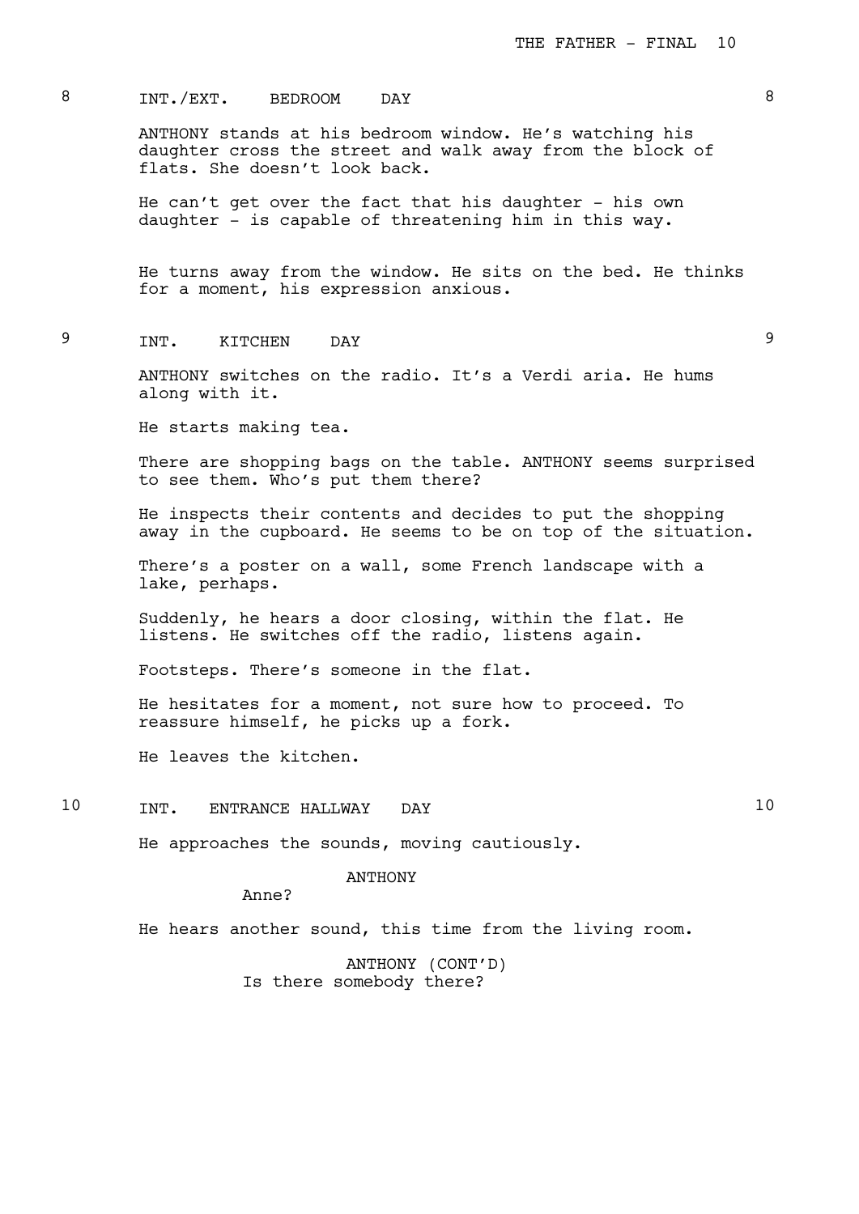8 INT./EXT. BEDROOM DAY 8

ANTHONY stands at his bedroom window. He's watching his daughter cross the street and walk away from the block of flats. She doesn't look back.

He can't get over the fact that his daughter - his own daughter - is capable of threatening him in this way.

He turns away from the window. He sits on the bed. He thinks for a moment, his expression anxious.

9 INT. KITCHEN DAY 9

ANTHONY switches on the radio. It's a Verdi aria. He hums along with it.

He starts making tea.

There are shopping bags on the table. ANTHONY seems surprised to see them. Who's put them there?

He inspects their contents and decides to put the shopping away in the cupboard. He seems to be on top of the situation.

There's a poster on a wall, some French landscape with a lake, perhaps.

Suddenly, he hears a door closing, within the flat. He listens. He switches off the radio, listens again.

Footsteps. There's someone in the flat.

He hesitates for a moment, not sure how to proceed. To reassure himself, he picks up a fork.

He leaves the kitchen.

10 INT. ENTRANCE HALLWAY DAY 10

He approaches the sounds, moving cautiously.

ANTHONY
Anne?

He hears another sound, this time from the living room.

ANTHONY (CONT'D)
Is there somebody there?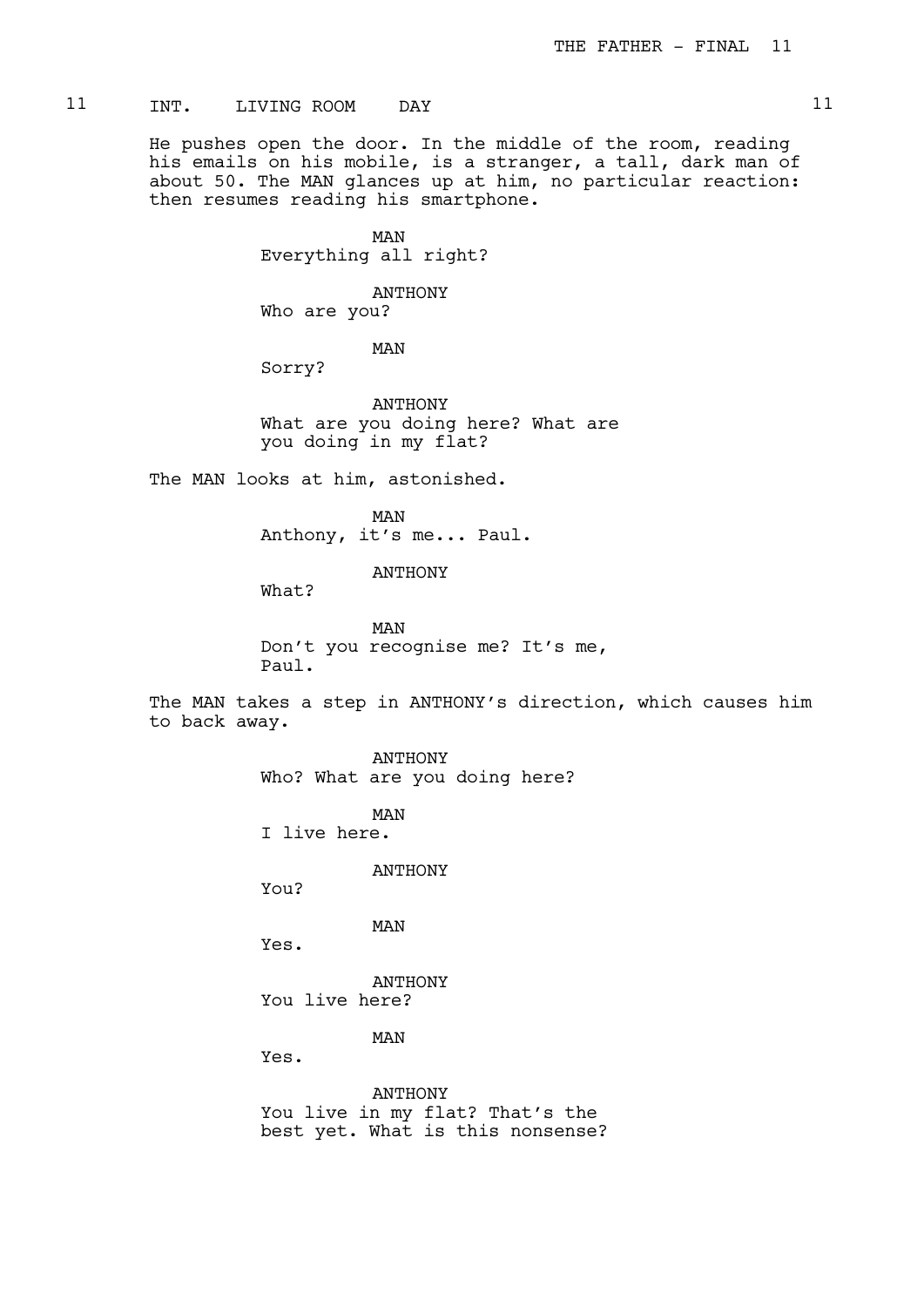11 INT. LIVING ROOM DAY 11

He pushes open the door. In the middle of the room, reading his emails on his mobile, is a stranger, a tall, dark man of about 50. The MAN glances up at him, no particular reaction: then resumes reading his smartphone.

MAN
Everything all right?

ANTHONY
Who are you?

MAN
Sorry?

ANTHONY
What are you doing here? What are you doing in my flat?

The MAN looks at him, astonished.

MAN
Anthony, it's me... Paul.

ANTHONY
What?

MAN
Don't you recognise me? It's me, Paul.

The MAN takes a step in ANTHONY's direction, which causes him to back away.

ANTHONY
Who? What are you doing here?

MAN
I live here.

ANTHONY
You?

MAN
Yes.

ANTHONY
You live here?

MAN
Yes.

ANTHONY
You live in my flat? That's the best yet. What is this nonsense?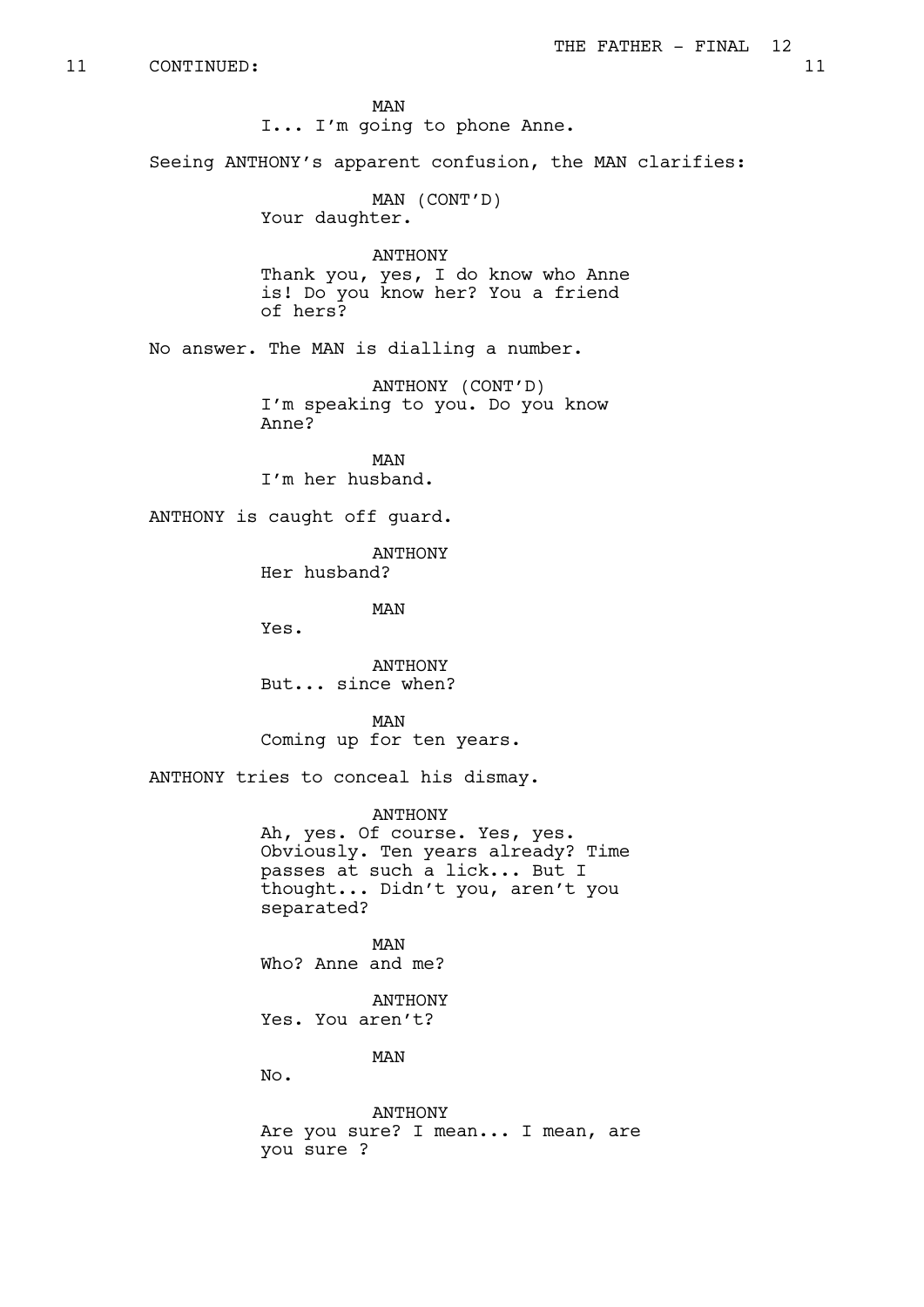11 CONTINUED: 11

MAN
I... I'm going to phone Anne.

Seeing ANTHONY's apparent confusion, the MAN clarifies:

MAN (CONT'D)
Your daughter.

ANTHONY
Thank you, yes, I do know who Anne is! Do you know her? You a friend of hers?

No answer. The MAN is dialling a number.

ANTHONY (CONT'D)
I'm speaking to you. Do you know Anne?

MAN
I'm her husband.

ANTHONY is caught off guard.

ANTHONY
Her husband?

MAN
Yes.

ANTHONY
But... since when?

MAN
Coming up for ten years.

ANTHONY tries to conceal his dismay.

ANTHONY
Ah, yes. Of course. Yes, yes. Obviously. Ten years already? Time passes at such a lick... But I thought... Didn't you, aren't you separated?

MAN
Who? Anne and me?

ANTHONY
Yes. You aren't?

MAN
No.

ANTHONY
Are you sure? I mean... I mean, are you sure ?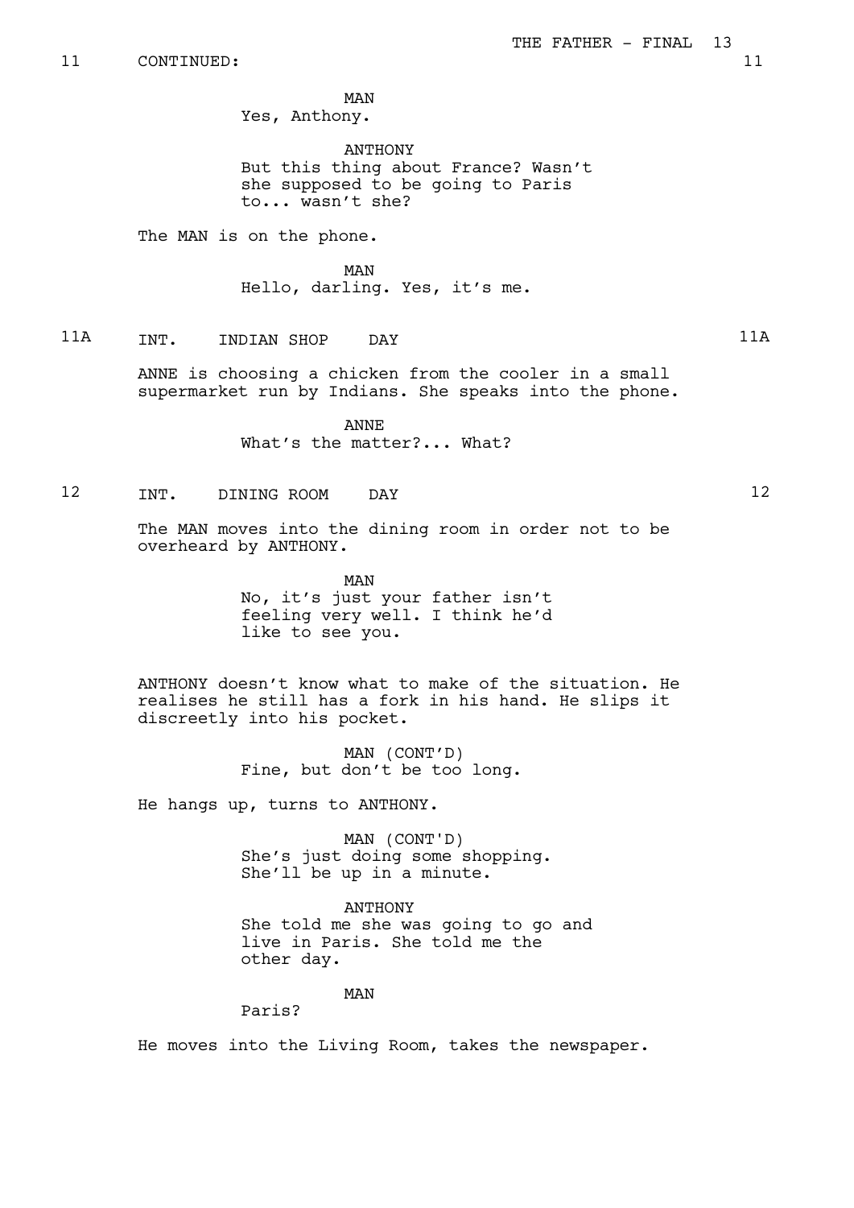11 CONTINUED: 11

MAN
Yes, Anthony.

ANTHONY
But this thing about France? Wasn't she supposed to be going to Paris to... wasn't she?

The MAN is on the phone.

MAN
Hello, darling. Yes, it's me.

## 11A INT. INDIAN SHOP DAY 11A

ANNE is choosing a chicken from the cooler in a small supermarket run by Indians. She speaks into the phone.

ANNE
What's the matter?... What?

## 12 INT. DINING ROOM DAY 12

The MAN moves into the dining room in order not to be overheard by ANTHONY.

MAN
No, it's just your father isn't feeling very well. I think he'd like to see you.

ANTHONY doesn't know what to make of the situation. He realises he still has a fork in his hand. He slips it discreetly into his pocket.

MAN (CONT'D)
Fine, but don't be too long.

He hangs up, turns to ANTHONY.

MAN (CONT'D)
She's just doing some shopping. She'll be up in a minute.

ANTHONY
She told me she was going to go and live in Paris. She told me the other day.

MAN
Paris?

He moves into the Living Room, takes the newspaper.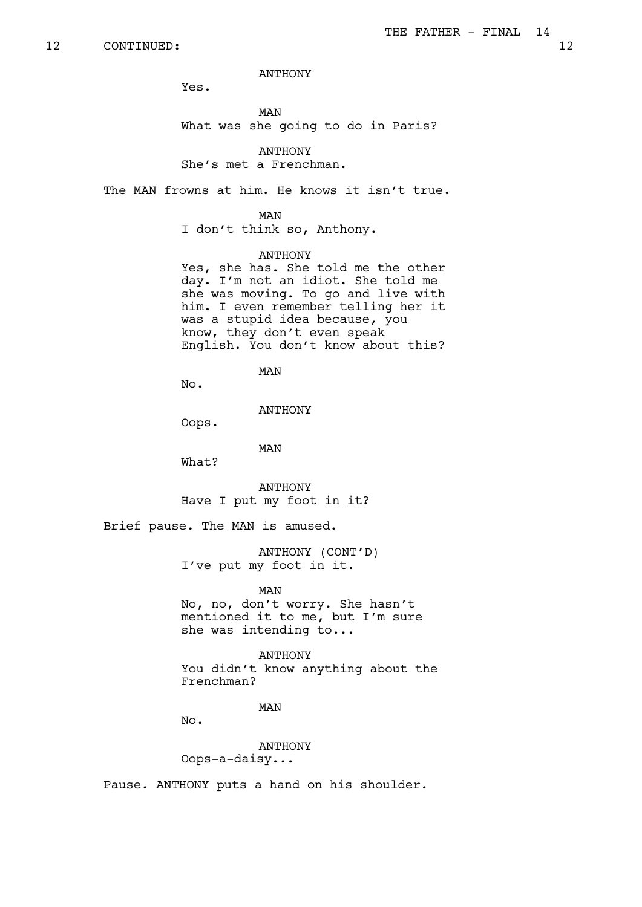12 CONTINUED: 12

ANTHONY
Yes.

MAN
What was she going to do in Paris?

ANTHONY
She's met a Frenchman.

The MAN frowns at him. He knows it isn't true.

MAN
I don't think so, Anthony.

ANTHONY
Yes, she has. She told me the other day. I'm not an idiot. She told me she was moving. To go and live with him. I even remember telling her it was a stupid idea because, you know, they don't even speak English. You don't know about this?

MAN
No.

ANTHONY
Oops.

MAN
What?

ANTHONY
Have I put my foot in it?

Brief pause. The MAN is amused.

ANTHONY (CONT'D)
I've put my foot in it.

MAN
No, no, don't worry. She hasn't mentioned it to me, but I'm sure she was intending to...

ANTHONY
You didn't know anything about the Frenchman?

MAN
No.

ANTHONY
Oops-a-daisy...

Pause. ANTHONY puts a hand on his shoulder.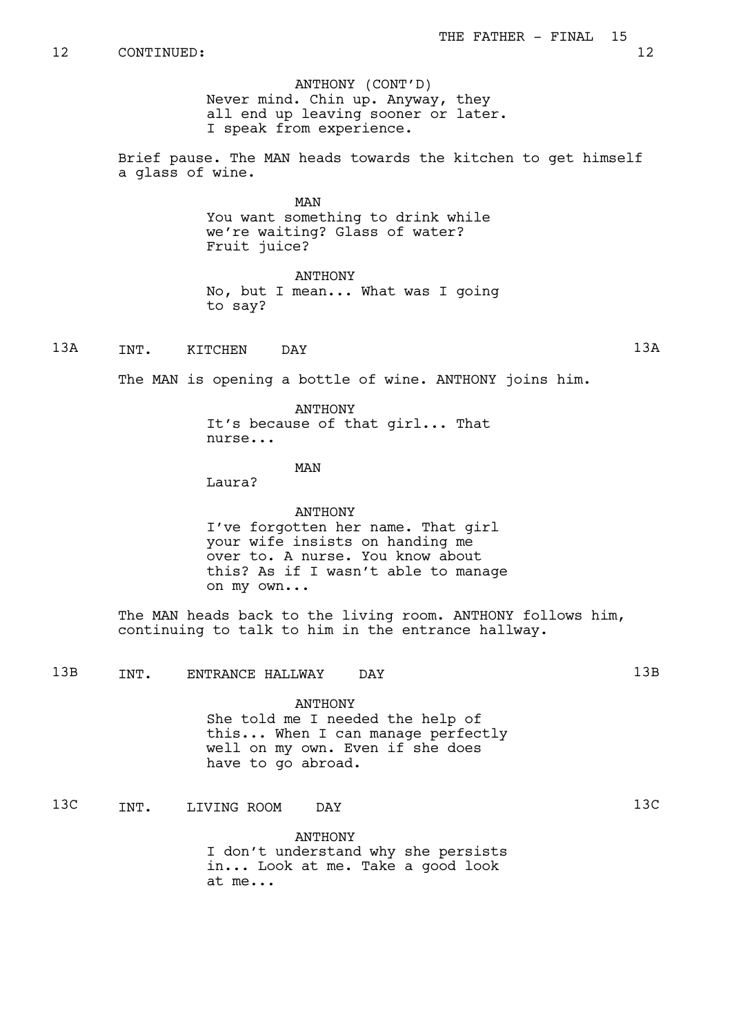12 CONTINUED: 12

ANTHONY (CONT'D)
Never mind. Chin up. Anyway, they all end up leaving sooner or later. I speak from experience.

Brief pause. The MAN heads towards the kitchen to get himself a glass of wine.

MAN
You want something to drink while we're waiting? Glass of water? Fruit juice?

ANTHONY
No, but I mean... What was I going to say?

13A INT. KITCHEN DAY 13A

The MAN is opening a bottle of wine. ANTHONY joins him.

ANTHONY
It's because of that girl... That nurse...

MAN
Laura?

ANTHONY
I've forgotten her name. That girl your wife insists on handing me over to. A nurse. You know about this? As if I wasn't able to manage on my own...

The MAN heads back to the living room. ANTHONY follows him, continuing to talk to him in the entrance hallway.

13B INT. ENTRANCE HALLWAY DAY 13B

ANTHONY
She told me I needed the help of this... When I can manage perfectly well on my own. Even if she does have to go abroad.

13C INT. LIVING ROOM DAY 13C

ANTHONY
I don't understand why she persists in... Look at me. Take a good look at me...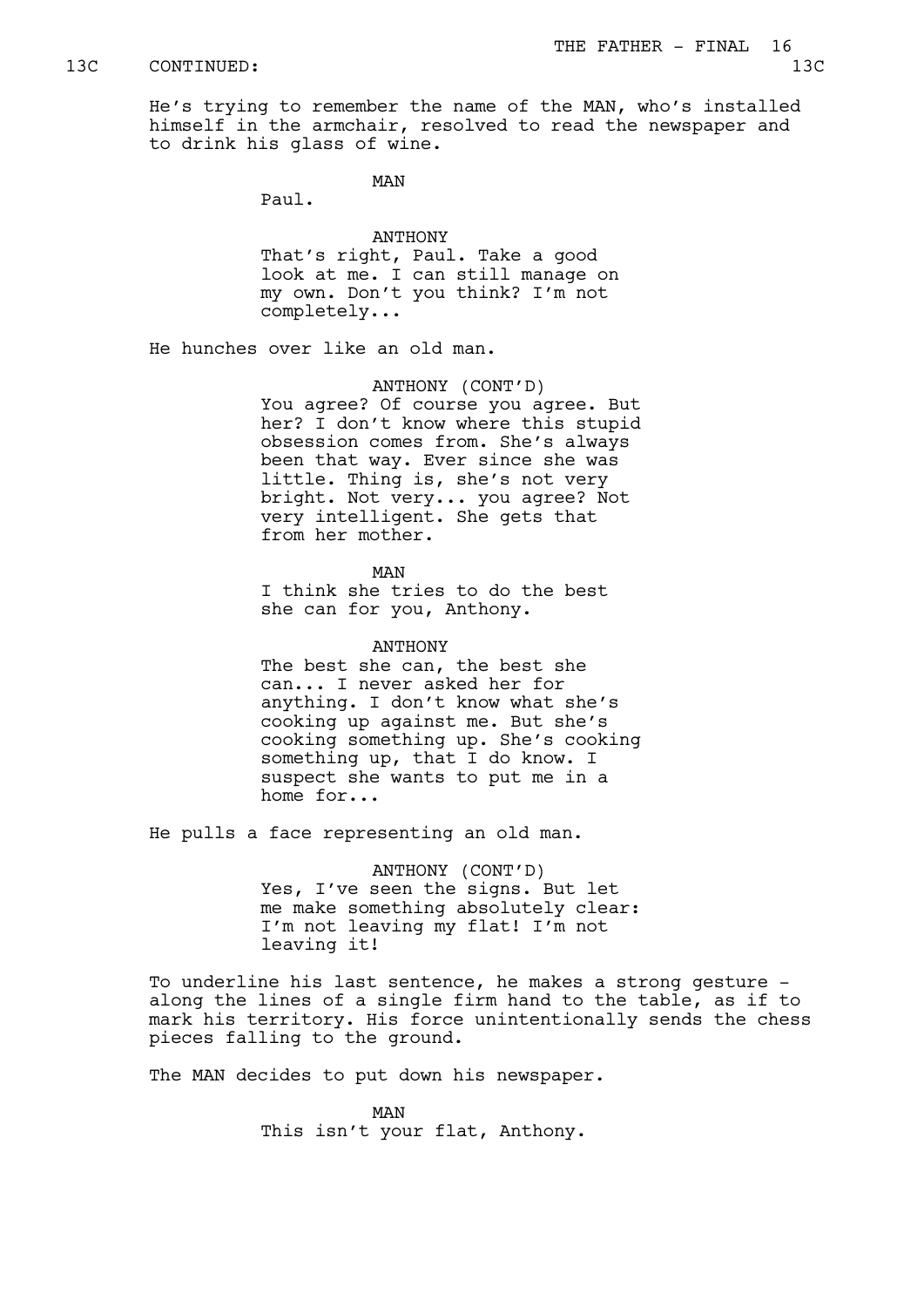He's trying to remember the name of the MAN, who's installed himself in the armchair, resolved to read the newspaper and to drink his glass of wine.

MAN
Paul.

ANTHONY
That's right, Paul. Take a good look at me. I can still manage on my own. Don't you think? I'm not completely...

He hunches over like an old man.

ANTHONY (CONT'D)
You agree? Of course you agree. But her? I don't know where this stupid obsession comes from. She's always been that way. Ever since she was little. Thing is, she's not very bright. Not very... you agree? Not very intelligent. She gets that from her mother.

MAN
I think she tries to do the best she can for you, Anthony.

ANTHONY
The best she can, the best she can... I never asked her for anything. I don't know what she's cooking up against me. But she's cooking something up. She's cooking something up, that I do know. I suspect she wants to put me in a home for...

He pulls a face representing an old man.

ANTHONY (CONT'D)
Yes, I've seen the signs. But let me make something absolutely clear: I'm not leaving my flat! I'm not leaving it!

To underline his last sentence, he makes a strong gesture - along the lines of a single firm hand to the table, as if to mark his territory. His force unintentionally sends the chess pieces falling to the ground.

The MAN decides to put down his newspaper.

MAN
This isn't your flat, Anthony.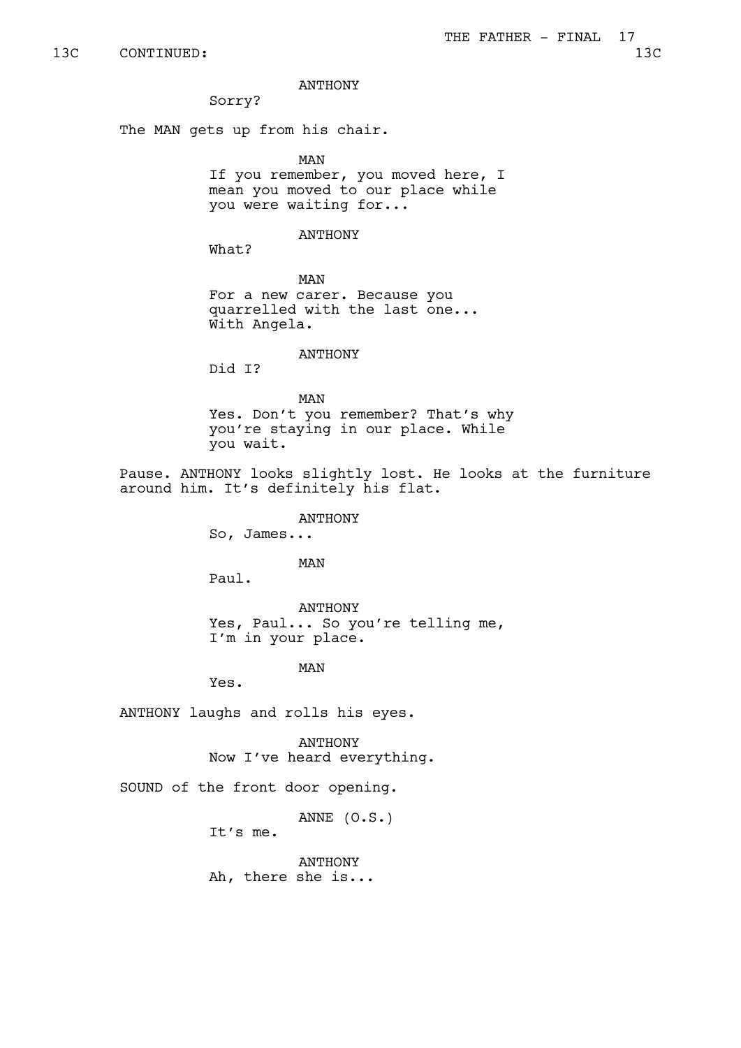13C CONTINUED: 13C

ANTHONY
Sorry?

The MAN gets up from his chair.

MAN
If you remember, you moved here, I mean you moved to our place while you were waiting for...

ANTHONY
What?

MAN
For a new carer. Because you quarrelled with the last one... With Angela.

ANTHONY
Did I?

MAN
Yes. Don't you remember? That's why you're staying in our place. While you wait.

Pause. ANTHONY looks slightly lost. He looks at the furniture around him. It's definitely his flat.

ANTHONY
So, James...

MAN
Paul.

ANTHONY
Yes, Paul... So you're telling me, I'm in your place.

MAN
Yes.

ANTHONY laughs and rolls his eyes.

ANTHONY
Now I've heard everything.

SOUND of the front door opening.

ANNE (O.S.)
It's me.

ANTHONY
Ah, there she is...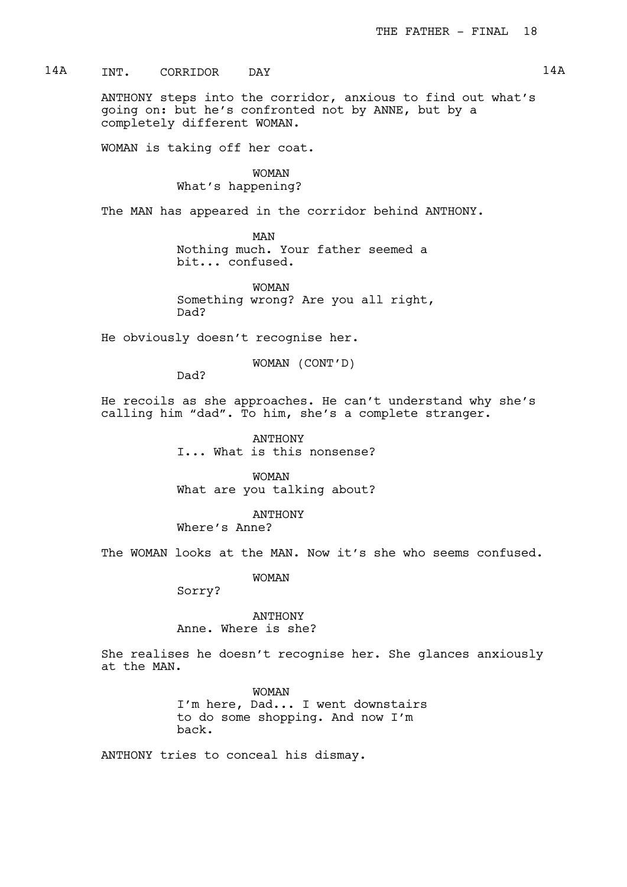14A INT. CORRIDOR DAY 14A

ANTHONY steps into the corridor, anxious to find out what's going on: but he's confronted not by ANNE, but by a completely different WOMAN.

WOMAN is taking off her coat.

WOMAN
What's happening?

The MAN has appeared in the corridor behind ANTHONY.

MAN
Nothing much. Your father seemed a bit... confused.

WOMAN
Something wrong? Are you all right, Dad?

He obviously doesn't recognise her.

WOMAN (CONT'D)
Dad?

He recoils as she approaches. He can't understand why she's calling him "dad". To him, she's a complete stranger.

ANTHONY
I... What is this nonsense?

WOMAN
What are you talking about?

ANTHONY
Where's Anne?

The WOMAN looks at the MAN. Now it's she who seems confused.

WOMAN
Sorry?

ANTHONY
Anne. Where is she?

She realises he doesn't recognise her. She glances anxiously at the MAN.

WOMAN
I'm here, Dad... I went downstairs to do some shopping. And now I'm back.

ANTHONY tries to conceal his dismay.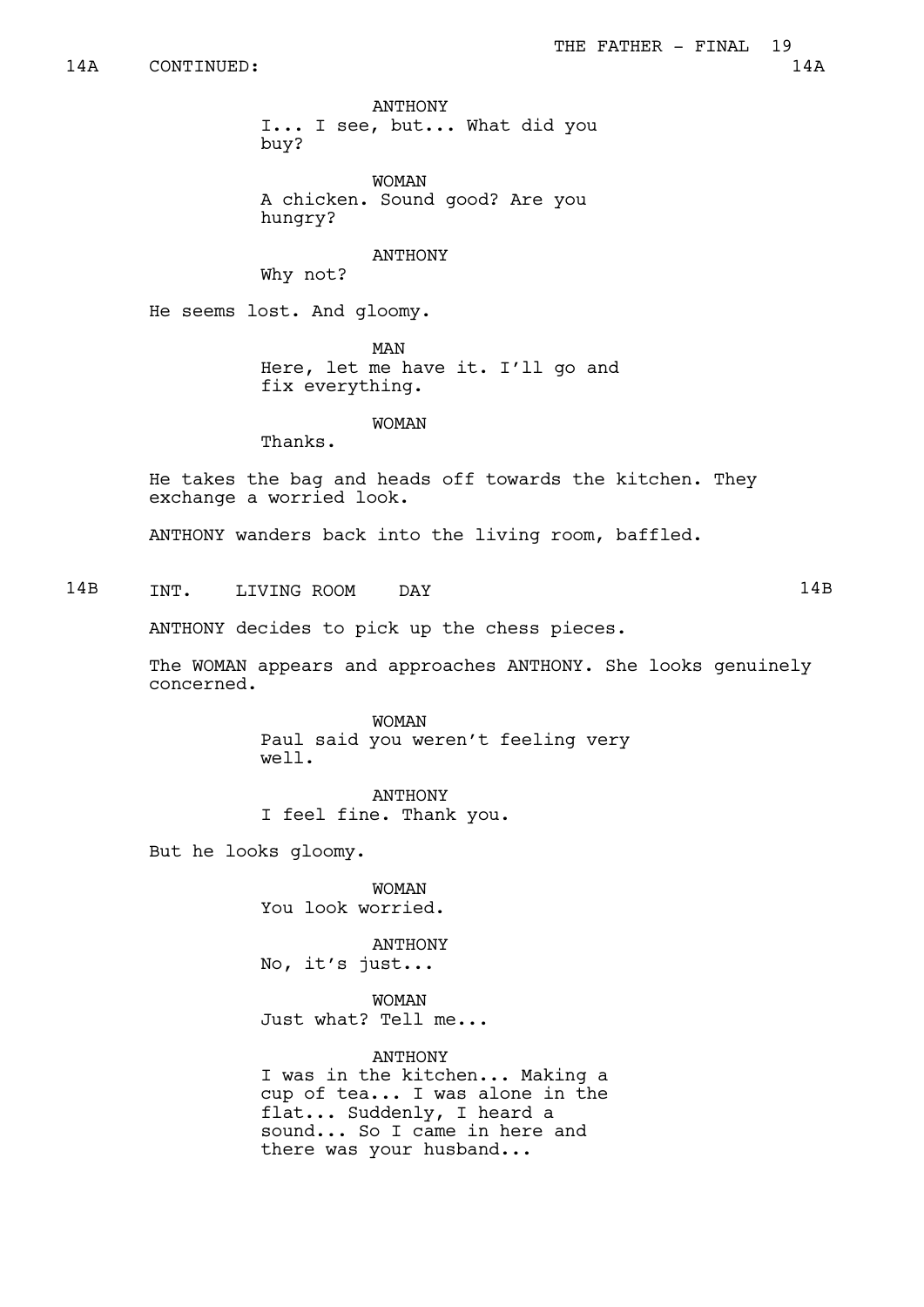14A CONTINUED: 14A

ANTHONY
I... I see, but... What did you buy?

WOMAN
A chicken. Sound good? Are you hungry?

ANTHONY
Why not?

He seems lost. And gloomy.

MAN
Here, let me have it. I'll go and fix everything.

WOMAN
Thanks.

He takes the bag and heads off towards the kitchen. They exchange a worried look.

ANTHONY wanders back into the living room, baffled.

14B INT. LIVING ROOM DAY 14B

ANTHONY decides to pick up the chess pieces.

The WOMAN appears and approaches ANTHONY. She looks genuinely concerned.

WOMAN
Paul said you weren't feeling very well.

ANTHONY
I feel fine. Thank you.

But he looks gloomy.

WOMAN
You look worried.

ANTHONY
No, it's just...

WOMAN
Just what? Tell me...

ANTHONY
I was in the kitchen... Making a cup of tea... I was alone in the flat... Suddenly, I heard a sound... So I came in here and there was your husband...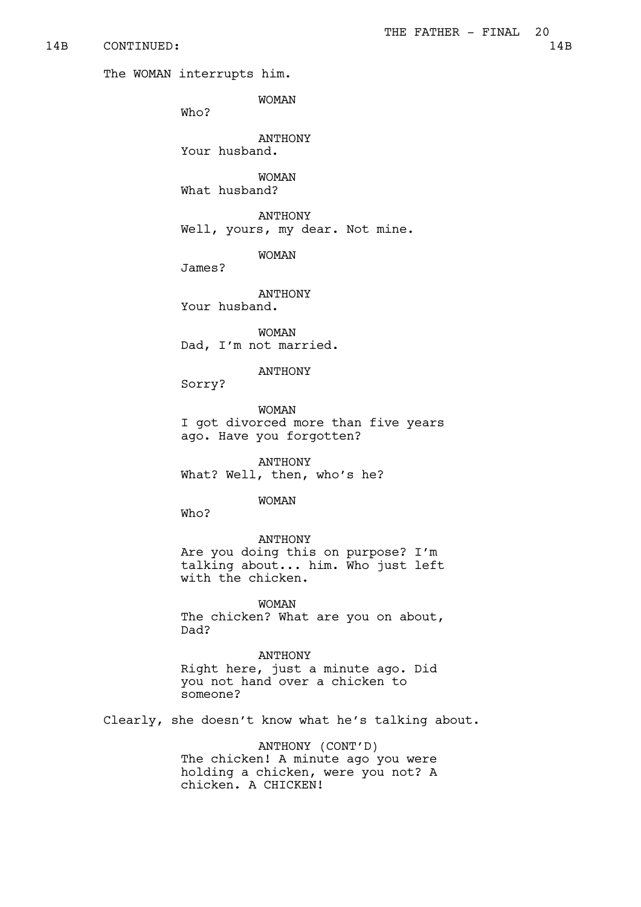14B CONTINUED: 14B

The WOMAN interrupts him.

WOMAN
Who?

ANTHONY
Your husband.

WOMAN
What husband?

ANTHONY
Well, yours, my dear. Not mine.

WOMAN
James?

ANTHONY
Your husband.

WOMAN
Dad, I'm not married.

ANTHONY
Sorry?

WOMAN
I got divorced more than five years ago. Have you forgotten?

ANTHONY
What? Well, then, who's he?

WOMAN
Who?

ANTHONY
Are you doing this on purpose? I'm talking about... him. Who just left with the chicken.

WOMAN
The chicken? What are you on about, Dad?

ANTHONY
Right here, just a minute ago. Did you not hand over a chicken to someone?

Clearly, she doesn't know what he's talking about.

ANTHONY (CONT'D)
The chicken! A minute ago you were holding a chicken, were you not? A chicken. A CHICKEN!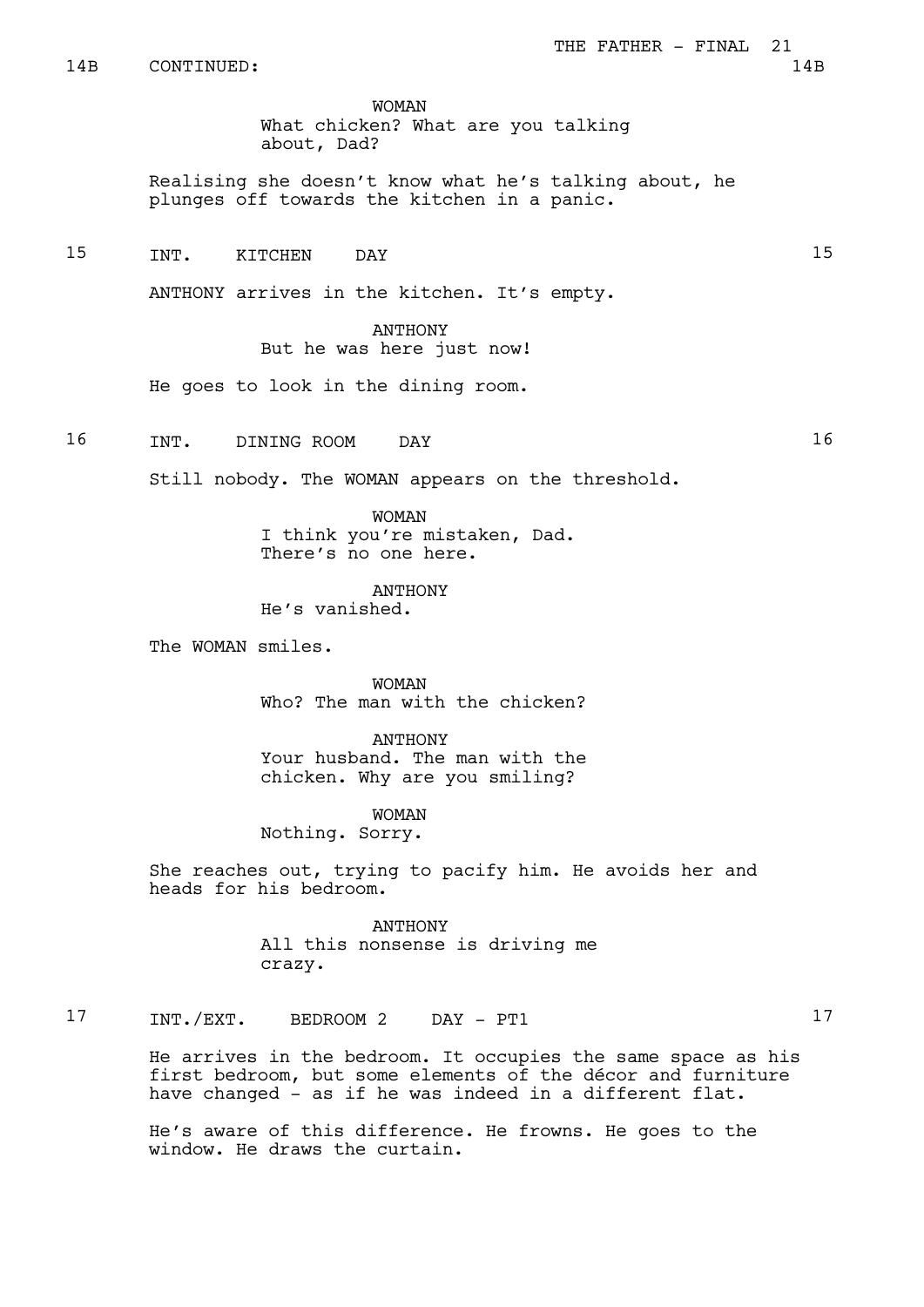14B CONTINUED: 14B

WOMAN
What chicken? What are you talking about, Dad?

Realising she doesn't know what he's talking about, he plunges off towards the kitchen in a panic.

15 INT. KITCHEN DAY 15

ANTHONY arrives in the kitchen. It's empty.

ANTHONY
But he was here just now!

He goes to look in the dining room.

16 INT. DINING ROOM DAY 16

Still nobody. The WOMAN appears on the threshold.

WOMAN
I think you're mistaken, Dad. There's no one here.

ANTHONY
He's vanished.

The WOMAN smiles.

WOMAN
Who? The man with the chicken?

ANTHONY
Your husband. The man with the chicken. Why are you smiling?

WOMAN
Nothing. Sorry.

She reaches out, trying to pacify him. He avoids her and heads for his bedroom.

ANTHONY
All this nonsense is driving me crazy.

17 INT./EXT. BEDROOM 2 DAY - PT1 17

He arrives in the bedroom. It occupies the same space as his first bedroom, but some elements of the décor and furniture have changed - as if he was indeed in a different flat.

He's aware of this difference. He frowns. He goes to the window. He draws the curtain.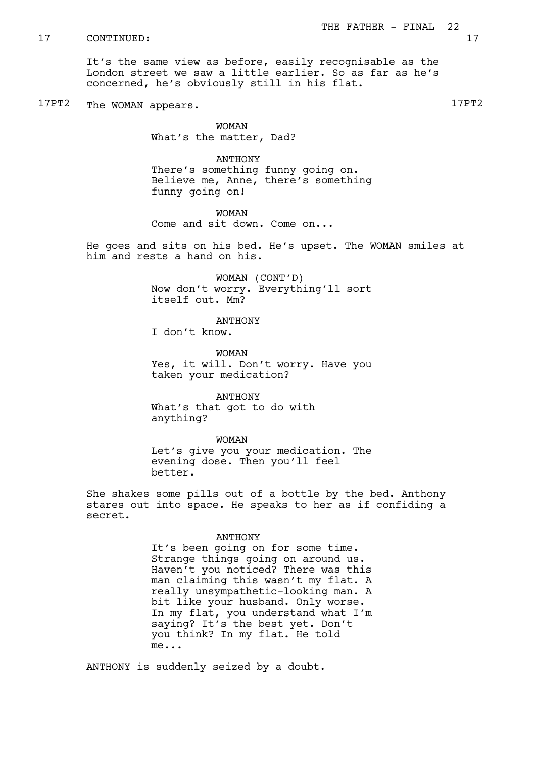17 CONTINUED: 17

It's the same view as before, easily recognisable as the London street we saw a little earlier. So as far as he's concerned, he's obviously still in his flat.

17PT2 The WOMAN appears. 17PT2

WOMAN
What's the matter, Dad?

ANTHONY
There's something funny going on. Believe me, Anne, there's something funny going on!

WOMAN
Come and sit down. Come on...

He goes and sits on his bed. He's upset. The WOMAN smiles at him and rests a hand on his.

WOMAN (CONT'D)
Now don't worry. Everything'll sort itself out. Mm?

ANTHONY
I don't know.

WOMAN
Yes, it will. Don't worry. Have you taken your medication?

ANTHONY
What's that got to do with anything?

WOMAN
Let's give you your medication. The evening dose. Then you'll feel better.

She shakes some pills out of a bottle by the bed. Anthony stares out into space. He speaks to her as if confiding a secret.

ANTHONY
It's been going on for some time. Strange things going on around us. Haven't you noticed? There was this man claiming this wasn't my flat. A really unsympathetic-looking man. A bit like your husband. Only worse. In my flat, you understand what I'm saying? It's the best yet. Don't you think? In my flat. He told me...

ANTHONY is suddenly seized by a doubt.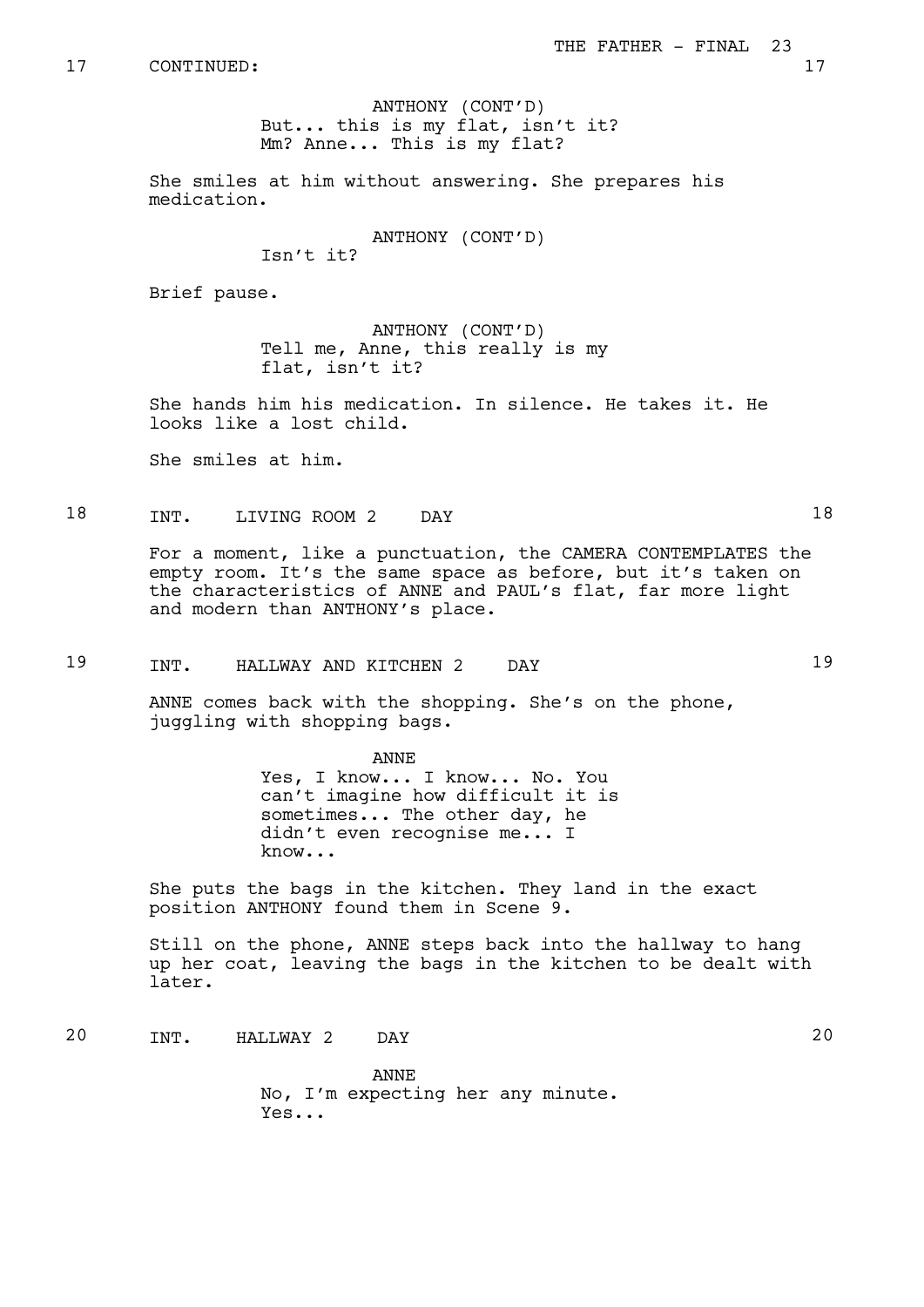17 CONTINUED: 17

ANTHONY (CONT'D)
But... this is my flat, isn't it?
Mm? Anne... This is my flat?

She smiles at him without answering. She prepares his medication.

ANTHONY (CONT'D)
Isn't it?

Brief pause.

ANTHONY (CONT'D)
Tell me, Anne, this really is my flat, isn't it?

She hands him his medication. In silence. He takes it. He looks like a lost child.

She smiles at him.

## 18 INT. LIVING ROOM 2 DAY 18

For a moment, like a punctuation, the CAMERA CONTEMPLATES the empty room. It's the same space as before, but it's taken on the characteristics of ANNE and PAUL's flat, far more light and modern than ANTHONY's place.

## 19 INT. HALLWAY AND KITCHEN 2 DAY 19

ANNE comes back with the shopping. She's on the phone, juggling with shopping bags.

ANNE
Yes, I know... I know... No. You can't imagine how difficult it is sometimes... The other day, he didn't even recognise me... I know...

She puts the bags in the kitchen. They land in the exact position ANTHONY found them in Scene 9.

Still on the phone, ANNE steps back into the hallway to hang up her coat, leaving the bags in the kitchen to be dealt with later.

## 20 INT. HALLWAY 2 DAY 20

ANNE
No, I'm expecting her any minute.
Yes...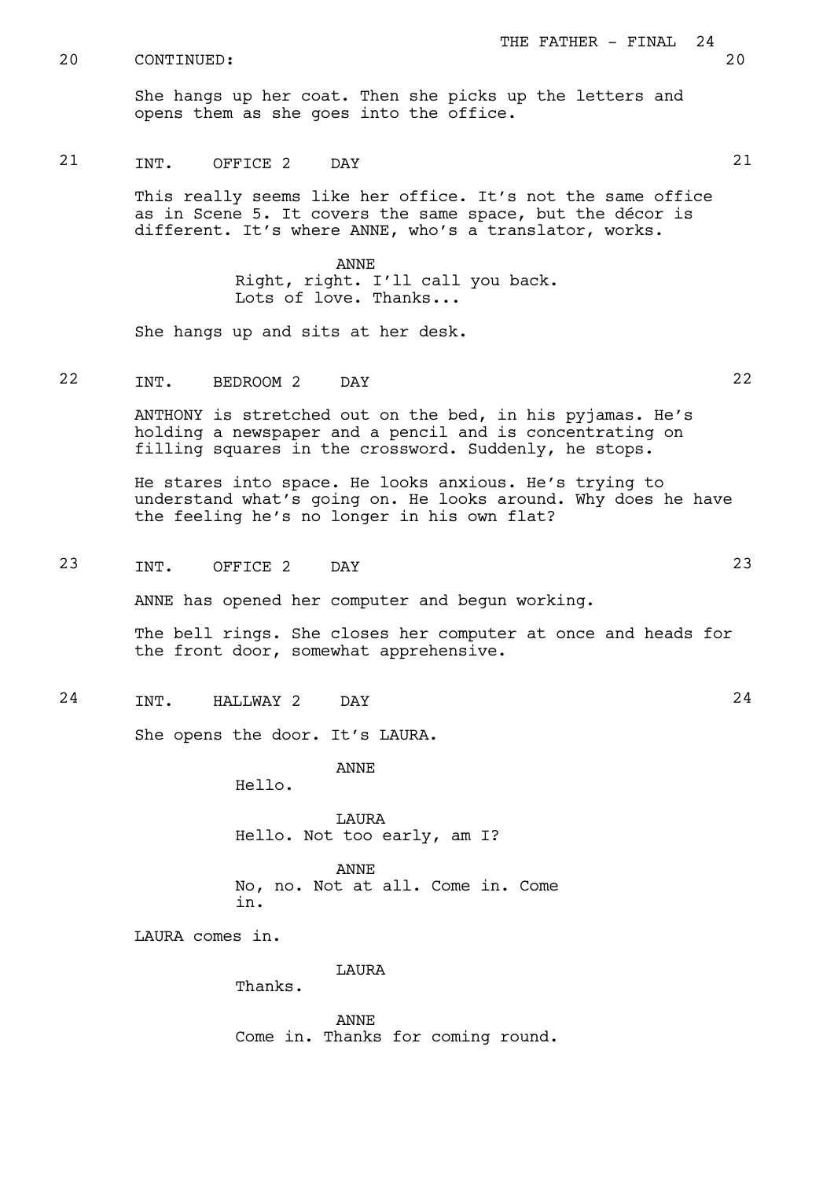20 CONTINUED: 20

She hangs up her coat. Then she picks up the letters and opens them as she goes into the office.

21 INT. OFFICE 2 DAY 21

This really seems like her office. It's not the same office as in Scene 5. It covers the same space, but the décor is different. It's where ANNE, who's a translator, works.

ANNE
Right, right. I'll call you back. Lots of love. Thanks...

She hangs up and sits at her desk.

22 INT. BEDROOM 2 DAY 22

ANTHONY is stretched out on the bed, in his pyjamas. He's holding a newspaper and a pencil and is concentrating on filling squares in the crossword. Suddenly, he stops.

He stares into space. He looks anxious. He's trying to understand what's going on. He looks around. Why does he have the feeling he's no longer in his own flat?

23 INT. OFFICE 2 DAY 23

ANNE has opened her computer and begun working.

The bell rings. She closes her computer at once and heads for the front door, somewhat apprehensive.

24 INT. HALLWAY 2 DAY 24

She opens the door. It's LAURA.

ANNE
Hello.

LAURA
Hello. Not too early, am I?

ANNE
No, no. Not at all. Come in. Come in.

LAURA comes in.

LAURA
Thanks.

ANNE
Come in. Thanks for coming round.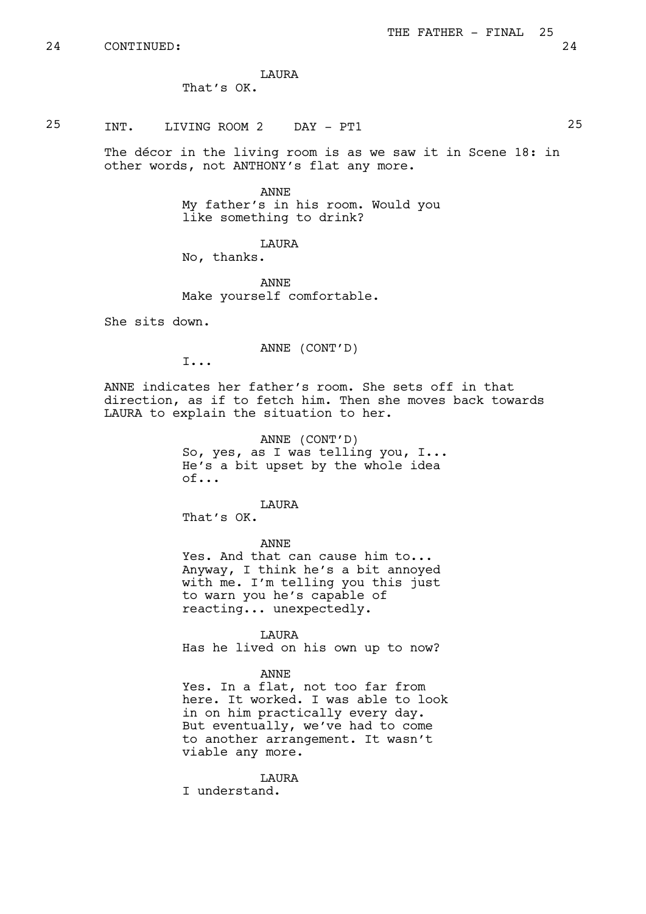24 CONTINUED: 24

LAURA
That's OK.

25 INT. LIVING ROOM 2 DAY - PT1 25

The décor in the living room is as we saw it in Scene 18: in other words, not ANTHONY's flat any more.

ANNE
My father's in his room. Would you like something to drink?

LAURA
No, thanks.

ANNE
Make yourself comfortable.

She sits down.

ANNE (CONT'D)
I...

ANNE indicates her father's room. She sets off in that direction, as if to fetch him. Then she moves back towards LAURA to explain the situation to her.

ANNE (CONT'D)
So, yes, as I was telling you, I... He's a bit upset by the whole idea of...

LAURA
That's OK.

ANNE
Yes. And that can cause him to... Anyway, I think he's a bit annoyed with me. I'm telling you this just to warn you he's capable of reacting... unexpectedly.

LAURA
Has he lived on his own up to now?

ANNE
Yes. In a flat, not too far from here. It worked. I was able to look in on him practically every day. But eventually, we've had to come to another arrangement. It wasn't viable any more.

LAURA
I understand.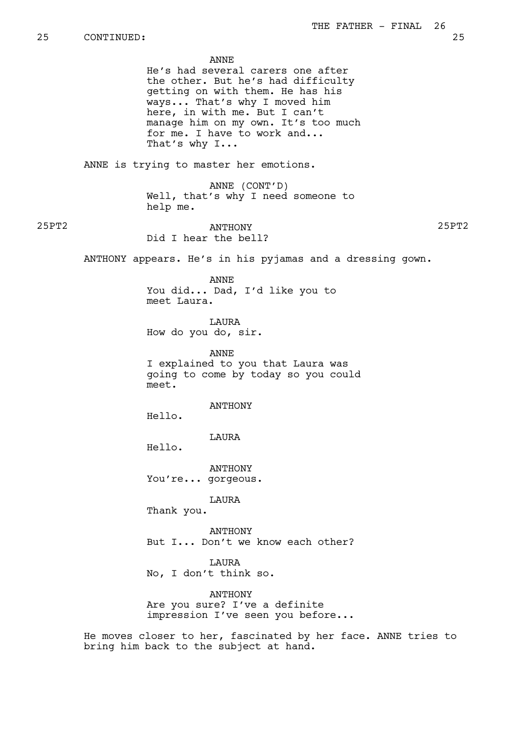25 CONTINUED: 25

ANNE
He's had several carers one after the other. But he's had difficulty getting on with them. He has his ways... That's why I moved him here, in with me. But I can't manage him on my own. It's too much for me. I have to work and... That's why I...

ANNE is trying to master her emotions.

ANNE (CONT'D)
Well, that's why I need someone to help me.

25PT2 ANTHONY 25PT2
Did I hear the bell?

ANTHONY appears. He's in his pyjamas and a dressing gown.

ANNE
You did... Dad, I'd like you to meet Laura.

LAURA
How do you do, sir.

ANNE
I explained to you that Laura was going to come by today so you could meet.

ANTHONY
Hello.

LAURA
Hello.

ANTHONY
You're... gorgeous.

LAURA
Thank you.

ANTHONY
But I... Don't we know each other?

LAURA
No, I don't think so.

ANTHONY
Are you sure? I've a definite impression I've seen you before...

He moves closer to her, fascinated by her face. ANNE tries to bring him back to the subject at hand.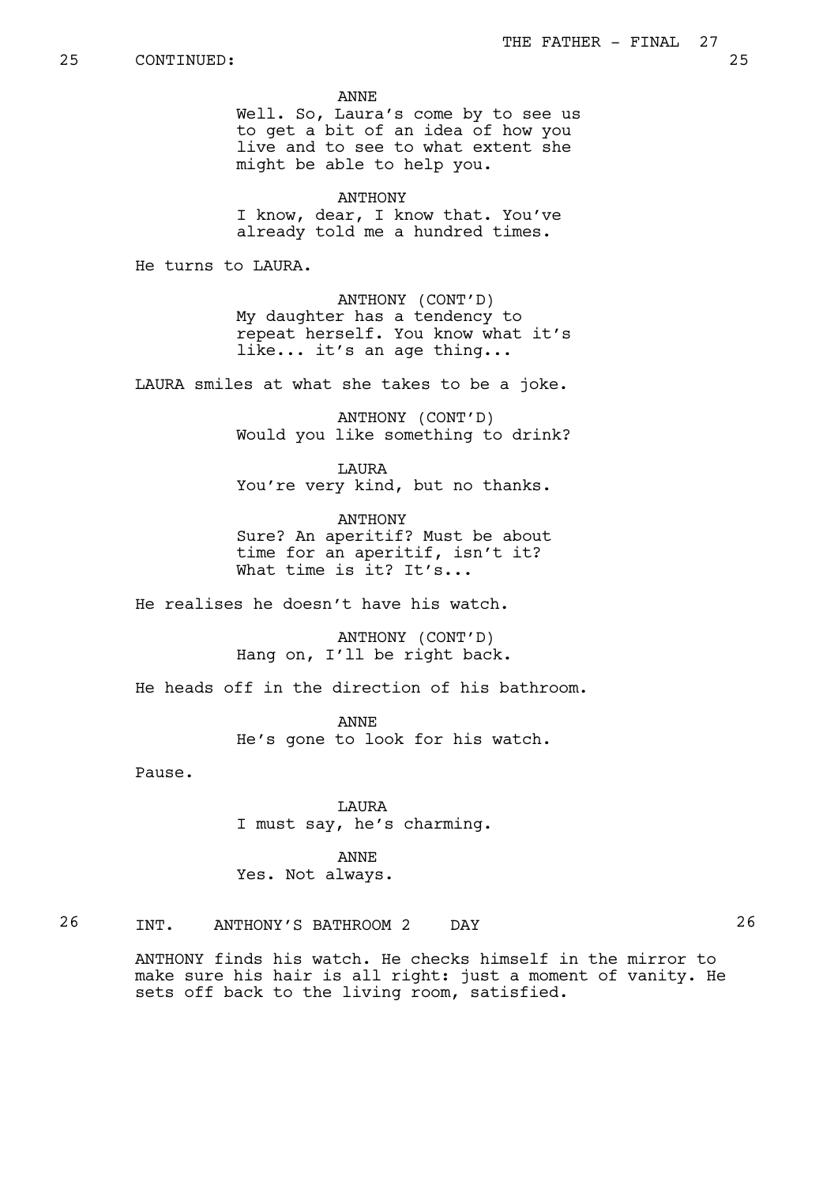25 CONTINUED: 25

ANNE
Well. So, Laura's come by to see us to get a bit of an idea of how you live and to see to what extent she might be able to help you.

ANTHONY
I know, dear, I know that. You've already told me a hundred times.

He turns to LAURA.

ANTHONY (CONT'D)
My daughter has a tendency to repeat herself. You know what it's like... it's an age thing...

LAURA smiles at what she takes to be a joke.

ANTHONY (CONT'D)
Would you like something to drink?

LAURA
You're very kind, but no thanks.

ANTHONY
Sure? An aperitif? Must be about time for an aperitif, isn't it? What time is it? It's...

He realises he doesn't have his watch.

ANTHONY (CONT'D)
Hang on, I'll be right back.

He heads off in the direction of his bathroom.

ANNE
He's gone to look for his watch.

Pause.

LAURA
I must say, he's charming.

ANNE
Yes. Not always.

26 INT. ANTHONY'S BATHROOM 2 DAY 26

ANTHONY finds his watch. He checks himself in the mirror to make sure his hair is all right: just a moment of vanity. He sets off back to the living room, satisfied.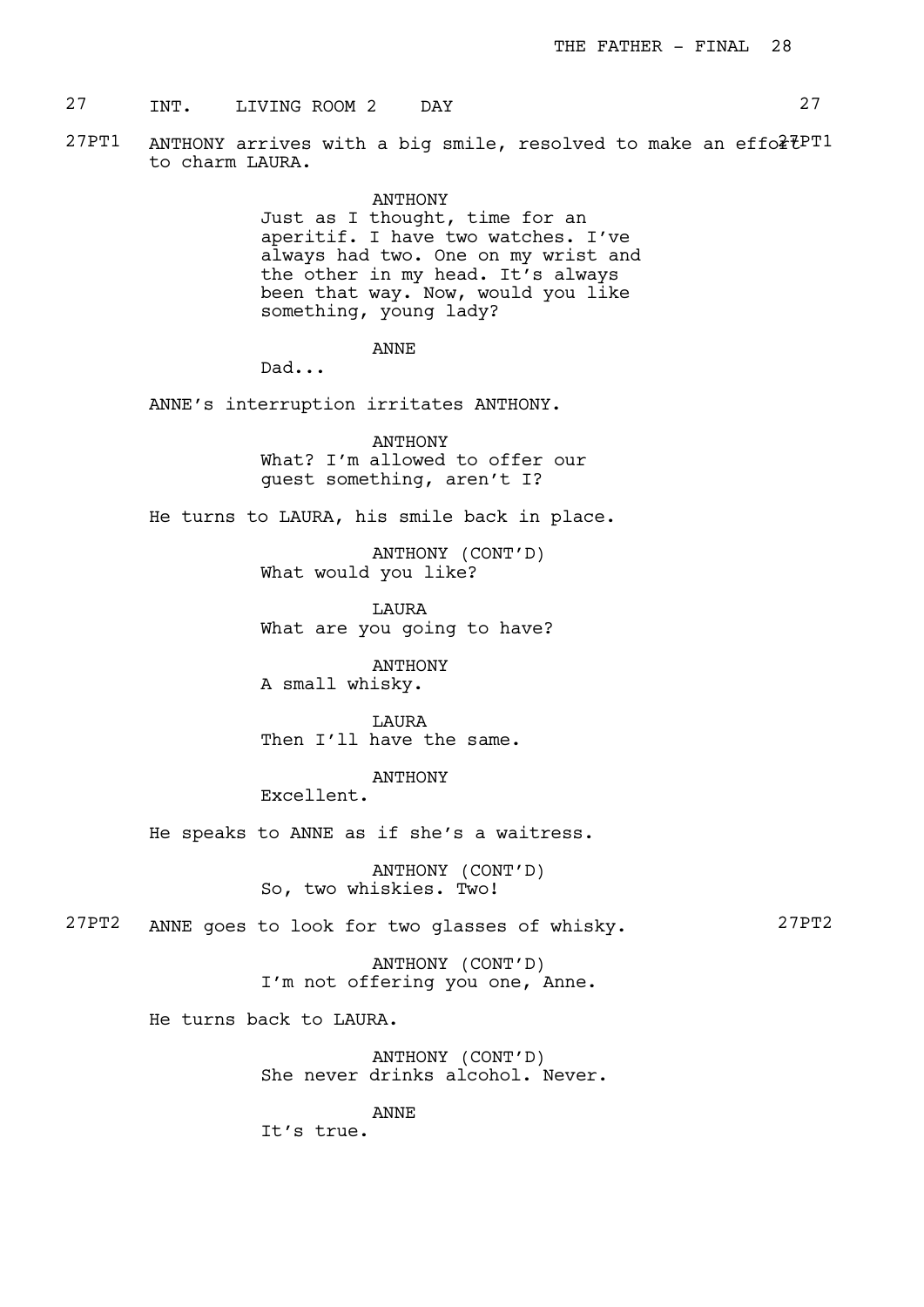27 INT. LIVING ROOM 2 DAY 27

27PT1 ANTHONY arrives with a big smile, resolved to make an effort to charm LAURA. 27PT1

ANTHONY
Just as I thought, time for an aperitif. I have two watches. I've always had two. One on my wrist and the other in my head. It's always been that way. Now, would you like something, young lady?

ANNE
Dad...

ANNE's interruption irritates ANTHONY.

ANTHONY
What? I'm allowed to offer our guest something, aren't I?

He turns to LAURA, his smile back in place.

ANTHONY (CONT'D)
What would you like?

LAURA
What are you going to have?

ANTHONY
A small whisky.

LAURA
Then I'll have the same.

ANTHONY
Excellent.

He speaks to ANNE as if she's a waitress.

ANTHONY (CONT'D)
So, two whiskies. Two!

27PT2 ANNE goes to look for two glasses of whisky. 27PT2

ANTHONY (CONT'D)
I'm not offering you one, Anne.

He turns back to LAURA.

ANTHONY (CONT'D)
She never drinks alcohol. Never.

ANNE
It's true.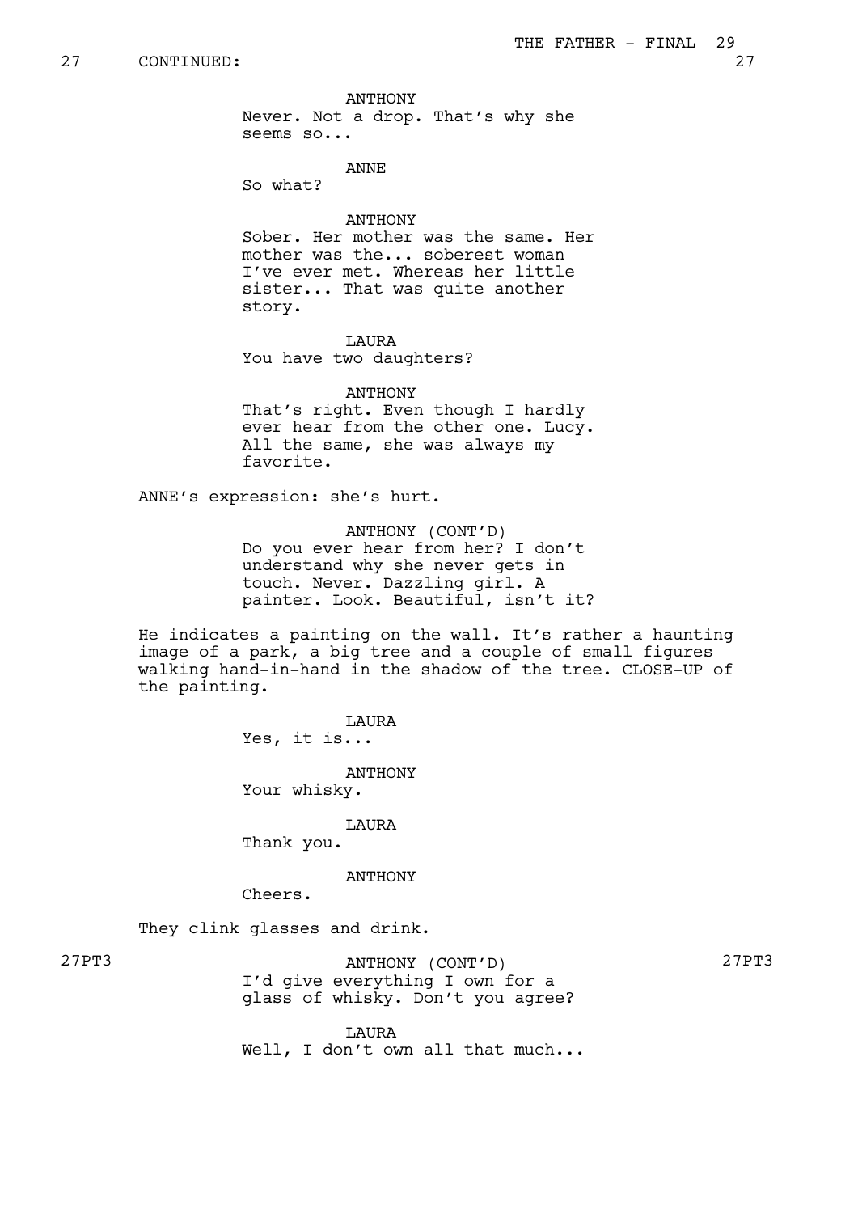27 CONTINUED: 27

ANTHONY
Never. Not a drop. That's why she seems so...

ANNE
So what?

ANTHONY
Sober. Her mother was the same. Her mother was the... soberest woman I've ever met. Whereas her little sister... That was quite another story.

LAURA
You have two daughters?

ANTHONY
That's right. Even though I hardly ever hear from the other one. Lucy. All the same, she was always my favorite.

ANNE's expression: she's hurt.

ANTHONY (CONT'D)
Do you ever hear from her? I don't understand why she never gets in touch. Never. Dazzling girl. A painter. Look. Beautiful, isn't it?

He indicates a painting on the wall. It's rather a haunting image of a park, a big tree and a couple of small figures walking hand-in-hand in the shadow of the tree. CLOSE-UP of the painting.

LAURA
Yes, it is...

ANTHONY
Your whisky.

LAURA
Thank you.

ANTHONY
Cheers.

They clink glasses and drink.

27PT3

ANTHONY (CONT'D)
I'd give everything I own for a glass of whisky. Don't you agree?

27PT3

LAURA
Well, I don't own all that much...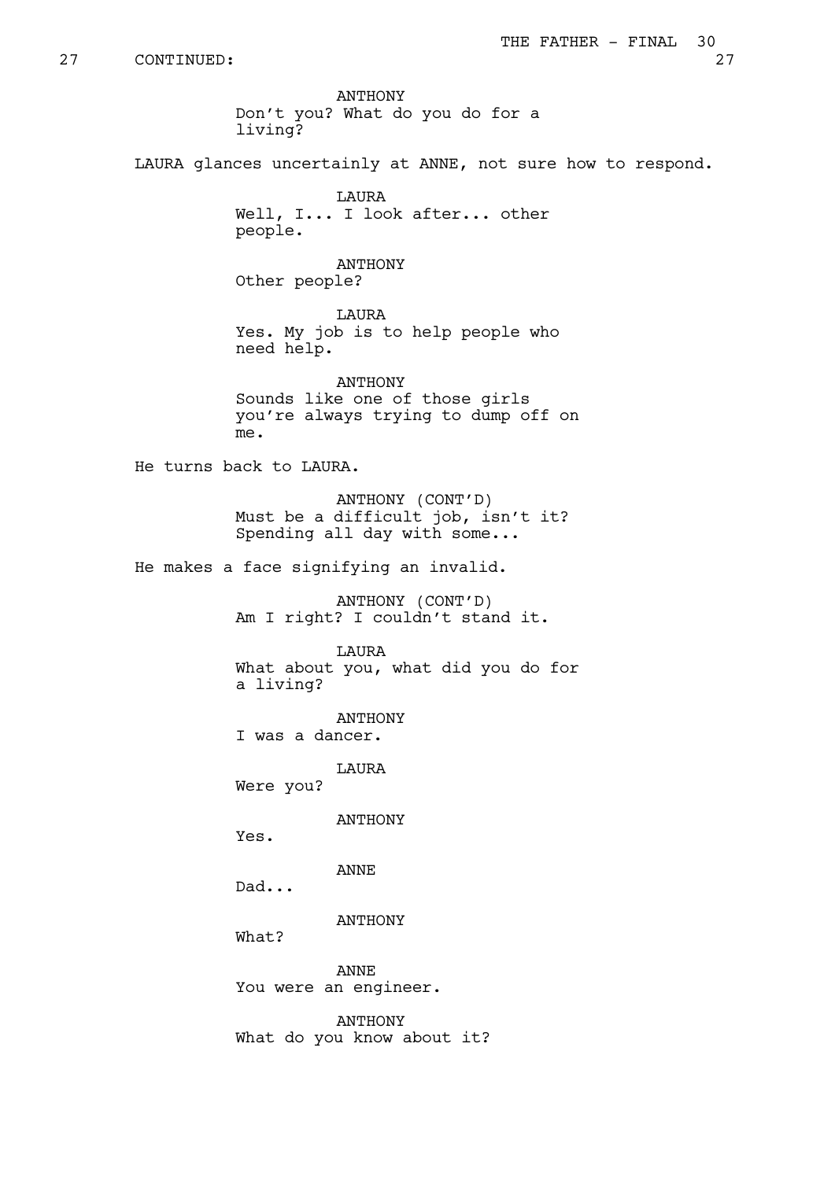27 CONTINUED: 27

ANTHONY
Don't you? What do you do for a living?

LAURA glances uncertainly at ANNE, not sure how to respond.

LAURA
Well, I... I look after... other people.

ANTHONY
Other people?

LAURA
Yes. My job is to help people who need help.

ANTHONY
Sounds like one of those girls you're always trying to dump off on me.

He turns back to LAURA.

ANTHONY (CONT'D)
Must be a difficult job, isn't it? Spending all day with some...

He makes a face signifying an invalid.

ANTHONY (CONT'D)
Am I right? I couldn't stand it.

LAURA
What about you, what did you do for a living?

ANTHONY
I was a dancer.

LAURA
Were you?

ANTHONY
Yes.

ANNE
Dad...

ANTHONY
What?

ANNE
You were an engineer.

ANTHONY
What do you know about it?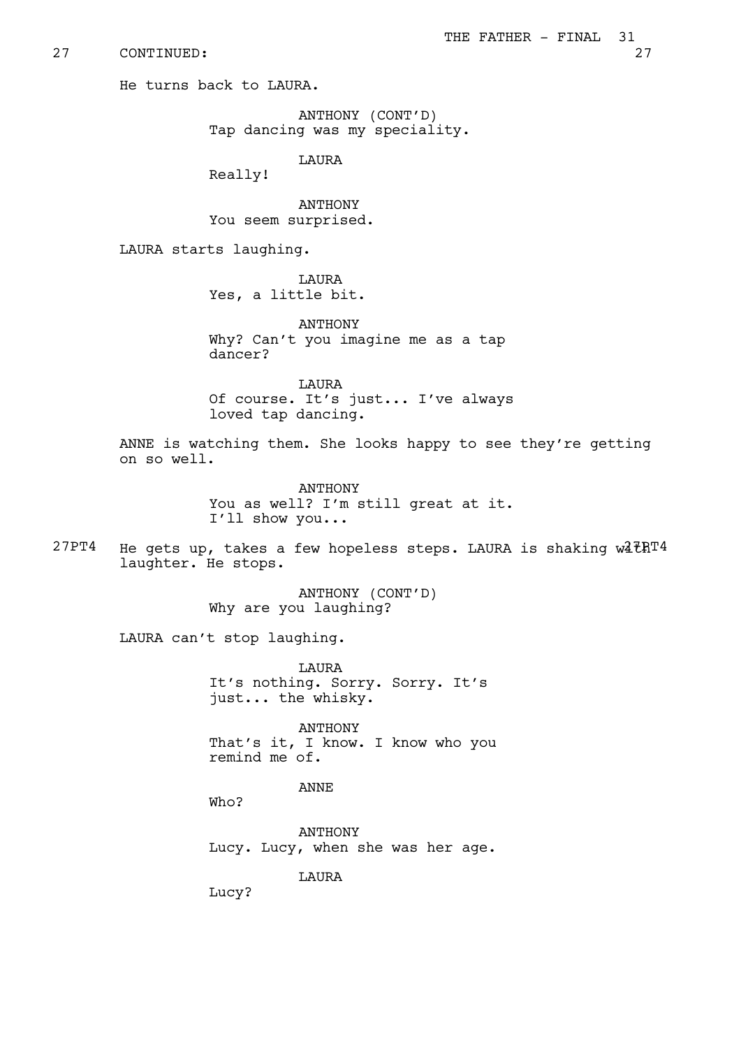27 CONTINUED: 27

He turns back to LAURA.

ANTHONY (CONT'D)
Tap dancing was my speciality.

LAURA
Really!

ANTHONY
You seem surprised.

LAURA starts laughing.

LAURA
Yes, a little bit.

ANTHONY
Why? Can't you imagine me as a tap dancer?

LAURA
Of course. It's just... I've always loved tap dancing.

ANNE is watching them. She looks happy to see they're getting on so well.

ANTHONY
You as well? I'm still great at it. I'll show you...

27PT4 He gets up, takes a few hopeless steps. LAURA is shaking with laughter. He stops. 27PT4

ANTHONY (CONT'D)
Why are you laughing?

LAURA can't stop laughing.

LAURA
It's nothing. Sorry. Sorry. It's just... the whisky.

ANTHONY
That's it, I know. I know who you remind me of.

ANNE
Who?

ANTHONY
Lucy. Lucy, when she was her age.

LAURA
Lucy?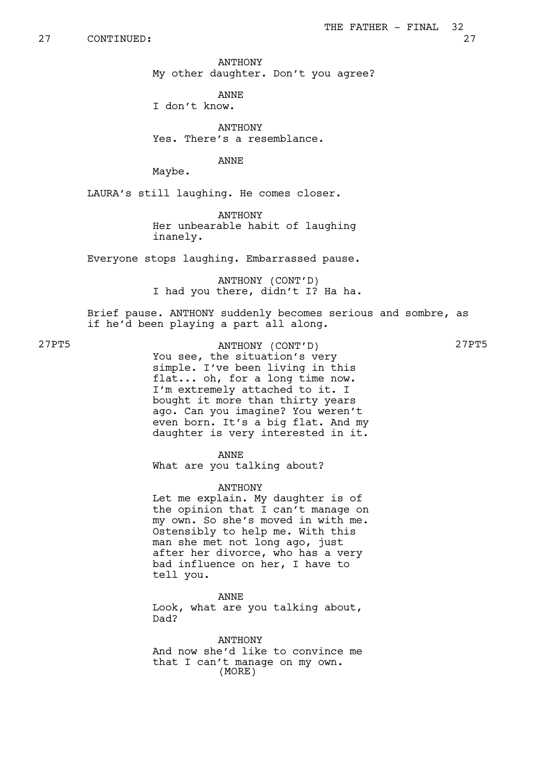27 CONTINUED: 27

ANTHONY
My other daughter. Don't you agree?

ANNE
I don't know.

ANTHONY
Yes. There's a resemblance.

ANNE
Maybe.

LAURA's still laughing. He comes closer.

ANTHONY
Her unbearable habit of laughing inanely.

Everyone stops laughing. Embarrassed pause.

ANTHONY (CONT'D)
I had you there, didn't I? Ha ha.

Brief pause. ANTHONY suddenly becomes serious and sombre, as if he'd been playing a part all along.

27PT5 ANTHONY (CONT'D) 27PT5
You see, the situation's very simple. I've been living in this flat... oh, for a long time now. I'm extremely attached to it. I bought it more than thirty years ago. Can you imagine? You weren't even born. It's a big flat. And my daughter is very interested in it.

ANNE
What are you talking about?

ANTHONY
Let me explain. My daughter is of the opinion that I can't manage on my own. So she's moved in with me. Ostensibly to help me. With this man she met not long ago, just after her divorce, who has a very bad influence on her, I have to tell you.

ANNE
Look, what are you talking about, Dad?

ANTHONY
And now she'd like to convince me that I can't manage on my own.
(MORE)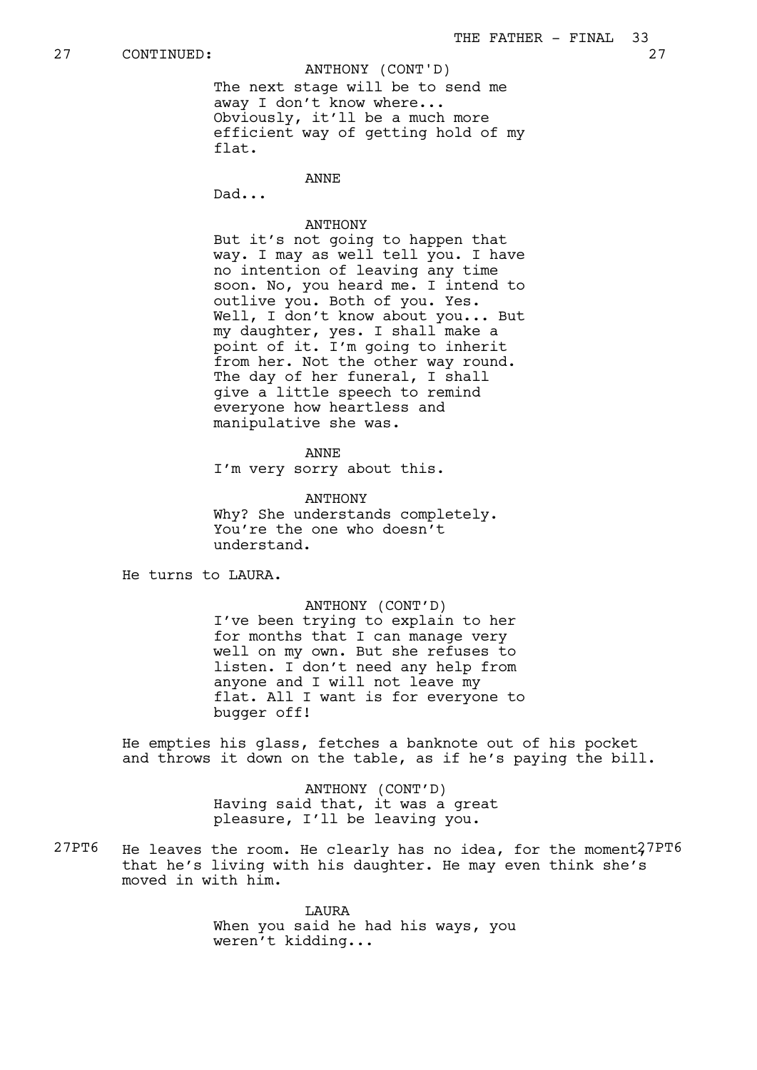27 CONTINUED: 27

ANTHONY (CONT'D)

The next stage will be to send me away I don't know where... Obviously, it'll be a much more efficient way of getting hold of my flat.

ANNE

Dad...

ANTHONY

But it's not going to happen that way. I may as well tell you. I have no intention of leaving any time soon. No, you heard me. I intend to outlive you. Both of you. Yes. Well, I don't know about you... But my daughter, yes. I shall make a point of it. I'm going to inherit from her. Not the other way round. The day of her funeral, I shall give a little speech to remind everyone how heartless and manipulative she was.

ANNE

I'm very sorry about this.

ANTHONY

Why? She understands completely. You're the one who doesn't understand.

He turns to LAURA.

ANTHONY (CONT'D)

I've been trying to explain to her for months that I can manage very well on my own. But she refuses to listen. I don't need any help from anyone and I will not leave my flat. All I want is for everyone to bugger off!

He empties his glass, fetches a banknote out of his pocket and throws it down on the table, as if he's paying the bill.

ANTHONY (CONT'D)

Having said that, it was a great pleasure, I'll be leaving you.

27PT6 He leaves the room. He clearly has no idea, for the moment, that he's living with his daughter. He may even think she's moved in with him. 27PT6

LAURA

When you said he had his ways, you weren't kidding...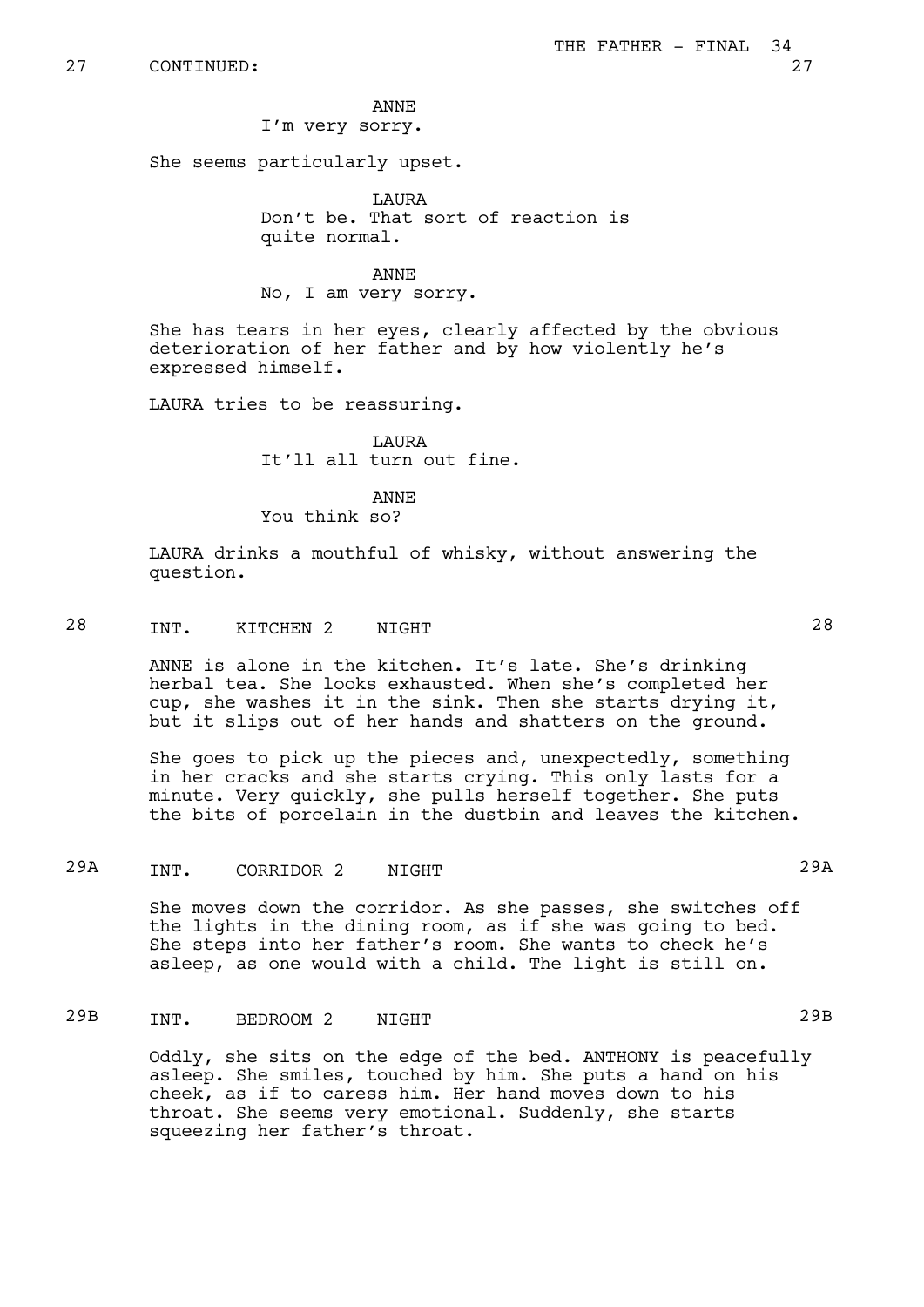27 CONTINUED: 27

ANNE
I'm very sorry.

She seems particularly upset.

LAURA
Don't be. That sort of reaction is quite normal.

ANNE
No, I am very sorry.

She has tears in her eyes, clearly affected by the obvious deterioration of her father and by how violently he's expressed himself.

LAURA tries to be reassuring.

LAURA
It'll all turn out fine.

ANNE
You think so?

LAURA drinks a mouthful of whisky, without answering the question.

28 INT. KITCHEN 2 NIGHT 28

ANNE is alone in the kitchen. It's late. She's drinking herbal tea. She looks exhausted. When she's completed her cup, she washes it in the sink. Then she starts drying it, but it slips out of her hands and shatters on the ground.

She goes to pick up the pieces and, unexpectedly, something in her cracks and she starts crying. This only lasts for a minute. Very quickly, she pulls herself together. She puts the bits of porcelain in the dustbin and leaves the kitchen.

29A INT. CORRIDOR 2 NIGHT 29A

She moves down the corridor. As she passes, she switches off the lights in the dining room, as if she was going to bed. She steps into her father's room. She wants to check he's asleep, as one would with a child. The light is still on.

29B INT. BEDROOM 2 NIGHT 29B

Oddly, she sits on the edge of the bed. ANTHONY is peacefully asleep. She smiles, touched by him. She puts a hand on his cheek, as if to caress him. Her hand moves down to his throat. She seems very emotional. Suddenly, she starts squeezing her father's throat.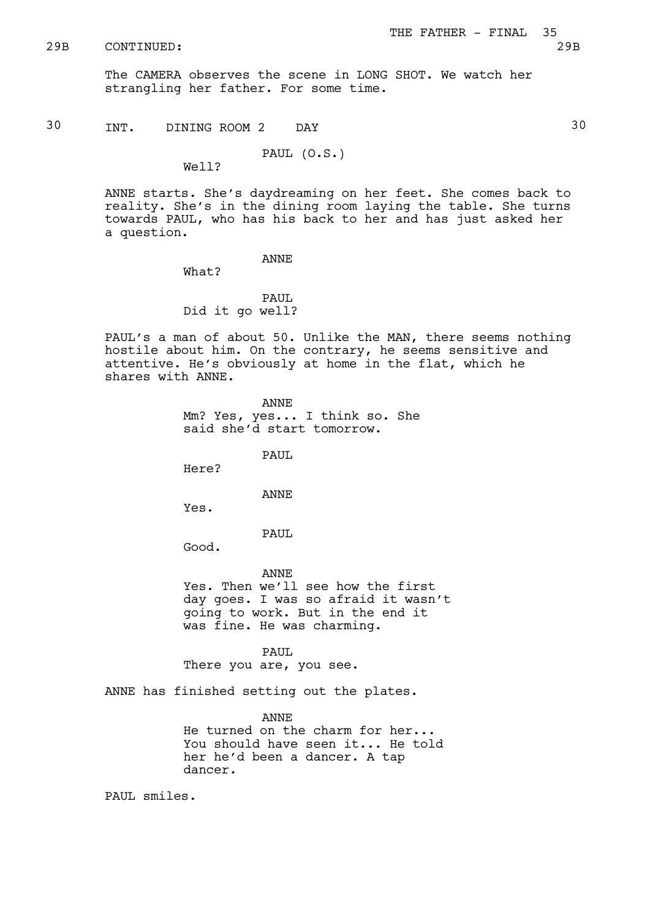29B CONTINUED: 29B

The CAMERA observes the scene in LONG SHOT. We watch her strangling her father. For some time.

30 INT. DINING ROOM 2 DAY 30

PAUL (O.S.)
Well?

ANNE starts. She's daydreaming on her feet. She comes back to reality. She's in the dining room laying the table. She turns towards PAUL, who has his back to her and has just asked her a question.

ANNE
What?

PAUL
Did it go well?

PAUL's a man of about 50. Unlike the MAN, there seems nothing hostile about him. On the contrary, he seems sensitive and attentive. He's obviously at home in the flat, which he shares with ANNE.

ANNE
Mm? Yes, yes... I think so. She said she'd start tomorrow.

PAUL
Here?

ANNE
Yes.

PAUL
Good.

ANNE
Yes. Then we'll see how the first day goes. I was so afraid it wasn't going to work. But in the end it was fine. He was charming.

PAUL
There you are, you see.

ANNE has finished setting out the plates.

ANNE
He turned on the charm for her... You should have seen it... He told her he'd been a dancer. A tap dancer.

PAUL smiles.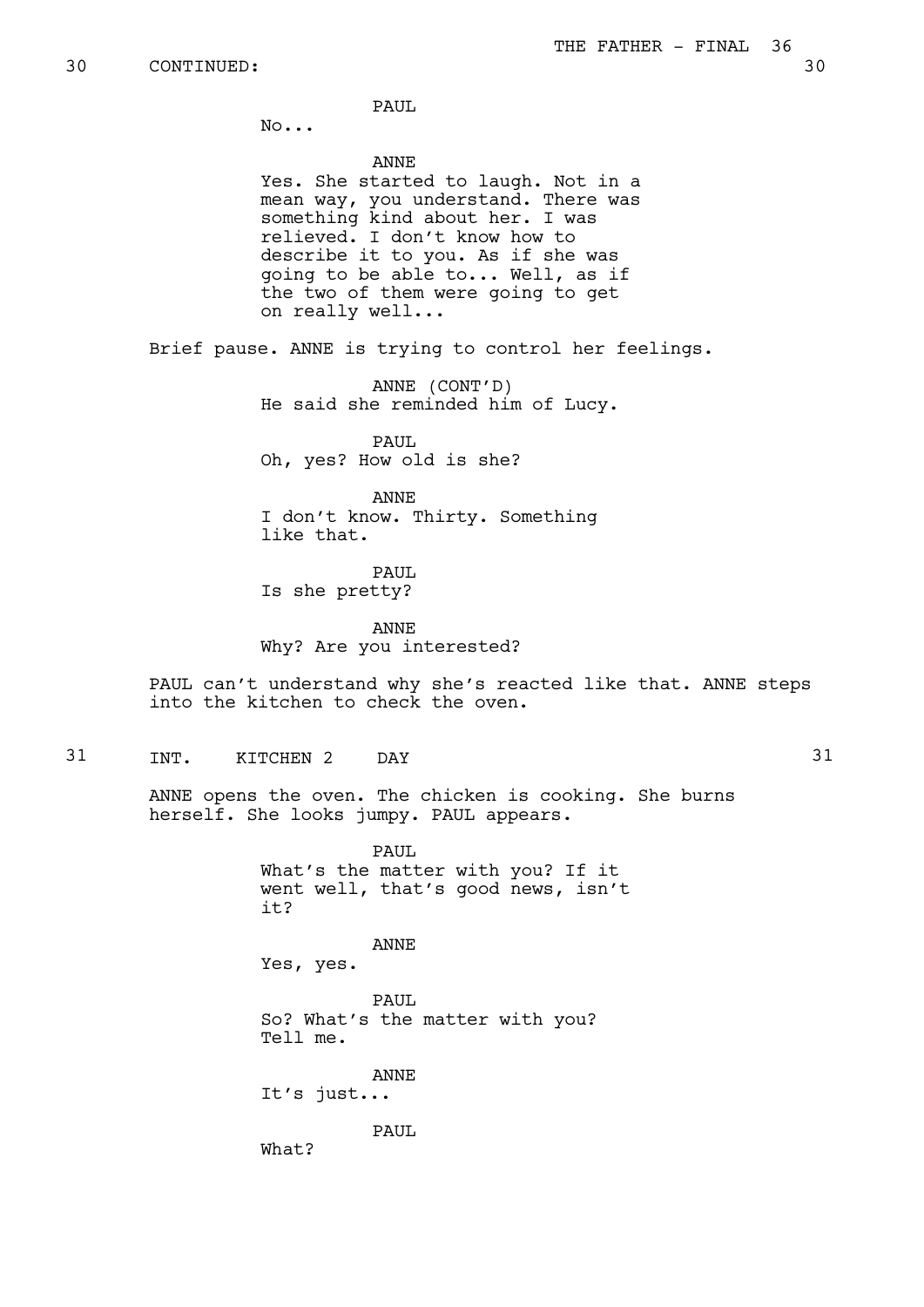30 CONTINUED: 30

PAUL
No...

ANNE
Yes. She started to laugh. Not in a mean way, you understand. There was something kind about her. I was relieved. I don't know how to describe it to you. As if she was going to be able to... Well, as if the two of them were going to get on really well...

Brief pause. ANNE is trying to control her feelings.

ANNE (CONT'D)
He said she reminded him of Lucy.

PAUL
Oh, yes? How old is she?

ANNE
I don't know. Thirty. Something like that.

PAUL
Is she pretty?

ANNE
Why? Are you interested?

PAUL can't understand why she's reacted like that. ANNE steps into the kitchen to check the oven.

31 INT. KITCHEN 2 DAY 31

ANNE opens the oven. The chicken is cooking. She burns herself. She looks jumpy. PAUL appears.

PAUL
What's the matter with you? If it went well, that's good news, isn't it?

ANNE
Yes, yes.

PAUL
So? What's the matter with you? Tell me.

ANNE
It's just...

PAUL
What?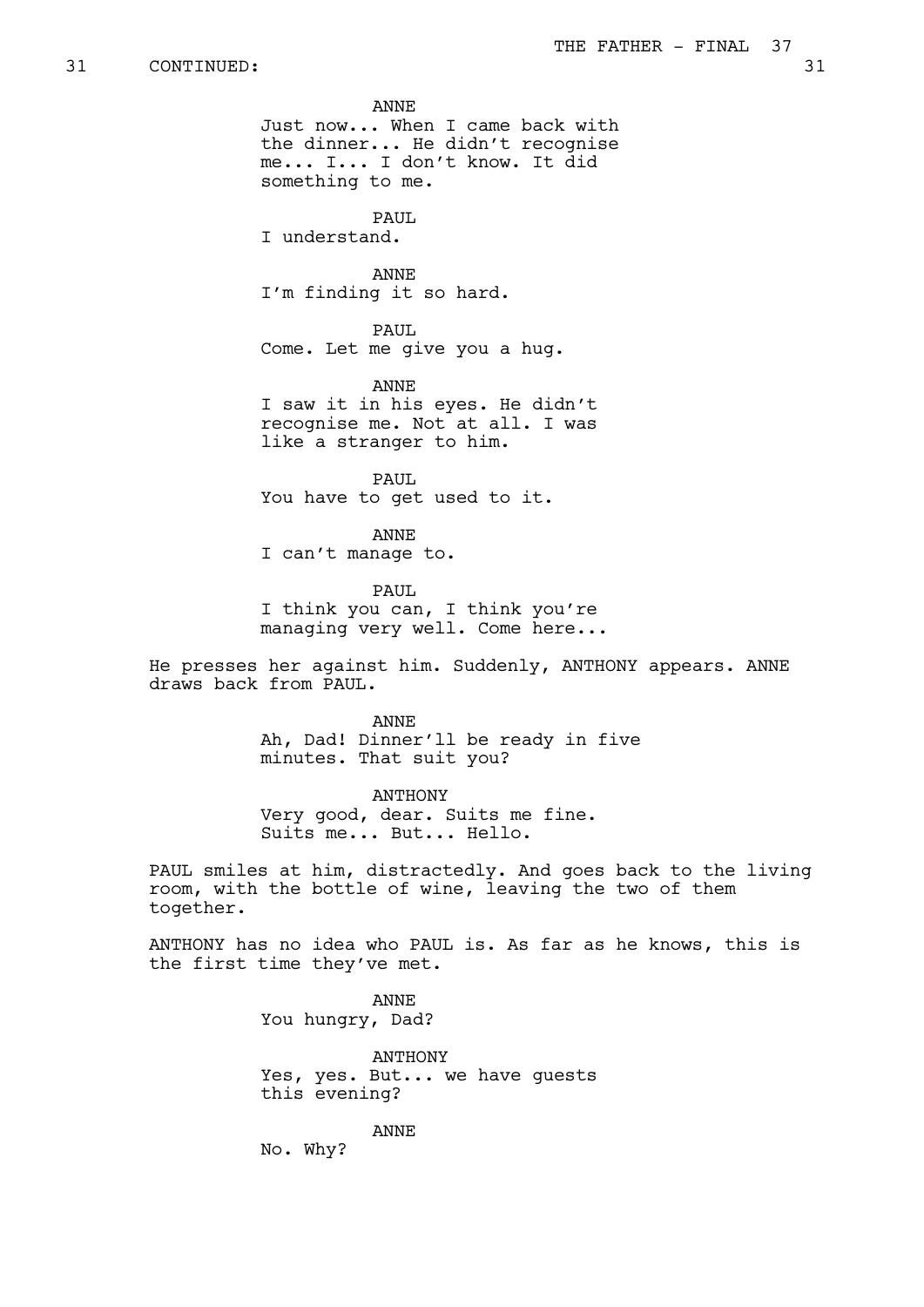31 CONTINUED: 31

ANNE
Just now... When I came back with the dinner... He didn't recognise me... I... I don't know. It did something to me.

PAUL
I understand.

ANNE
I'm finding it so hard.

PAUL
Come. Let me give you a hug.

ANNE
I saw it in his eyes. He didn't recognise me. Not at all. I was like a stranger to him.

PAUL
You have to get used to it.

ANNE
I can't manage to.

PAUL
I think you can, I think you're managing very well. Come here...

He presses her against him. Suddenly, ANTHONY appears. ANNE draws back from PAUL.

ANNE
Ah, Dad! Dinner'll be ready in five minutes. That suit you?

ANTHONY
Very good, dear. Suits me fine. Suits me... But... Hello.

PAUL smiles at him, distractedly. And goes back to the living room, with the bottle of wine, leaving the two of them together.

ANTHONY has no idea who PAUL is. As far as he knows, this is the first time they've met.

ANNE
You hungry, Dad?

ANTHONY
Yes, yes. But... we have guests this evening?

ANNE
No. Why?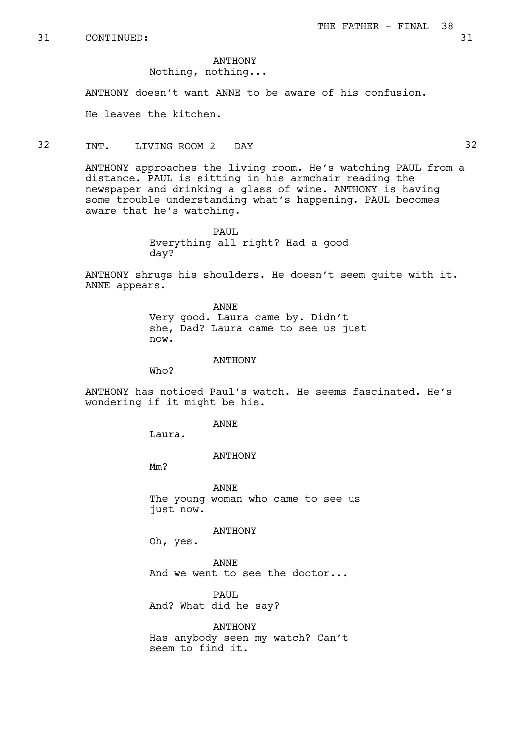31 CONTINUED: 31

ANTHONY
Nothing, nothing...

ANTHONY doesn't want ANNE to be aware of his confusion.

He leaves the kitchen.

32 INT. LIVING ROOM 2 DAY 32

ANTHONY approaches the living room. He's watching PAUL from a distance. PAUL is sitting in his armchair reading the newspaper and drinking a glass of wine. ANTHONY is having some trouble understanding what's happening. PAUL becomes aware that he's watching.

PAUL
Everything all right? Had a good day?

ANTHONY shrugs his shoulders. He doesn't seem quite with it. ANNE appears.

ANNE
Very good. Laura came by. Didn't she, Dad? Laura came to see us just now.

ANTHONY
Who?

ANTHONY has noticed Paul's watch. He seems fascinated. He's wondering if it might be his.

ANNE
Laura.

ANTHONY
Mm?

ANNE
The young woman who came to see us just now.

ANTHONY
Oh, yes.

ANNE
And we went to see the doctor...

PAUL
And? What did he say?

ANTHONY
Has anybody seen my watch? Can't seem to find it.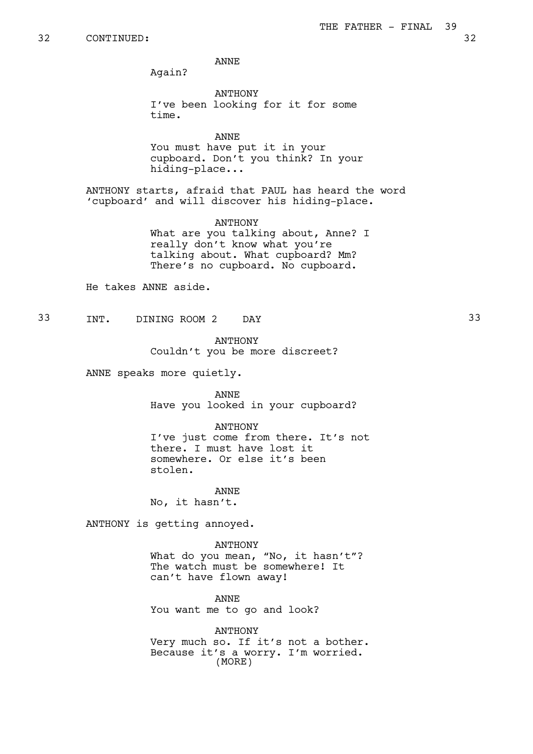32 CONTINUED: 32

ANNE
Again?

ANTHONY
I've been looking for it for some time.

ANNE
You must have put it in your cupboard. Don't you think? In your hiding-place...

ANTHONY starts, afraid that PAUL has heard the word 'cupboard' and will discover his hiding-place.

ANTHONY
What are you talking about, Anne? I really don't know what you're talking about. What cupboard? Mm? There's no cupboard. No cupboard.

He takes ANNE aside.

33 INT. DINING ROOM 2 DAY 33

ANTHONY
Couldn't you be more discreet?

ANNE speaks more quietly.

ANNE
Have you looked in your cupboard?

ANTHONY
I've just come from there. It's not there. I must have lost it somewhere. Or else it's been stolen.

ANNE
No, it hasn't.

ANTHONY is getting annoyed.

ANTHONY
What do you mean, "No, it hasn't"? The watch must be somewhere! It can't have flown away!

ANNE
You want me to go and look?

ANTHONY
Very much so. If it's not a bother. Because it's a worry. I'm worried.
(MORE)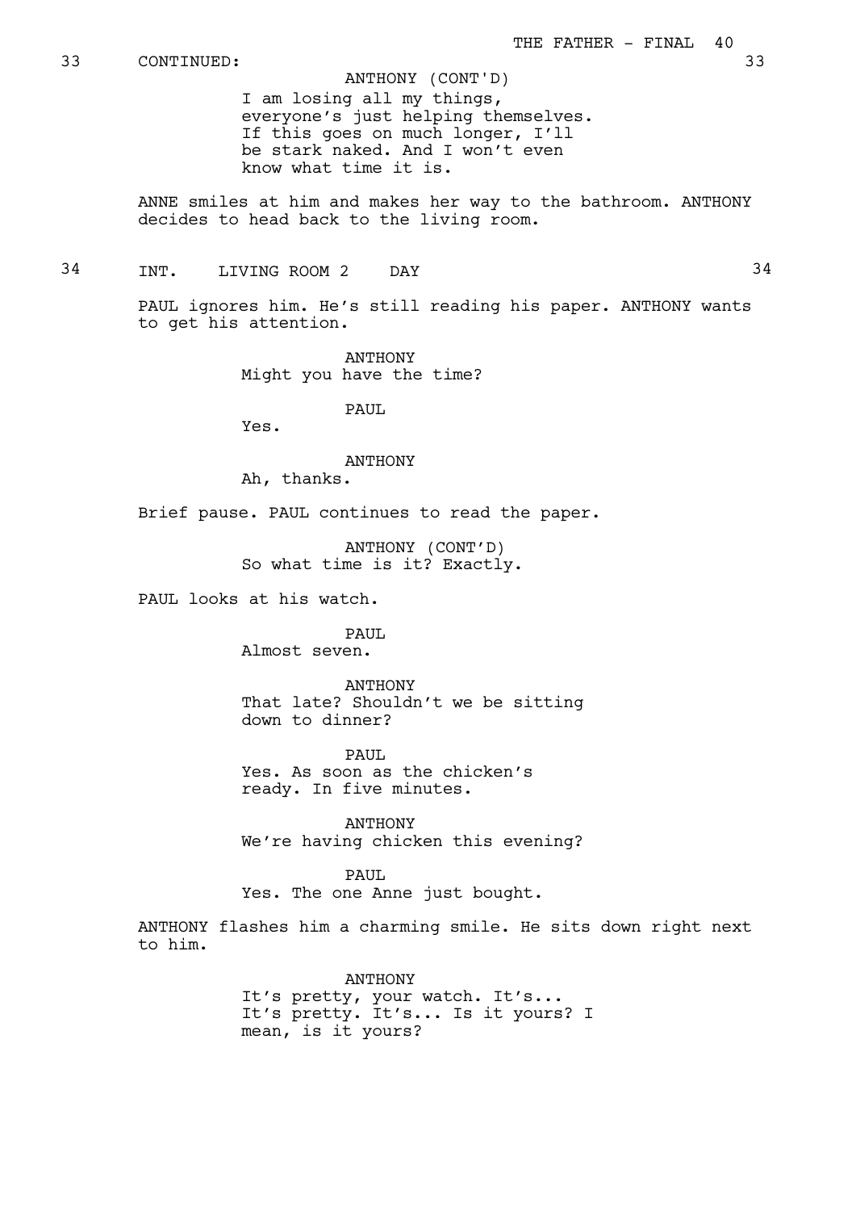33 CONTINUED: 33

ANTHONY (CONT'D)
I am losing all my things, everyone's just helping themselves. If this goes on much longer, I'll be stark naked. And I won't even know what time it is.

ANNE smiles at him and makes her way to the bathroom. ANTHONY decides to head back to the living room.

34 INT. LIVING ROOM 2 DAY 34

PAUL ignores him. He's still reading his paper. ANTHONY wants to get his attention.

ANTHONY
Might you have the time?

PAUL
Yes.

ANTHONY
Ah, thanks.

Brief pause. PAUL continues to read the paper.

ANTHONY (CONT'D)
So what time is it? Exactly.

PAUL looks at his watch.

PAUL
Almost seven.

ANTHONY
That late? Shouldn't we be sitting down to dinner?

PAUL
Yes. As soon as the chicken's ready. In five minutes.

ANTHONY
We're having chicken this evening?

PAUL
Yes. The one Anne just bought.

ANTHONY flashes him a charming smile. He sits down right next to him.

ANTHONY
It's pretty, your watch. It's... It's pretty. It's... Is it yours? I mean, is it yours?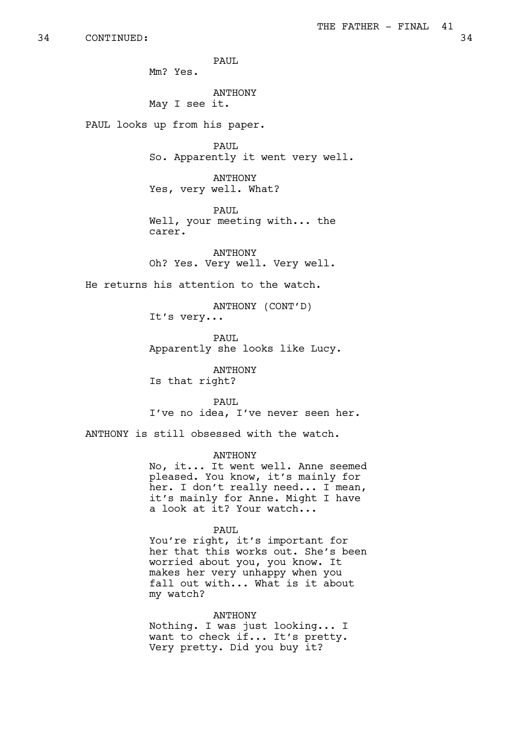34 CONTINUED: 34

PAUL
Mm? Yes.

ANTHONY
May I see it.

PAUL looks up from his paper.

PAUL
So. Apparently it went very well.

ANTHONY
Yes, very well. What?

PAUL
Well, your meeting with... the carer.

ANTHONY
Oh? Yes. Very well. Very well.

He returns his attention to the watch.

ANTHONY (CONT'D)
It's very...

PAUL
Apparently she looks like Lucy.

ANTHONY
Is that right?

PAUL
I've no idea, I've never seen her.

ANTHONY is still obsessed with the watch.

ANTHONY
No, it... It went well. Anne seemed pleased. You know, it's mainly for her. I don't really need... I mean, it's mainly for Anne. Might I have a look at it? Your watch...

PAUL
You're right, it's important for her that this works out. She's been worried about you, you know. It makes her very unhappy when you fall out with... What is it about my watch?

ANTHONY
Nothing. I was just looking... I want to check if... It's pretty. Very pretty. Did you buy it?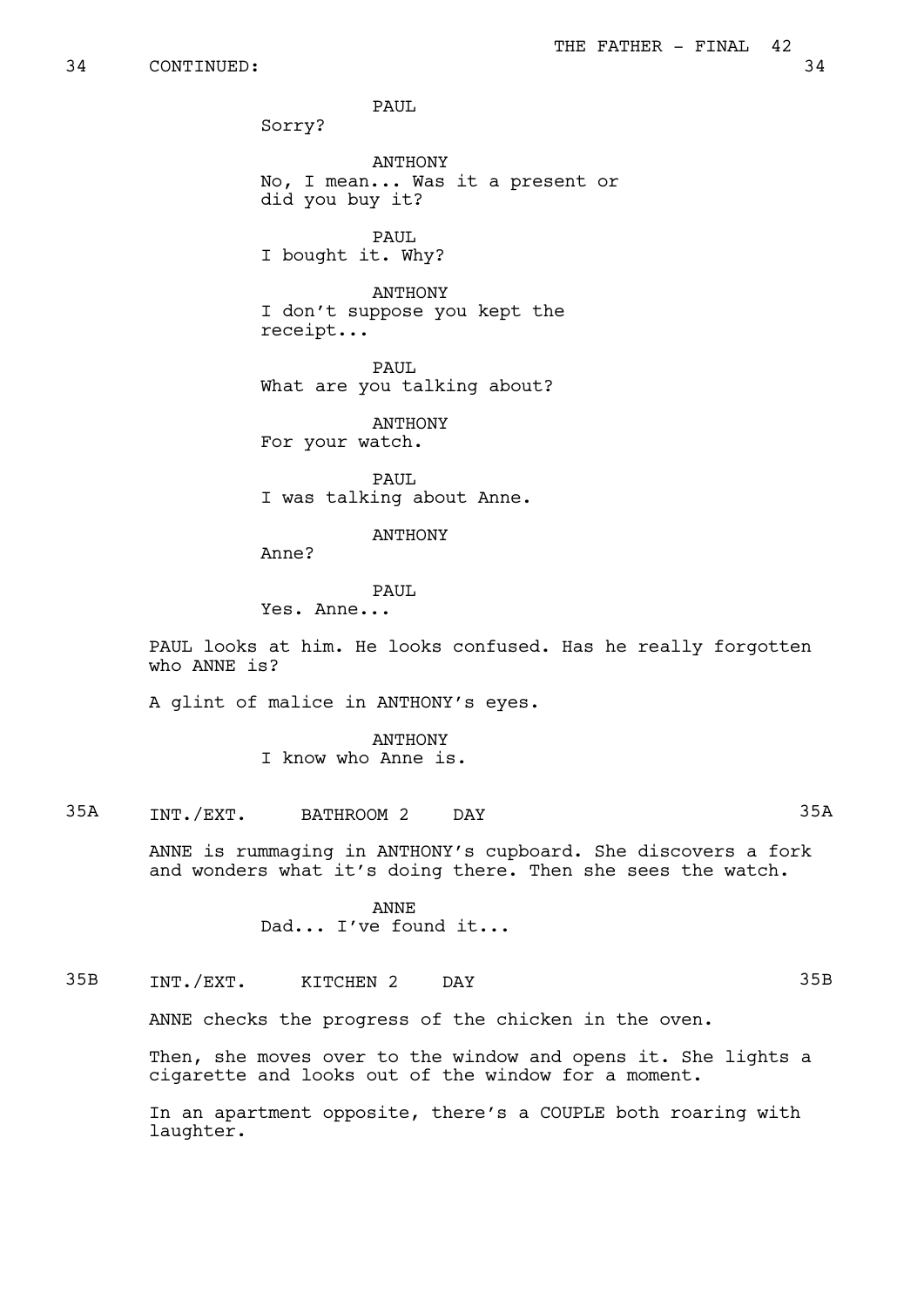34 CONTINUED: 34

PAUL
Sorry?

ANTHONY
No, I mean... Was it a present or did you buy it?

PAUL
I bought it. Why?

ANTHONY
I don't suppose you kept the receipt...

PAUL
What are you talking about?

ANTHONY
For your watch.

PAUL
I was talking about Anne.

ANTHONY
Anne?

PAUL
Yes. Anne...

PAUL looks at him. He looks confused. Has he really forgotten who ANNE is?

A glint of malice in ANTHONY's eyes.

ANTHONY
I know who Anne is.

35A INT./EXT. BATHROOM 2 DAY 35A

ANNE is rummaging in ANTHONY's cupboard. She discovers a fork and wonders what it's doing there. Then she sees the watch.

ANNE
Dad... I've found it...

35B INT./EXT. KITCHEN 2 DAY 35B

ANNE checks the progress of the chicken in the oven.

Then, she moves over to the window and opens it. She lights a cigarette and looks out of the window for a moment.

In an apartment opposite, there's a COUPLE both roaring with laughter.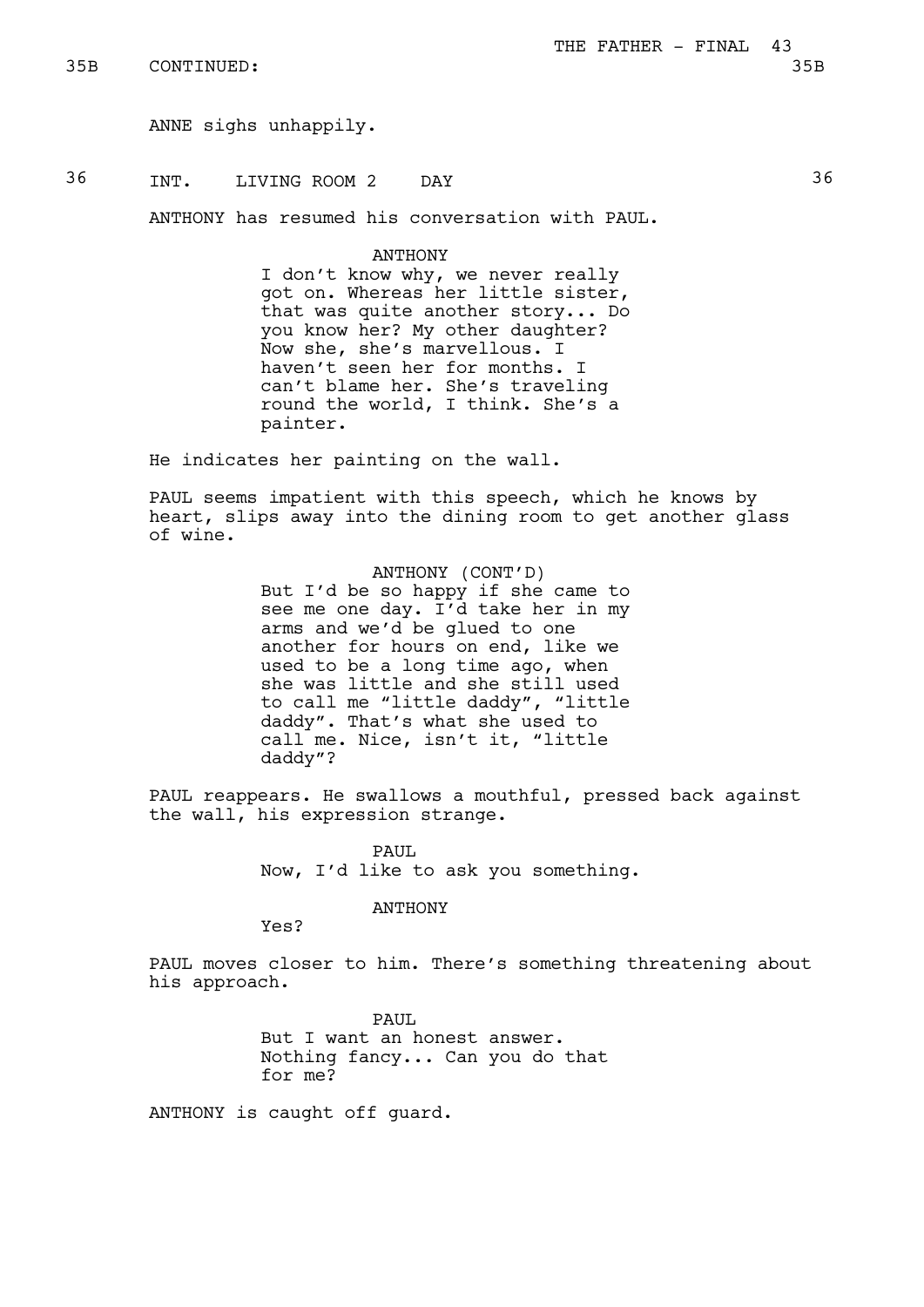35B CONTINUED: 35B

ANNE sighs unhappily.

36 INT. LIVING ROOM 2 DAY 36

ANTHONY has resumed his conversation with PAUL.

ANTHONY
I don't know why, we never really got on. Whereas her little sister, that was quite another story... Do you know her? My other daughter? Now she, she's marvellous. I haven't seen her for months. I can't blame her. She's traveling round the world, I think. She's a painter.

He indicates her painting on the wall.

PAUL seems impatient with this speech, which he knows by heart, slips away into the dining room to get another glass of wine.

ANTHONY (CONT'D)
But I'd be so happy if she came to see me one day. I'd take her in my arms and we'd be glued to one another for hours on end, like we used to be a long time ago, when she was little and she still used to call me "little daddy", "little daddy". That's what she used to call me. Nice, isn't it, "little daddy"?

PAUL reappears. He swallows a mouthful, pressed back against the wall, his expression strange.

PAUL
Now, I'd like to ask you something.

ANTHONY
Yes?

PAUL moves closer to him. There's something threatening about his approach.

PAUL
But I want an honest answer. Nothing fancy... Can you do that for me?

ANTHONY is caught off guard.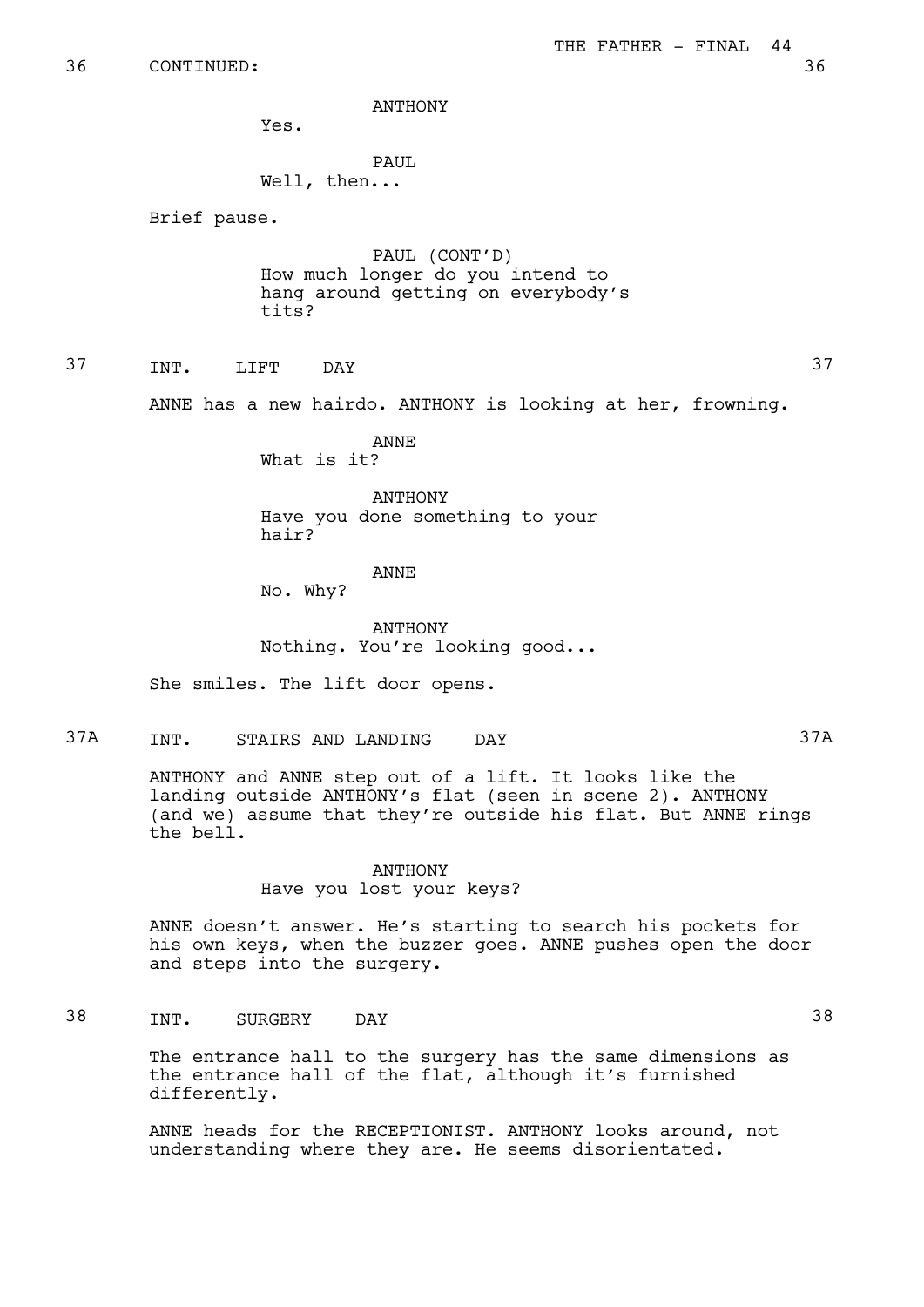36 CONTINUED: 36

ANTHONY
Yes.

PAUL
Well, then...

Brief pause.

PAUL (CONT'D)
How much longer do you intend to hang around getting on everybody's tits?

37 INT. LIFT DAY 37

ANNE has a new hairdo. ANTHONY is looking at her, frowning.

ANNE
What is it?

ANTHONY
Have you done something to your hair?

ANNE
No. Why?

ANTHONY
Nothing. You're looking good...

She smiles. The lift door opens.

37A INT. STAIRS AND LANDING DAY 37A

ANTHONY and ANNE step out of a lift. It looks like the landing outside ANTHONY's flat (seen in scene 2). ANTHONY (and we) assume that they're outside his flat. But ANNE rings the bell.

ANTHONY
Have you lost your keys?

ANNE doesn't answer. He's starting to search his pockets for his own keys, when the buzzer goes. ANNE pushes open the door and steps into the surgery.

38 INT. SURGERY DAY 38

The entrance hall to the surgery has the same dimensions as the entrance hall of the flat, although it's furnished differently.

ANNE heads for the RECEPTIONIST. ANTHONY looks around, not understanding where they are. He seems disorientated.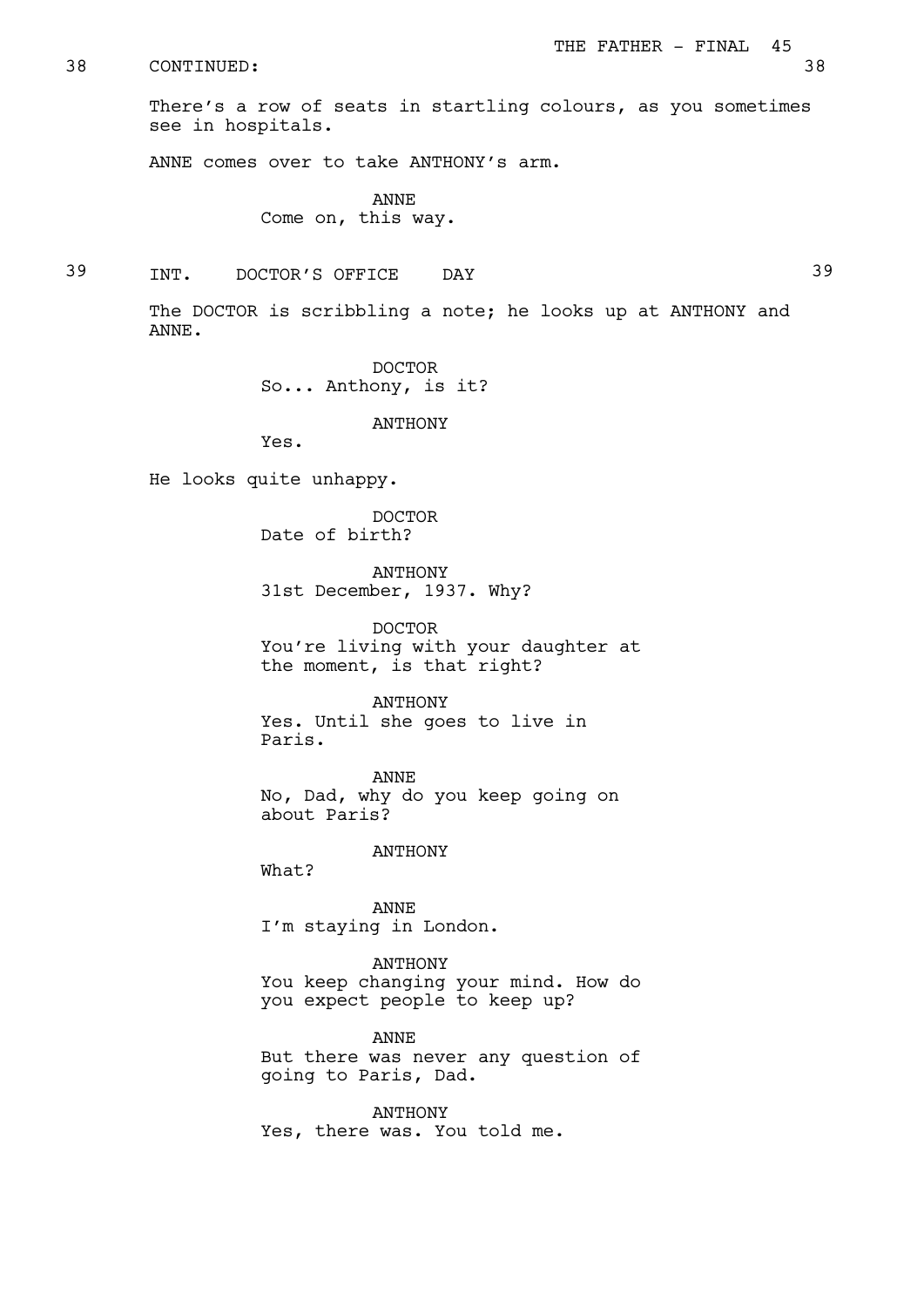38 CONTINUED: 38

There's a row of seats in startling colours, as you sometimes see in hospitals.

ANNE comes over to take ANTHONY's arm.

ANNE
Come on, this way.

39 INT. DOCTOR'S OFFICE DAY 39

The DOCTOR is scribbling a note; he looks up at ANTHONY and ANNE.

DOCTOR
So... Anthony, is it?

ANTHONY
Yes.

He looks quite unhappy.

DOCTOR
Date of birth?

ANTHONY
31st December, 1937. Why?

DOCTOR
You're living with your daughter at the moment, is that right?

ANTHONY
Yes. Until she goes to live in Paris.

ANNE
No, Dad, why do you keep going on about Paris?

ANTHONY
What?

ANNE
I'm staying in London.

ANTHONY
You keep changing your mind. How do you expect people to keep up?

ANNE
But there was never any question of going to Paris, Dad.

ANTHONY
Yes, there was. You told me.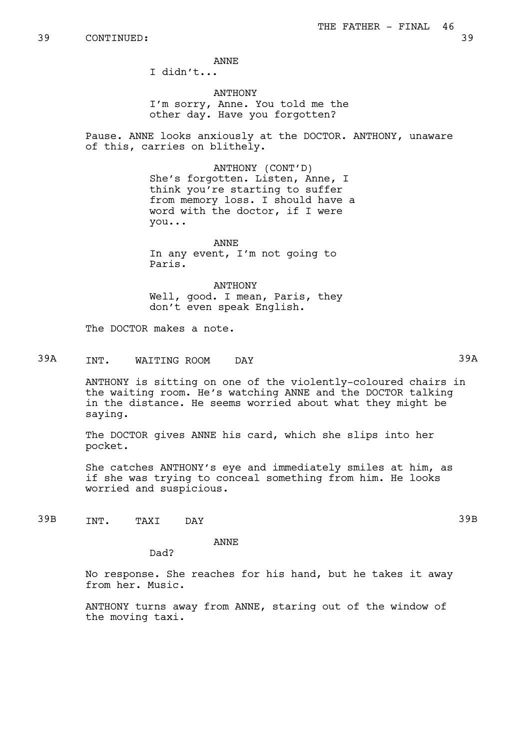39 CONTINUED: 39

ANNE
I didn't...

ANTHONY
I'm sorry, Anne. You told me the other day. Have you forgotten?

Pause. ANNE looks anxiously at the DOCTOR. ANTHONY, unaware of this, carries on blithely.

ANTHONY (CONT'D)
She's forgotten. Listen, Anne, I think you're starting to suffer from memory loss. I should have a word with the doctor, if I were you...

ANNE
In any event, I'm not going to Paris.

ANTHONY
Well, good. I mean, Paris, they don't even speak English.

The DOCTOR makes a note.

## 39A INT. WAITING ROOM DAY 39A

ANTHONY is sitting on one of the violently-coloured chairs in the waiting room. He's watching ANNE and the DOCTOR talking in the distance. He seems worried about what they might be saying.

The DOCTOR gives ANNE his card, which she slips into her pocket.

She catches ANTHONY's eye and immediately smiles at him, as if she was trying to conceal something from him. He looks worried and suspicious.

## 39B INT. TAXI DAY 39B

ANNE
Dad?

No response. She reaches for his hand, but he takes it away from her. Music.

ANTHONY turns away from ANNE, staring out of the window of the moving taxi.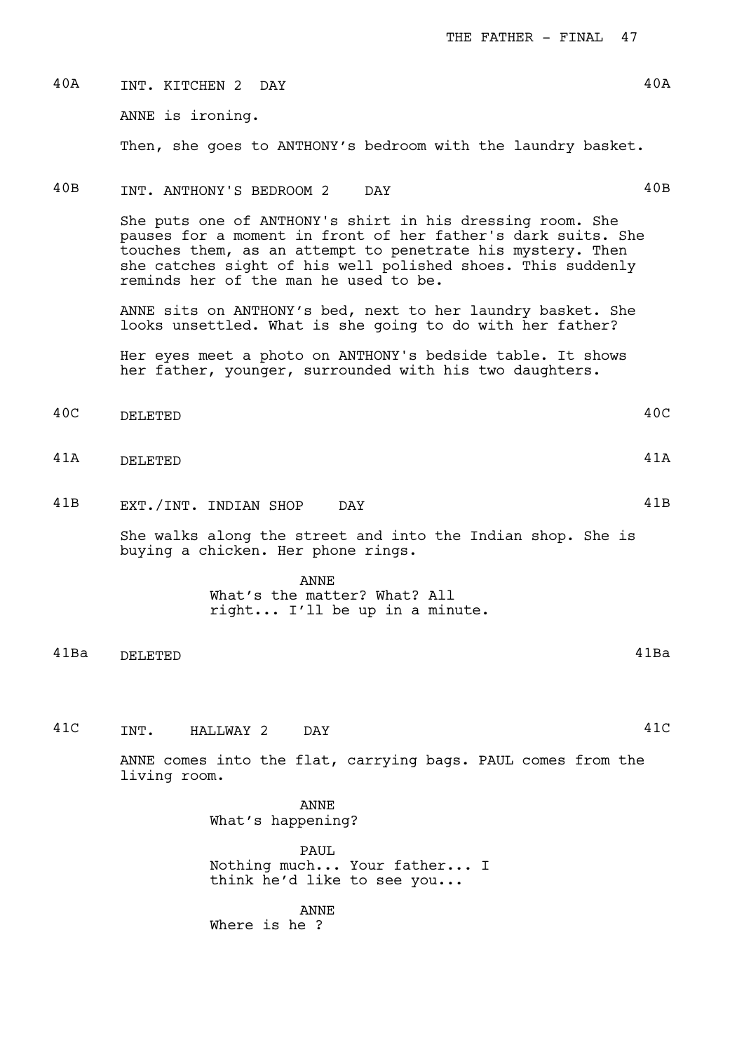40A INT. KITCHEN 2 DAY 40A

ANNE is ironing.

Then, she goes to ANTHONY's bedroom with the laundry basket.

40B INT. ANTHONY'S BEDROOM 2 DAY 40B

She puts one of ANTHONY's shirt in his dressing room. She pauses for a moment in front of her father's dark suits. She touches them, as an attempt to penetrate his mystery. Then she catches sight of his well polished shoes. This suddenly reminds her of the man he used to be.

ANNE sits on ANTHONY's bed, next to her laundry basket. She looks unsettled. What is she going to do with her father?

Her eyes meet a photo on ANTHONY's bedside table. It shows her father, younger, surrounded with his two daughters.

40C DELETED 40C

41A DELETED 41A

41B EXT./INT. INDIAN SHOP DAY 41B

She walks along the street and into the Indian shop. She is buying a chicken. Her phone rings.

ANNE
What's the matter? What? All right... I'll be up in a minute.

41Ba DELETED 41Ba

41C INT. HALLWAY 2 DAY 41C

ANNE comes into the flat, carrying bags. PAUL comes from the living room.

ANNE
What's happening?

PAUL
Nothing much... Your father... I think he'd like to see you...

ANNE
Where is he ?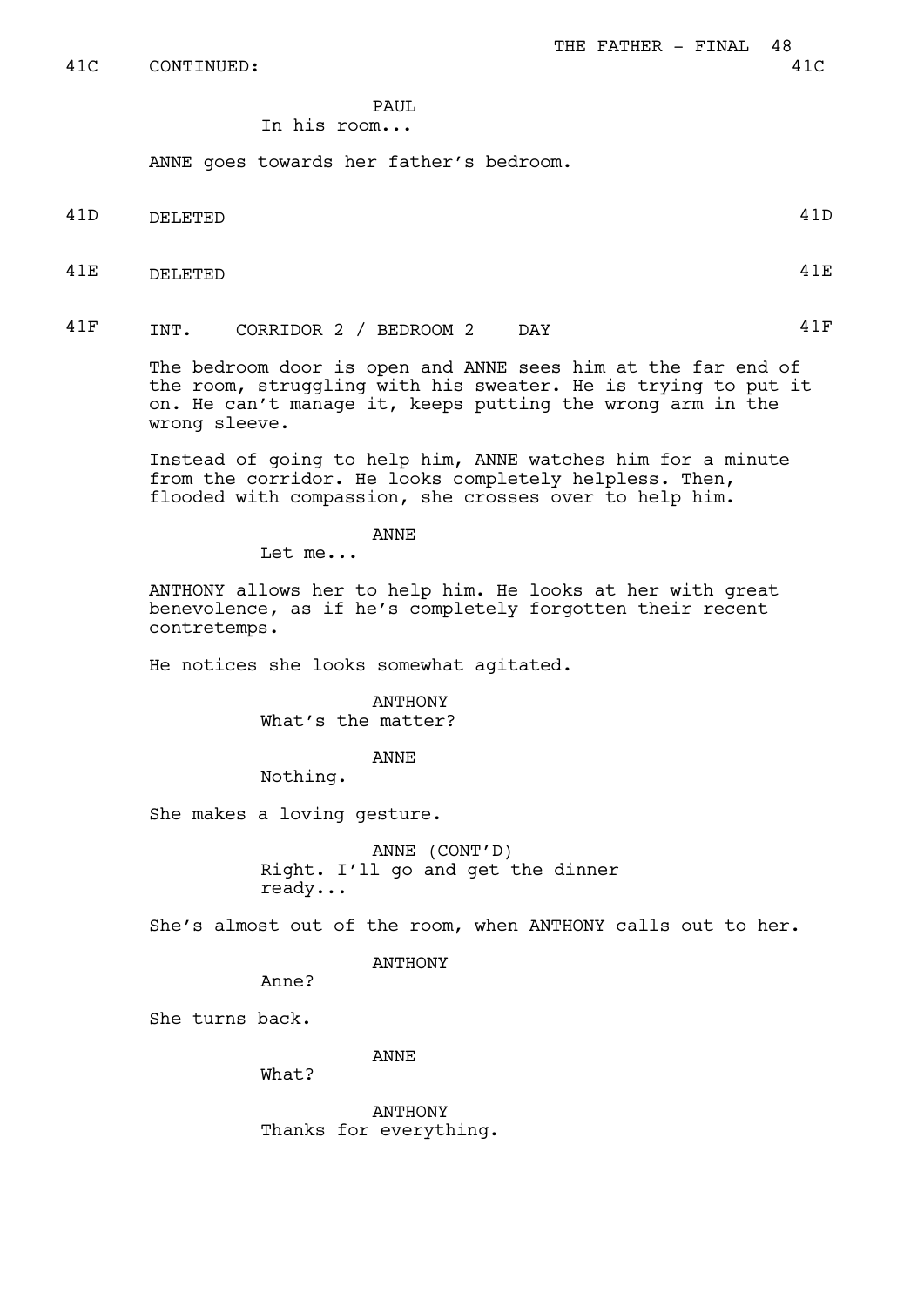41C CONTINUED: 41C

PAUL
In his room...

ANNE goes towards her father's bedroom.

41D DELETED 41D

41E DELETED 41E

41F INT. CORRIDOR 2 / BEDROOM 2 DAY 41F

The bedroom door is open and ANNE sees him at the far end of the room, struggling with his sweater. He is trying to put it on. He can't manage it, keeps putting the wrong arm in the wrong sleeve.

Instead of going to help him, ANNE watches him for a minute from the corridor. He looks completely helpless. Then, flooded with compassion, she crosses over to help him.

ANNE
Let me...

ANTHONY allows her to help him. He looks at her with great benevolence, as if he's completely forgotten their recent contretemps.

He notices she looks somewhat agitated.

ANTHONY
What's the matter?

ANNE
Nothing.

She makes a loving gesture.

ANNE (CONT'D)
Right. I'll go and get the dinner ready...

She's almost out of the room, when ANTHONY calls out to her.

ANTHONY
Anne?

She turns back.

ANNE
What?

ANTHONY
Thanks for everything.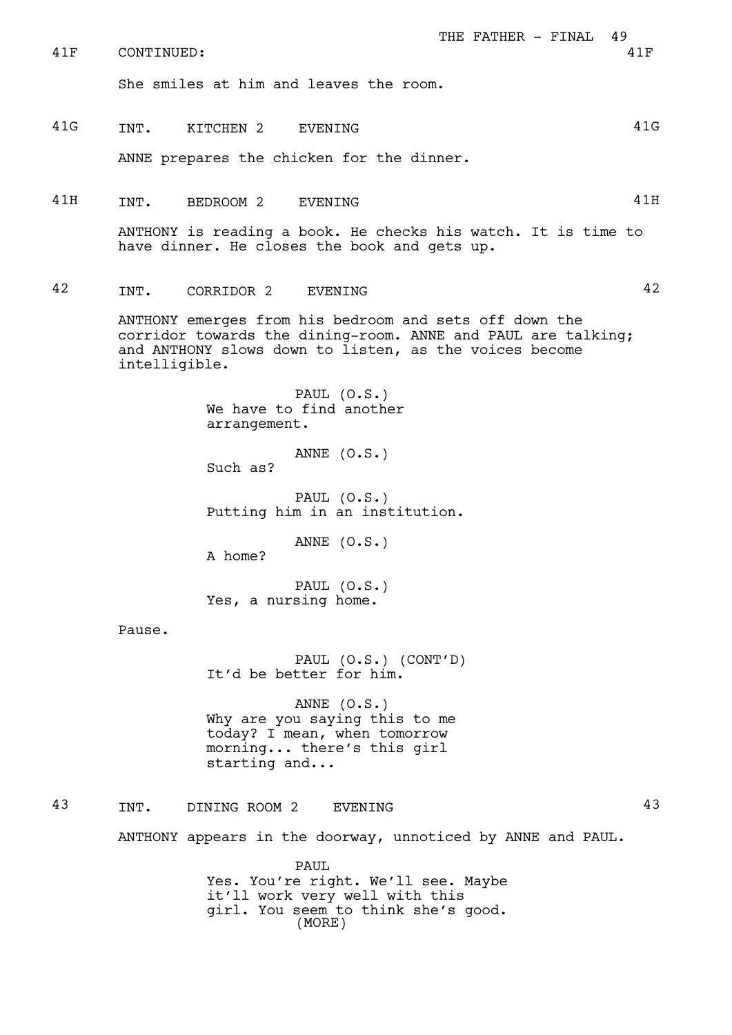41F CONTINUED: 41F

She smiles at him and leaves the room.

41G INT. KITCHEN 2 EVENING 41G

ANNE prepares the chicken for the dinner.

41H INT. BEDROOM 2 EVENING 41H

ANTHONY is reading a book. He checks his watch. It is time to have dinner. He closes the book and gets up.

42 INT. CORRIDOR 2 EVENING 42

ANTHONY emerges from his bedroom and sets off down the corridor towards the dining-room. ANNE and PAUL are talking; and ANTHONY slows down to listen, as the voices become intelligible.

PAUL (O.S.)
We have to find another arrangement.

ANNE (O.S.)
Such as?

PAUL (O.S.)
Putting him in an institution.

ANNE (O.S.)
A home?

PAUL (O.S.)
Yes, a nursing home.

Pause.

PAUL (O.S.) (CONT'D)
It'd be better for him.

ANNE (O.S.)
Why are you saying this to me today? I mean, when tomorrow morning... there's this girl starting and...

43 INT. DINING ROOM 2 EVENING 43

ANTHONY appears in the doorway, unnoticed by ANNE and PAUL.

PAUL
Yes. You're right. We'll see. Maybe it'll work very well with this girl. You seem to think she's good.
(MORE)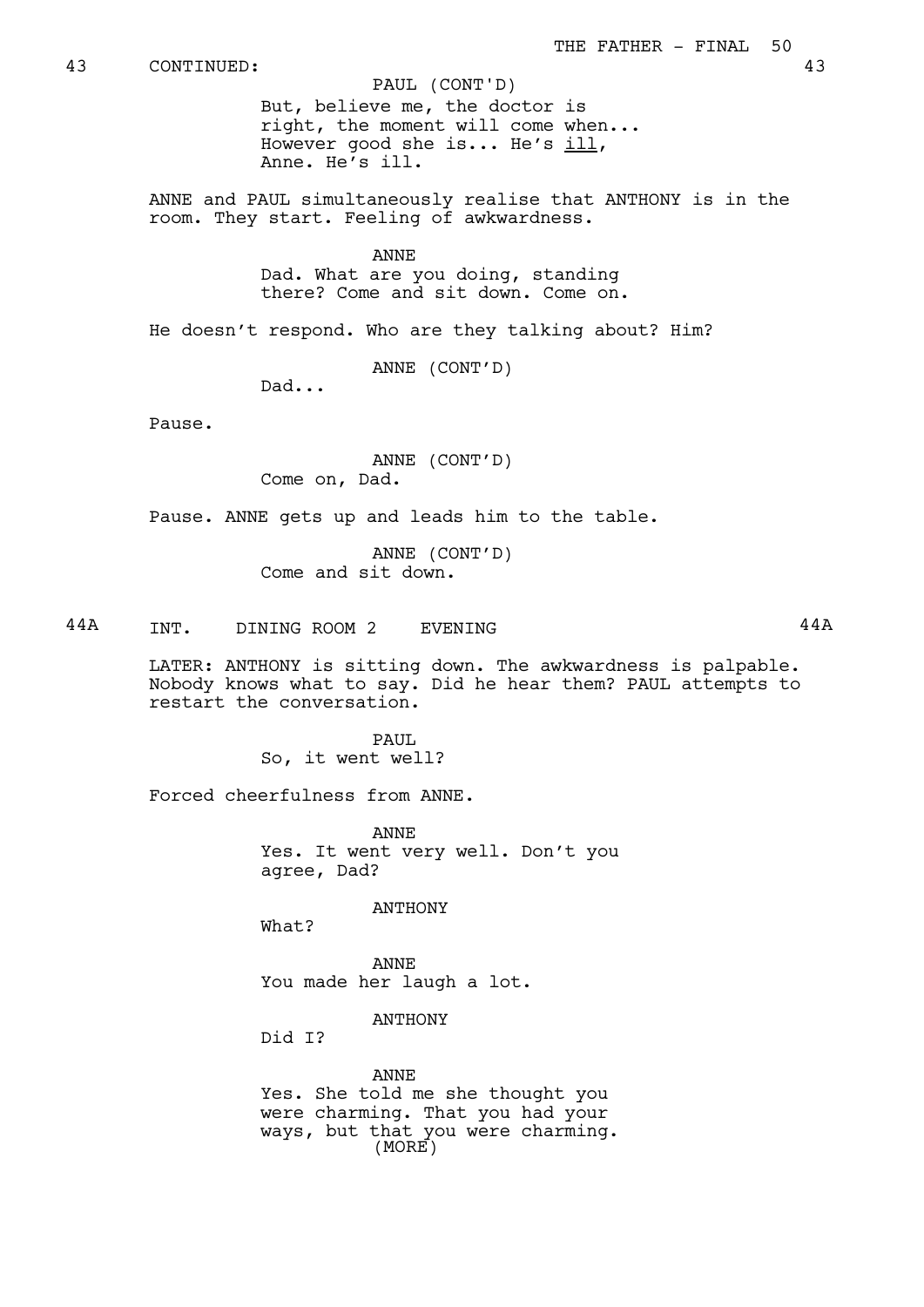43 CONTINUED: 43

PAUL (CONT'D)

But, believe me, the doctor is right, the moment will come when... However good she is... He's <u>ill</u>, Anne. He's ill.

ANNE and PAUL simultaneously realise that ANTHONY is in the room. They start. Feeling of awkwardness.

ANNE

Dad. What are you doing, standing there? Come and sit down. Come on.

He doesn't respond. Who are they talking about? Him?

ANNE (CONT'D)

Dad...

Pause.

ANNE (CONT'D)

Come on, Dad.

Pause. ANNE gets up and leads him to the table.

ANNE (CONT'D)

Come and sit down.

44A INT. DINING ROOM 2 EVENING 44A

LATER: ANTHONY is sitting down. The awkwardness is palpable. Nobody knows what to say. Did he hear them? PAUL attempts to restart the conversation.

PAUL

So, it went well?

Forced cheerfulness from ANNE.

ANNE

Yes. It went very well. Don't you agree, Dad?

ANTHONY

What?

ANNE

You made her laugh a lot.

ANTHONY

Did I?

ANNE

Yes. She told me she thought you were charming. That you had your ways, but that you were charming.

(MORE)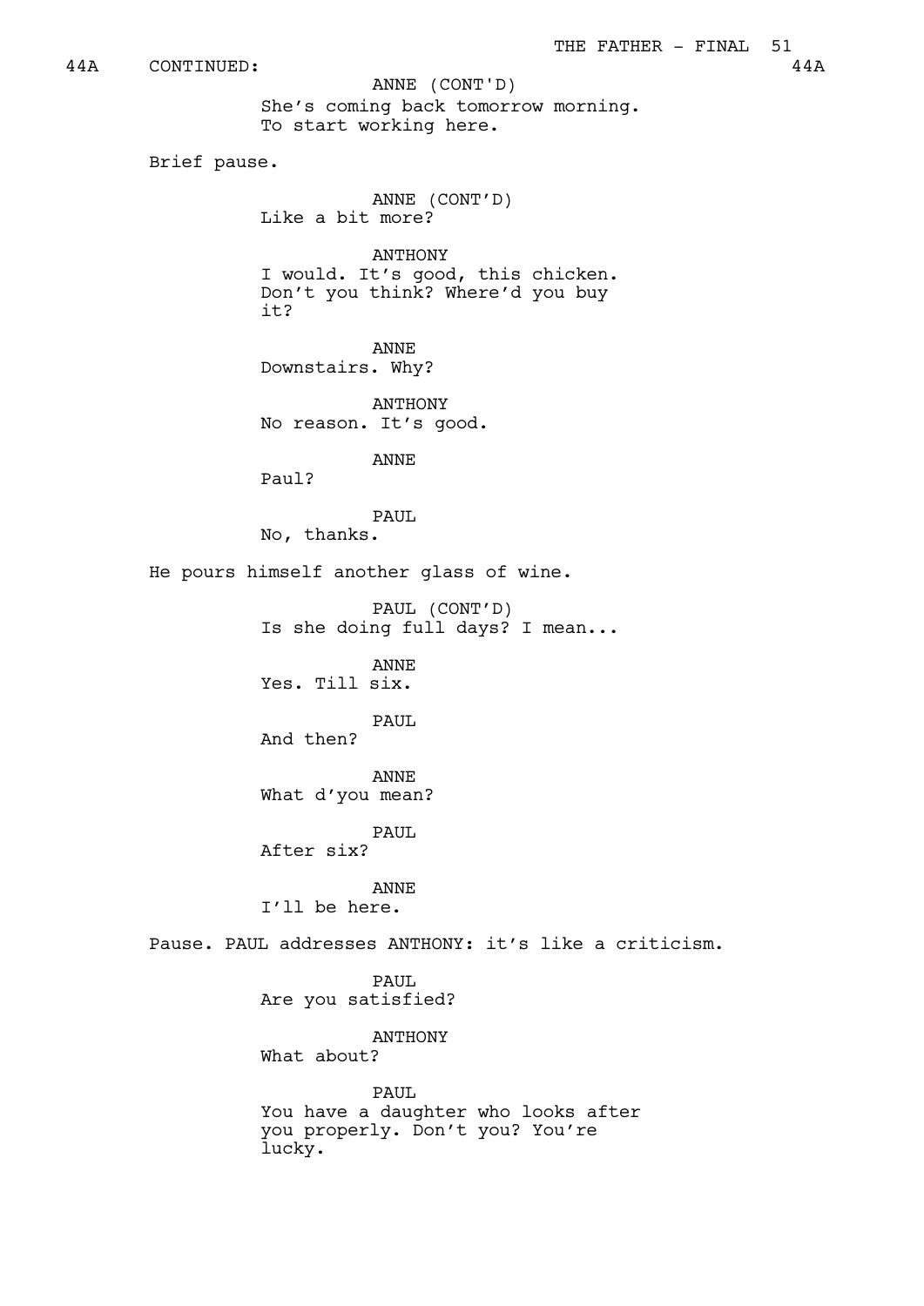44A CONTINUED: 44A

ANNE (CONT'D)
She's coming back tomorrow morning.
To start working here.

Brief pause.

ANNE (CONT'D)
Like a bit more?

ANTHONY
I would. It's good, this chicken.
Don't you think? Where'd you buy
it?

ANNE
Downstairs. Why?

ANTHONY
No reason. It's good.

ANNE
Paul?

PAUL
No, thanks.

He pours himself another glass of wine.

PAUL (CONT'D)
Is she doing full days? I mean...

ANNE
Yes. Till six.

PAUL
And then?

ANNE
What d'you mean?

PAUL
After six?

ANNE
I'll be here.

Pause. PAUL addresses ANTHONY: it's like a criticism.

PAUL
Are you satisfied?

ANTHONY
What about?

PAUL
You have a daughter who looks after
you properly. Don't you? You're
lucky.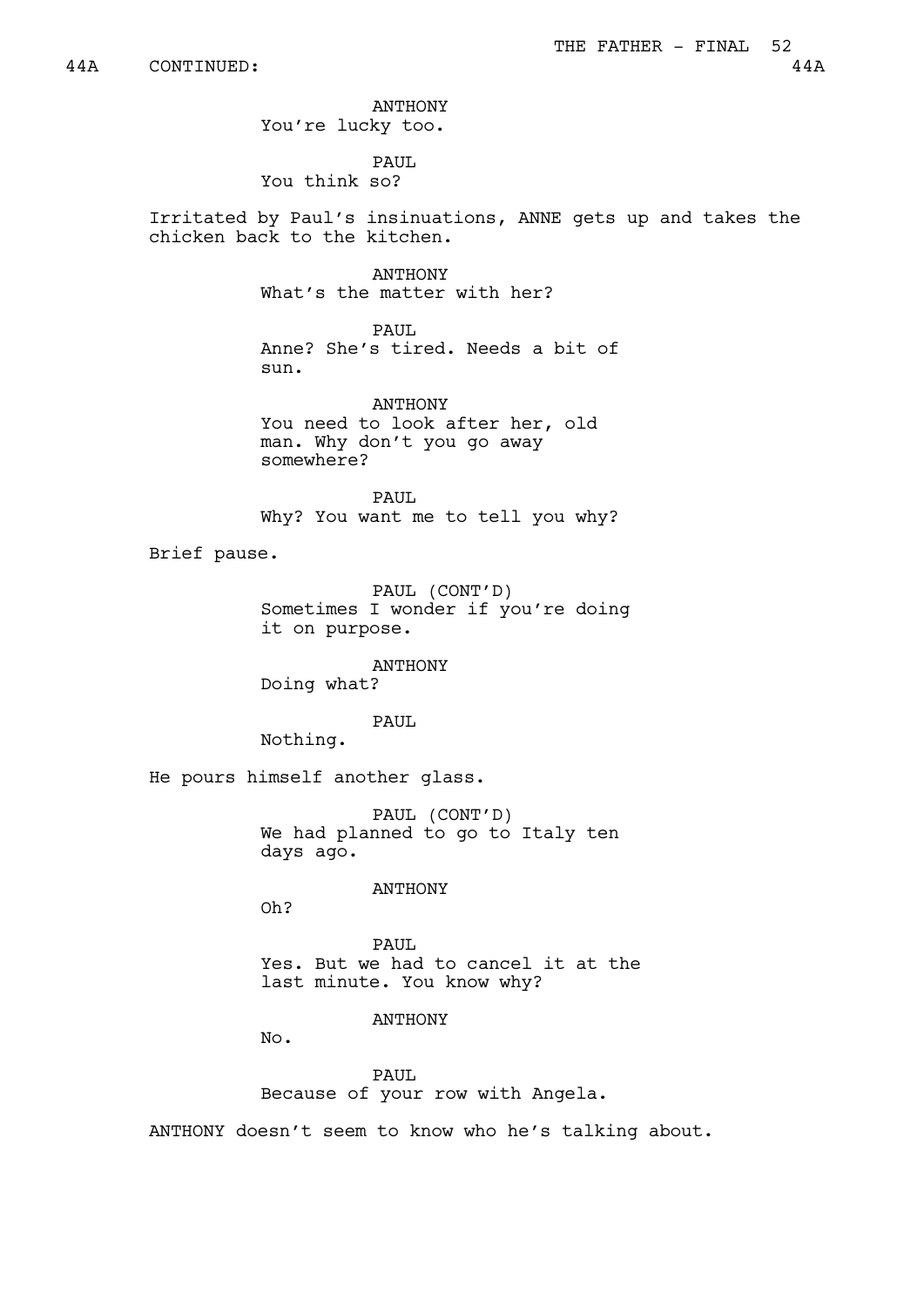44A CONTINUED: 44A

ANTHONY
You're lucky too.

PAUL
You think so?

Irritated by Paul's insinuations, ANNE gets up and takes the chicken back to the kitchen.

ANTHONY
What's the matter with her?

PAUL
Anne? She's tired. Needs a bit of sun.

ANTHONY
You need to look after her, old man. Why don't you go away somewhere?

PAUL
Why? You want me to tell you why?

Brief pause.

PAUL (CONT'D)
Sometimes I wonder if you're doing it on purpose.

ANTHONY
Doing what?

PAUL
Nothing.

He pours himself another glass.

PAUL (CONT'D)
We had planned to go to Italy ten days ago.

ANTHONY
Oh?

PAUL
Yes. But we had to cancel it at the last minute. You know why?

ANTHONY
No.

PAUL
Because of your row with Angela.

ANTHONY doesn't seem to know who he's talking about.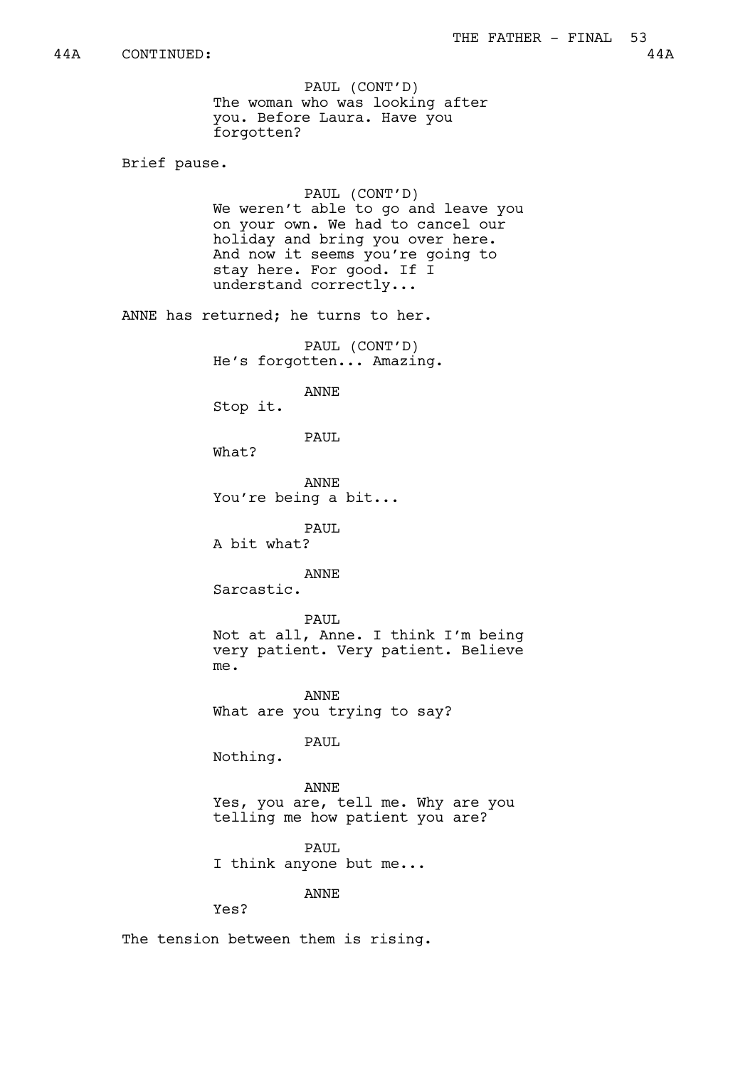44A CONTINUED: 44A

PAUL (CONT'D)
The woman who was looking after you. Before Laura. Have you forgotten?

Brief pause.

PAUL (CONT'D)
We weren't able to go and leave you on your own. We had to cancel our holiday and bring you over here. And now it seems you're going to stay here. For good. If I understand correctly...

ANNE has returned; he turns to her.

PAUL (CONT'D)
He's forgotten... Amazing.

ANNE
Stop it.

PAUL
What?

ANNE
You're being a bit...

PAUL
A bit what?

ANNE
Sarcastic.

PAUL
Not at all, Anne. I think I'm being very patient. Very patient. Believe me.

ANNE
What are you trying to say?

PAUL
Nothing.

ANNE
Yes, you are, tell me. Why are you telling me how patient you are?

PAUL
I think anyone but me...

ANNE
Yes?

The tension between them is rising.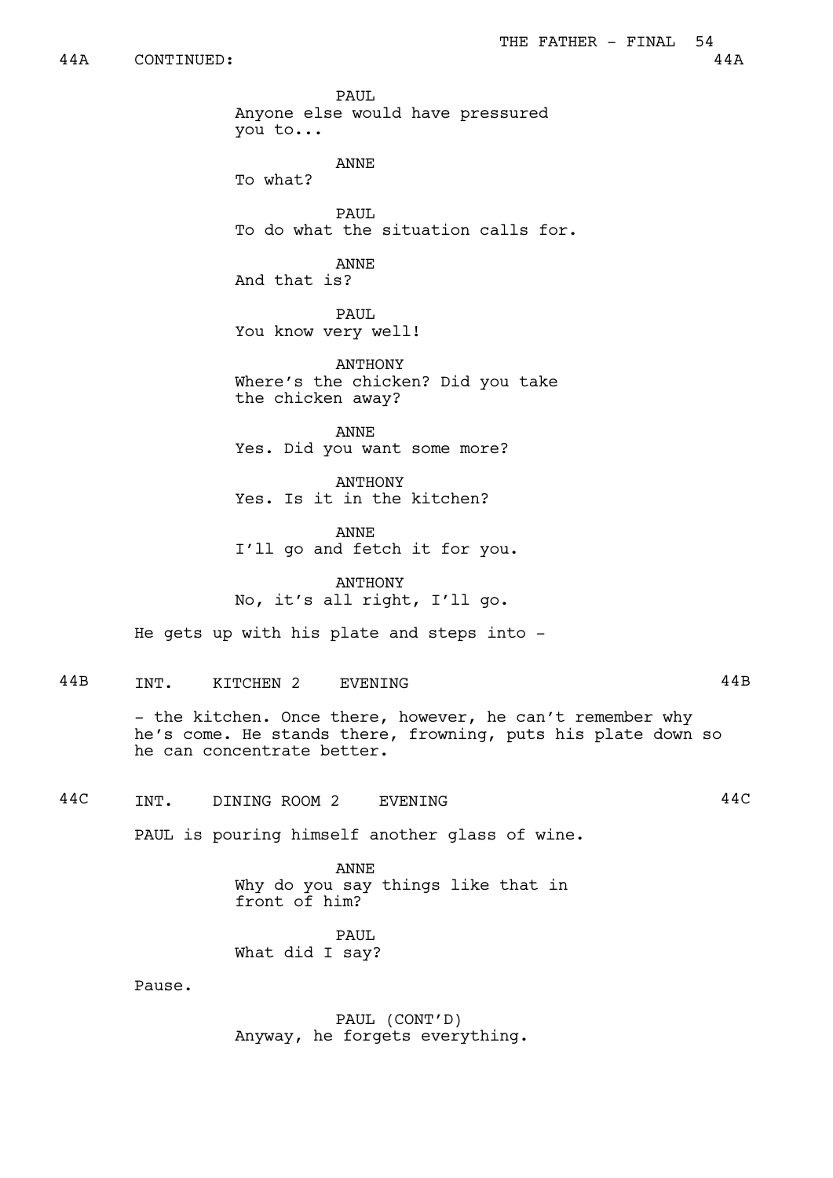44A CONTINUED: 44A

PAUL
Anyone else would have pressured you to...

ANNE
To what?

PAUL
To do what the situation calls for.

ANNE
And that is?

PAUL
You know very well!

ANTHONY
Where's the chicken? Did you take the chicken away?

ANNE
Yes. Did you want some more?

ANTHONY
Yes. Is it in the kitchen?

ANNE
I'll go and fetch it for you.

ANTHONY
No, it's all right, I'll go.

He gets up with his plate and steps into -

44B INT. KITCHEN 2 EVENING 44B

- the kitchen. Once there, however, he can't remember why he's come. He stands there, frowning, puts his plate down so he can concentrate better.

44C INT. DINING ROOM 2 EVENING 44C

PAUL is pouring himself another glass of wine.

ANNE
Why do you say things like that in front of him?

PAUL
What did I say?

Pause.

PAUL (CONT'D)
Anyway, he forgets everything.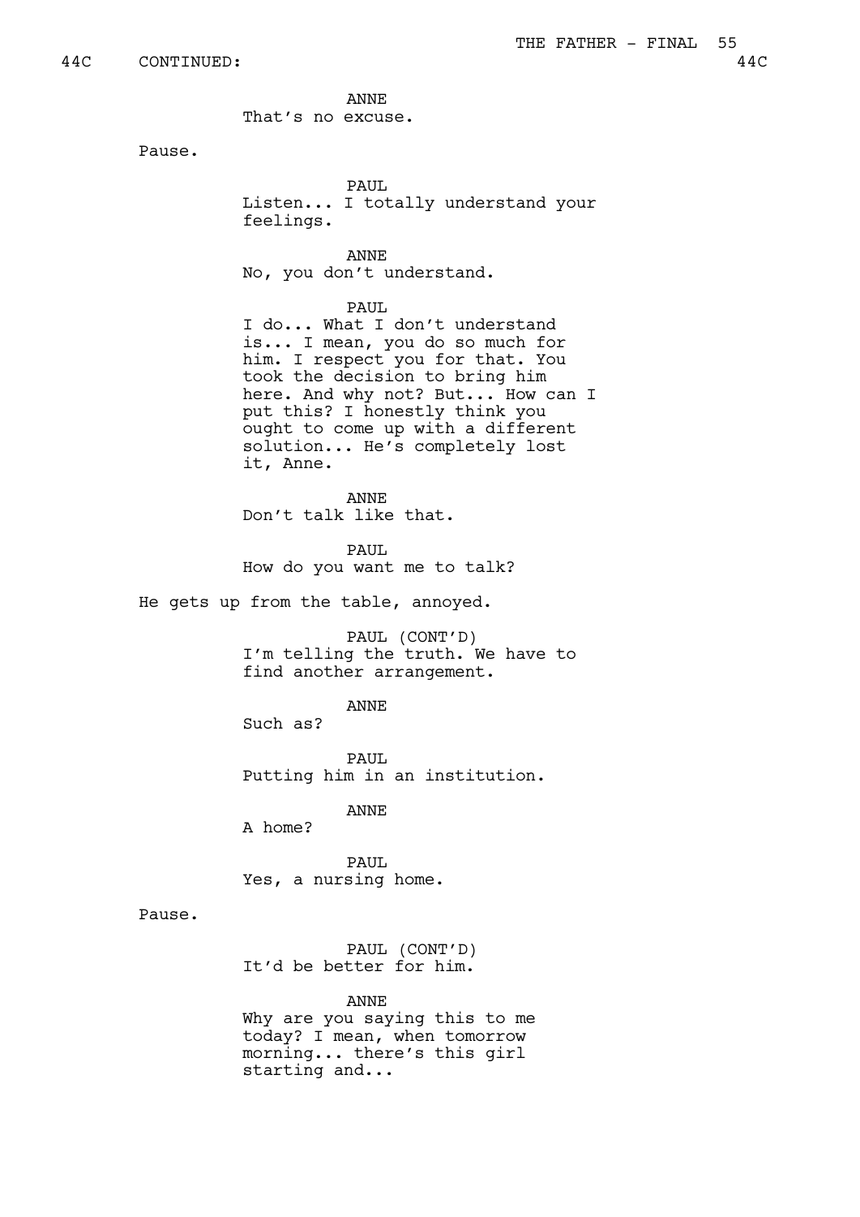44C CONTINUED: 44C

ANNE
That's no excuse.

Pause.

PAUL
Listen... I totally understand your feelings.

ANNE
No, you don't understand.

PAUL
I do... What I don't understand is... I mean, you do so much for him. I respect you for that. You took the decision to bring him here. And why not? But... How can I put this? I honestly think you ought to come up with a different solution... He's completely lost it, Anne.

ANNE
Don't talk like that.

PAUL
How do you want me to talk?

He gets up from the table, annoyed.

PAUL (CONT'D)
I'm telling the truth. We have to find another arrangement.

ANNE
Such as?

PAUL
Putting him in an institution.

ANNE
A home?

PAUL
Yes, a nursing home.

Pause.

PAUL (CONT'D)
It'd be better for him.

ANNE
Why are you saying this to me today? I mean, when tomorrow morning... there's this girl starting and...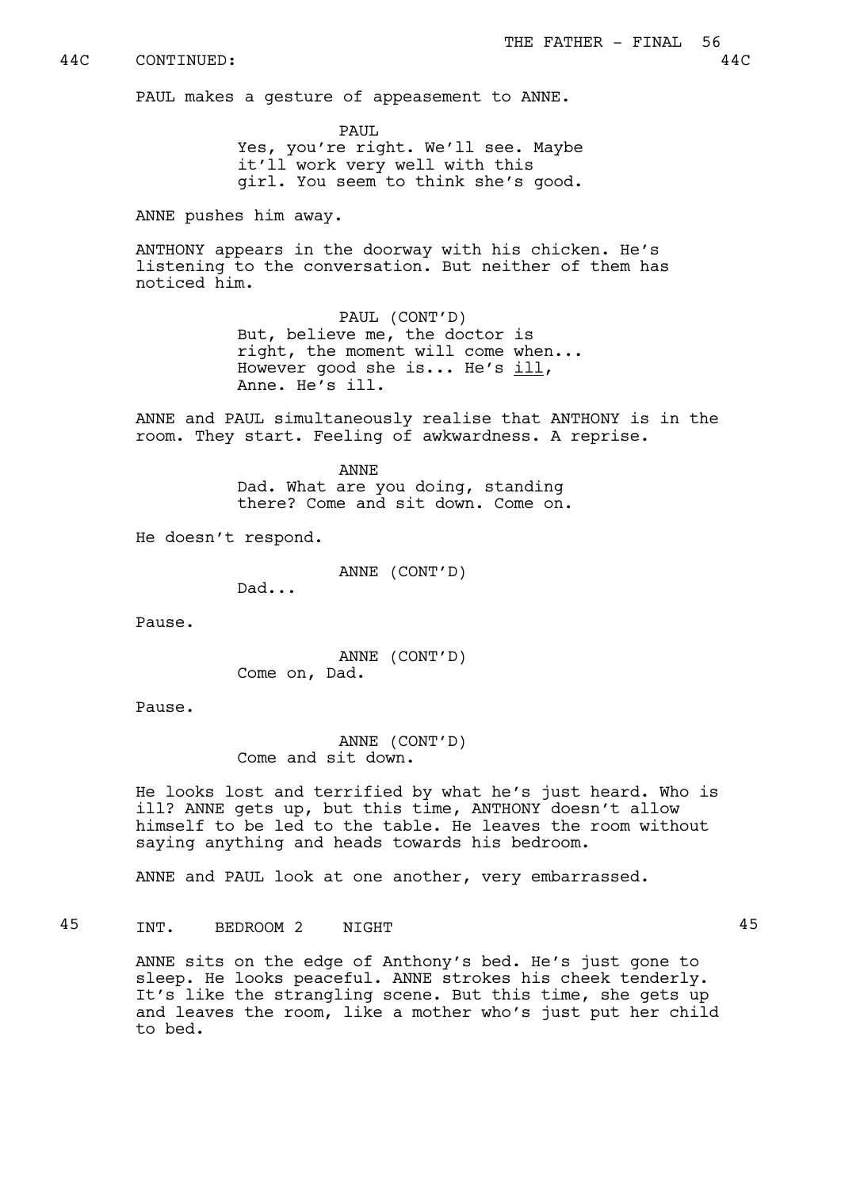44C CONTINUED: 44C

PAUL makes a gesture of appeasement to ANNE.

PAUL
Yes, you're right. We'll see. Maybe it'll work very well with this girl. You seem to think she's good.

ANNE pushes him away.

ANTHONY appears in the doorway with his chicken. He's listening to the conversation. But neither of them has noticed him.

PAUL (CONT'D)
But, believe me, the doctor is right, the moment will come when... However good she is... He's <u>ill</u>, Anne. He's ill.

ANNE and PAUL simultaneously realise that ANTHONY is in the room. They start. Feeling of awkwardness. A reprise.

ANNE
Dad. What are you doing, standing there? Come and sit down. Come on.

He doesn't respond.

ANNE (CONT'D)
Dad...

Pause.

ANNE (CONT'D)
Come on, Dad.

Pause.

ANNE (CONT'D)
Come and sit down.

He looks lost and terrified by what he's just heard. Who is ill? ANNE gets up, but this time, ANTHONY doesn't allow himself to be led to the table. He leaves the room without saying anything and heads towards his bedroom.

ANNE and PAUL look at one another, very embarrassed.

45 INT. BEDROOM 2 NIGHT 45

ANNE sits on the edge of Anthony's bed. He's just gone to sleep. He looks peaceful. ANNE strokes his cheek tenderly. It's like the strangling scene. But this time, she gets up and leaves the room, like a mother who's just put her child to bed.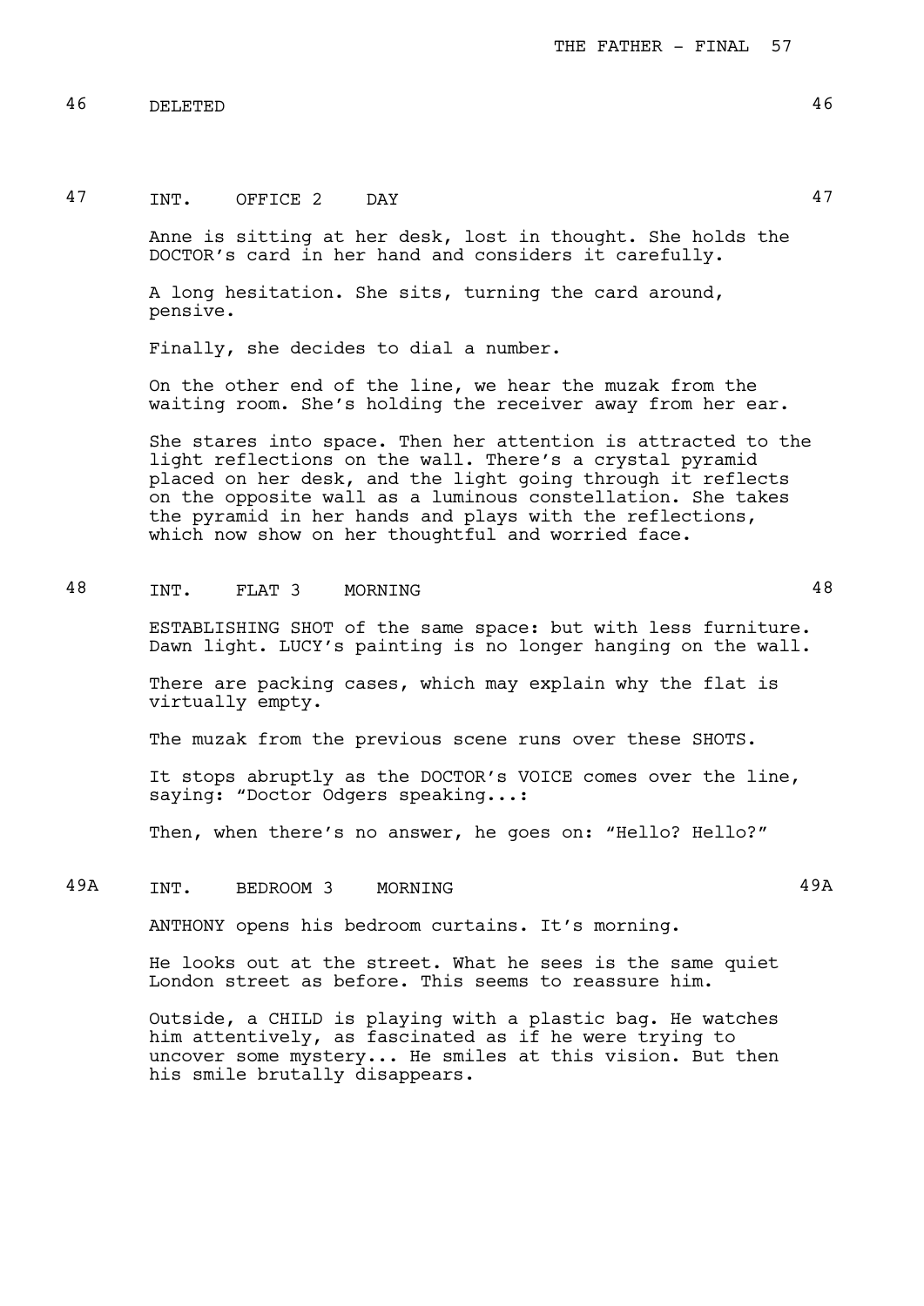46 DELETED 46

47 INT. OFFICE 2 DAY 47

Anne is sitting at her desk, lost in thought. She holds the DOCTOR's card in her hand and considers it carefully.

A long hesitation. She sits, turning the card around, pensive.

Finally, she decides to dial a number.

On the other end of the line, we hear the muzak from the waiting room. She's holding the receiver away from her ear.

She stares into space. Then her attention is attracted to the light reflections on the wall. There's a crystal pyramid placed on her desk, and the light going through it reflects on the opposite wall as a luminous constellation. She takes the pyramid in her hands and plays with the reflections, which now show on her thoughtful and worried face.

48 INT. FLAT 3 MORNING 48

ESTABLISHING SHOT of the same space: but with less furniture. Dawn light. LUCY's painting is no longer hanging on the wall.

There are packing cases, which may explain why the flat is virtually empty.

The muzak from the previous scene runs over these SHOTS.

It stops abruptly as the DOCTOR's VOICE comes over the line, saying: "Doctor Odgers speaking...:

Then, when there's no answer, he goes on: "Hello? Hello?"

49A INT. BEDROOM 3 MORNING 49A

ANTHONY opens his bedroom curtains. It's morning.

He looks out at the street. What he sees is the same quiet London street as before. This seems to reassure him.

Outside, a CHILD is playing with a plastic bag. He watches him attentively, as fascinated as if he were trying to uncover some mystery... He smiles at this vision. But then his smile brutally disappears.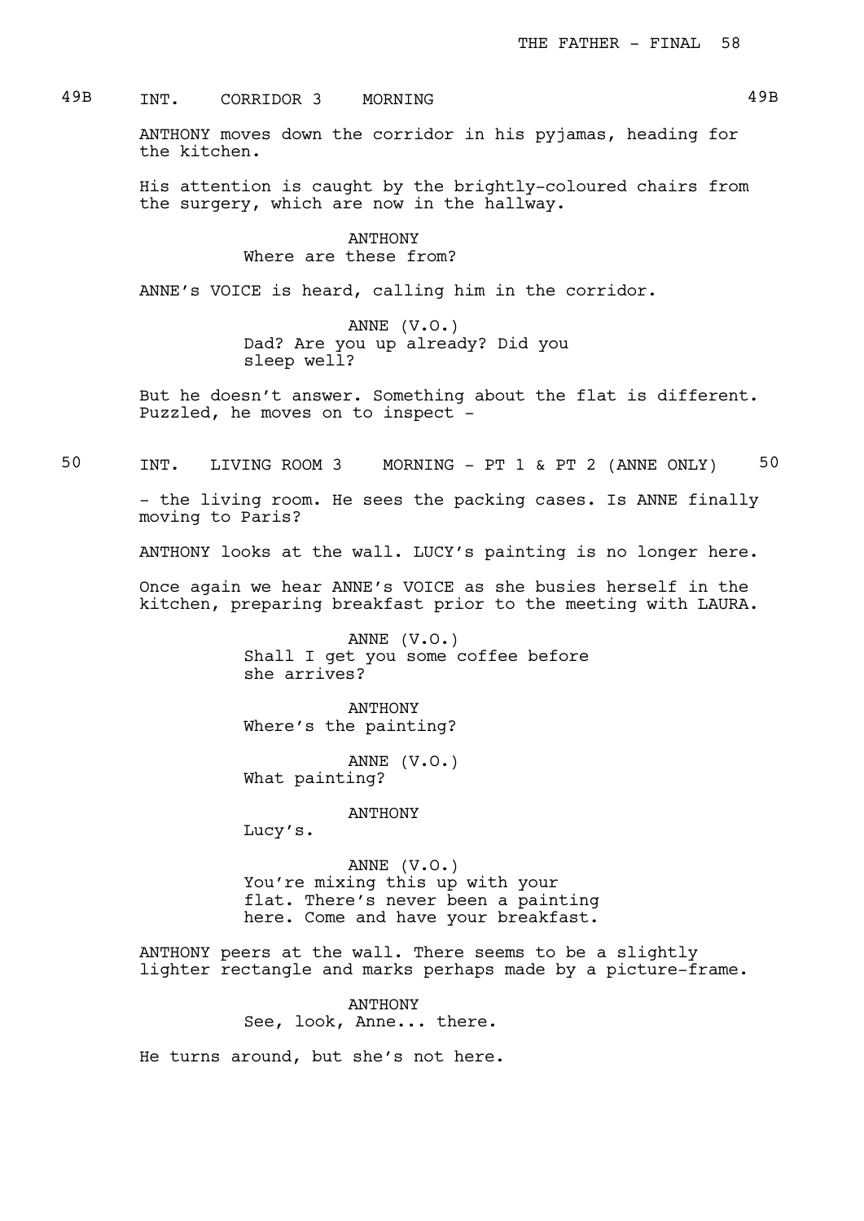49B INT. CORRIDOR 3 MORNING 49B

ANTHONY moves down the corridor in his pyjamas, heading for the kitchen.

His attention is caught by the brightly-coloured chairs from the surgery, which are now in the hallway.

ANTHONY
Where are these from?

ANNE's VOICE is heard, calling him in the corridor.

ANNE (V.O.)
Dad? Are you up already? Did you sleep well?

But he doesn't answer. Something about the flat is different. Puzzled, he moves on to inspect -

50 INT. LIVING ROOM 3 MORNING - PT 1 & PT 2 (ANNE ONLY) 50

- the living room. He sees the packing cases. Is ANNE finally moving to Paris?

ANTHONY looks at the wall. LUCY's painting is no longer here.

Once again we hear ANNE's VOICE as she busies herself in the kitchen, preparing breakfast prior to the meeting with LAURA.

ANNE (V.O.)
Shall I get you some coffee before she arrives?

ANTHONY
Where's the painting?

ANNE (V.O.)
What painting?

ANTHONY
Lucy's.

ANNE (V.O.)
You're mixing this up with your flat. There's never been a painting here. Come and have your breakfast.

ANTHONY peers at the wall. There seems to be a slightly lighter rectangle and marks perhaps made by a picture-frame.

ANTHONY
See, look, Anne... there.

He turns around, but she's not here.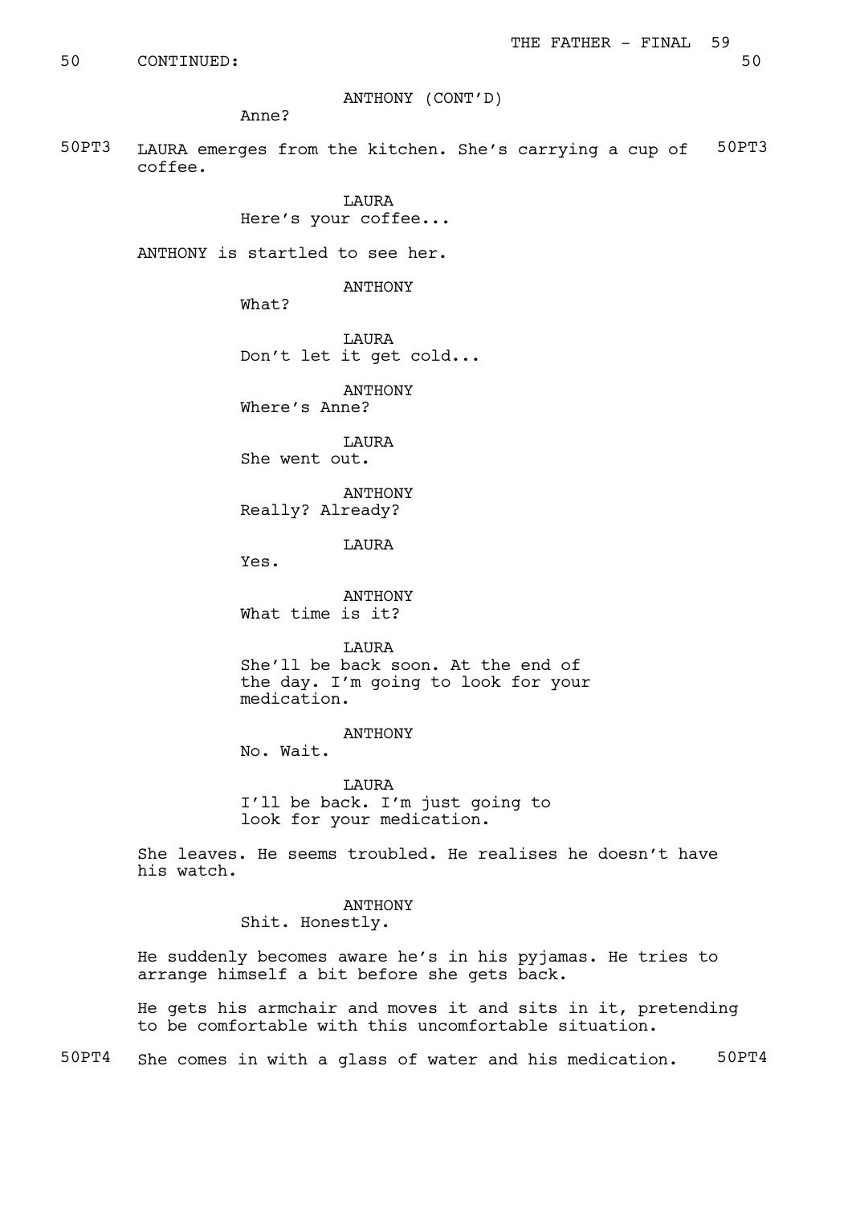50 CONTINUED: 50

ANTHONY (CONT'D)
Anne?

50PT3 LAURA emerges from the kitchen. She's carrying a cup of coffee. 50PT3

LAURA
Here's your coffee...

ANTHONY is startled to see her.

ANTHONY
What?

LAURA
Don't let it get cold...

ANTHONY
Where's Anne?

LAURA
She went out.

ANTHONY
Really? Already?

LAURA
Yes.

ANTHONY
What time is it?

LAURA
She'll be back soon. At the end of the day. I'm going to look for your medication.

ANTHONY
No. Wait.

LAURA
I'll be back. I'm just going to look for your medication.

She leaves. He seems troubled. He realises he doesn't have his watch.

ANTHONY
Shit. Honestly.

He suddenly becomes aware he's in his pyjamas. He tries to arrange himself a bit before she gets back.

He gets his armchair and moves it and sits in it, pretending to be comfortable with this uncomfortable situation.

50PT4 She comes in with a glass of water and his medication. 50PT4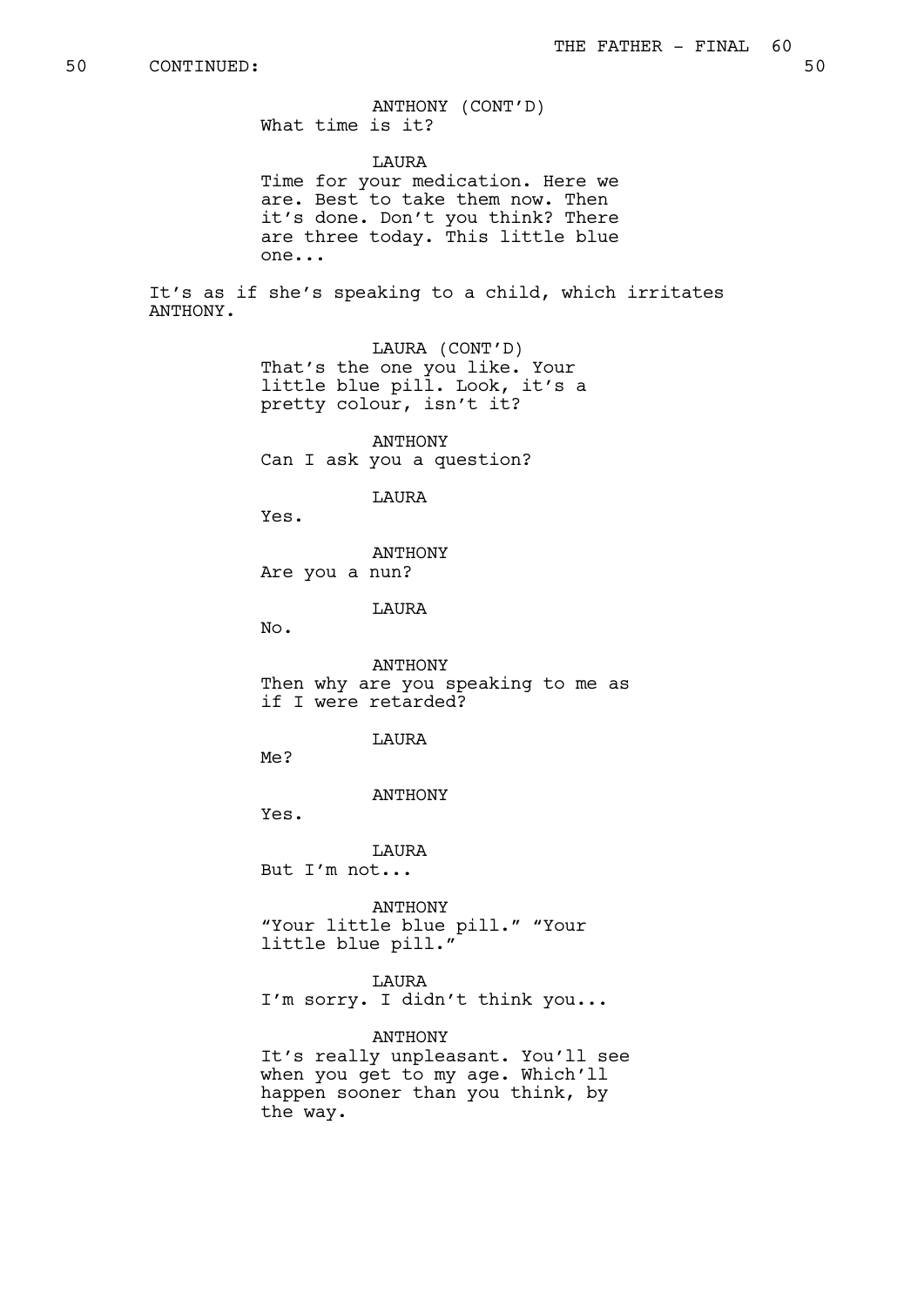50 CONTINUED: 50

ANTHONY (CONT'D)
What time is it?

LAURA
Time for your medication. Here we are. Best to take them now. Then it's done. Don't you think? There are three today. This little blue one...

It's as if she's speaking to a child, which irritates ANTHONY.

LAURA (CONT'D)
That's the one you like. Your little blue pill. Look, it's a pretty colour, isn't it?

ANTHONY
Can I ask you a question?

LAURA
Yes.

ANTHONY
Are you a nun?

LAURA
No.

ANTHONY
Then why are you speaking to me as if I were retarded?

LAURA
Me?

ANTHONY
Yes.

LAURA
But I'm not...

ANTHONY
"Your little blue pill." "Your little blue pill."

LAURA
I'm sorry. I didn't think you...

ANTHONY
It's really unpleasant. You'll see when you get to my age. Which'll happen sooner than you think, by the way.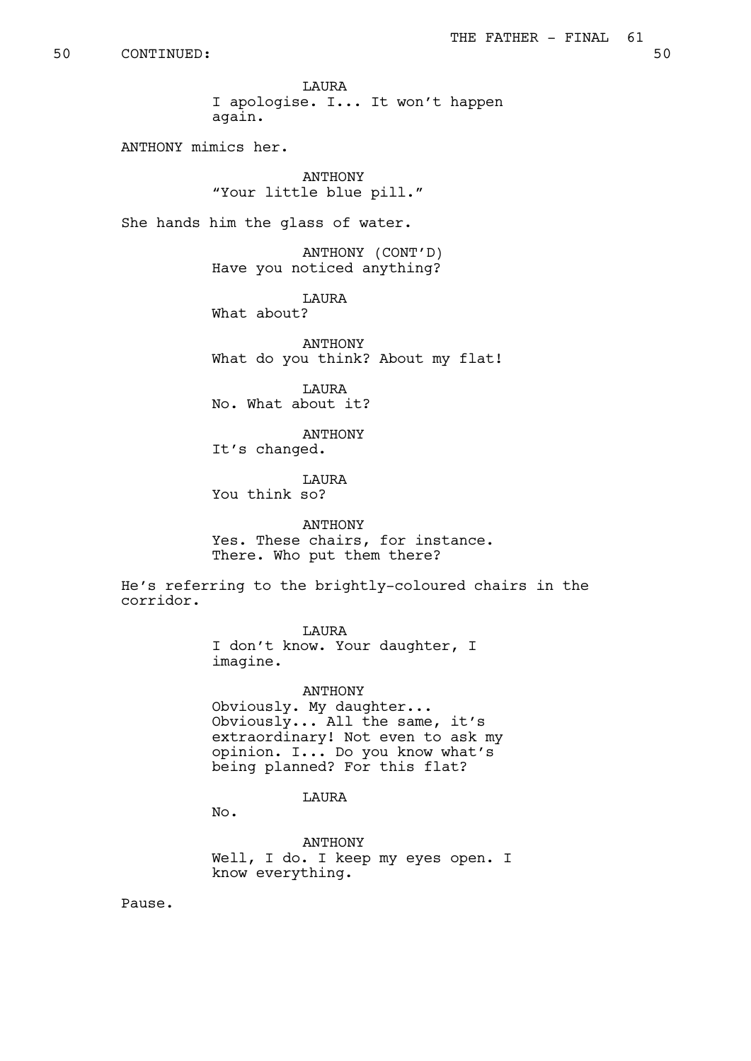50 CONTINUED: 50

LAURA
I apologise. I... It won't happen again.

ANTHONY mimics her.

ANTHONY
"Your little blue pill."

She hands him the glass of water.

ANTHONY (CONT'D)
Have you noticed anything?

LAURA
What about?

ANTHONY
What do you think? About my flat!

LAURA
No. What about it?

ANTHONY
It's changed.

LAURA
You think so?

ANTHONY
Yes. These chairs, for instance. There. Who put them there?

He's referring to the brightly-coloured chairs in the corridor.

LAURA
I don't know. Your daughter, I imagine.

ANTHONY
Obviously. My daughter... Obviously... All the same, it's extraordinary! Not even to ask my opinion. I... Do you know what's being planned? For this flat?

LAURA
No.

ANTHONY
Well, I do. I keep my eyes open. I know everything.

Pause.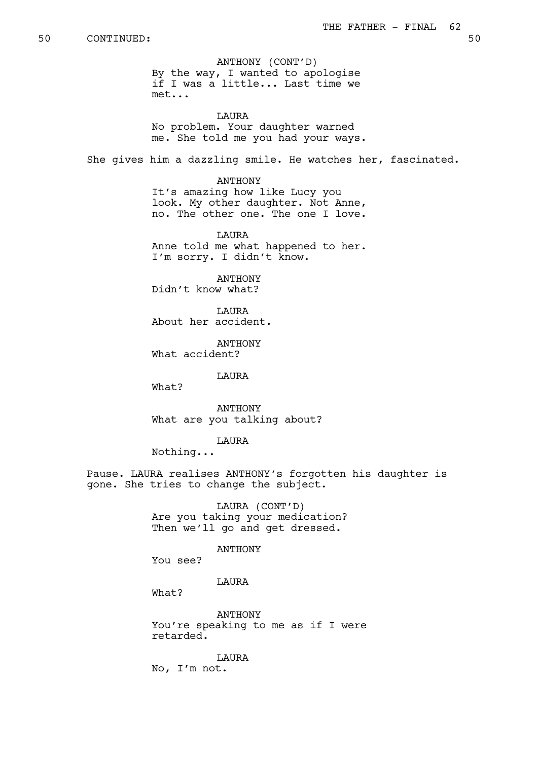50 CONTINUED: 50

ANTHONY (CONT'D)
By the way, I wanted to apologise if I was a little... Last time we met...

LAURA
No problem. Your daughter warned me. She told me you had your ways.

She gives him a dazzling smile. He watches her, fascinated.

ANTHONY
It's amazing how like Lucy you look. My other daughter. Not Anne, no. The other one. The one I love.

LAURA
Anne told me what happened to her. I'm sorry. I didn't know.

ANTHONY
Didn't know what?

LAURA
About her accident.

ANTHONY
What accident?

LAURA
What?

ANTHONY
What are you talking about?

LAURA
Nothing...

Pause. LAURA realises ANTHONY's forgotten his daughter is gone. She tries to change the subject.

LAURA (CONT'D)
Are you taking your medication? Then we'll go and get dressed.

ANTHONY
You see?

LAURA
What?

ANTHONY
You're speaking to me as if I were retarded.

LAURA
No, I'm not.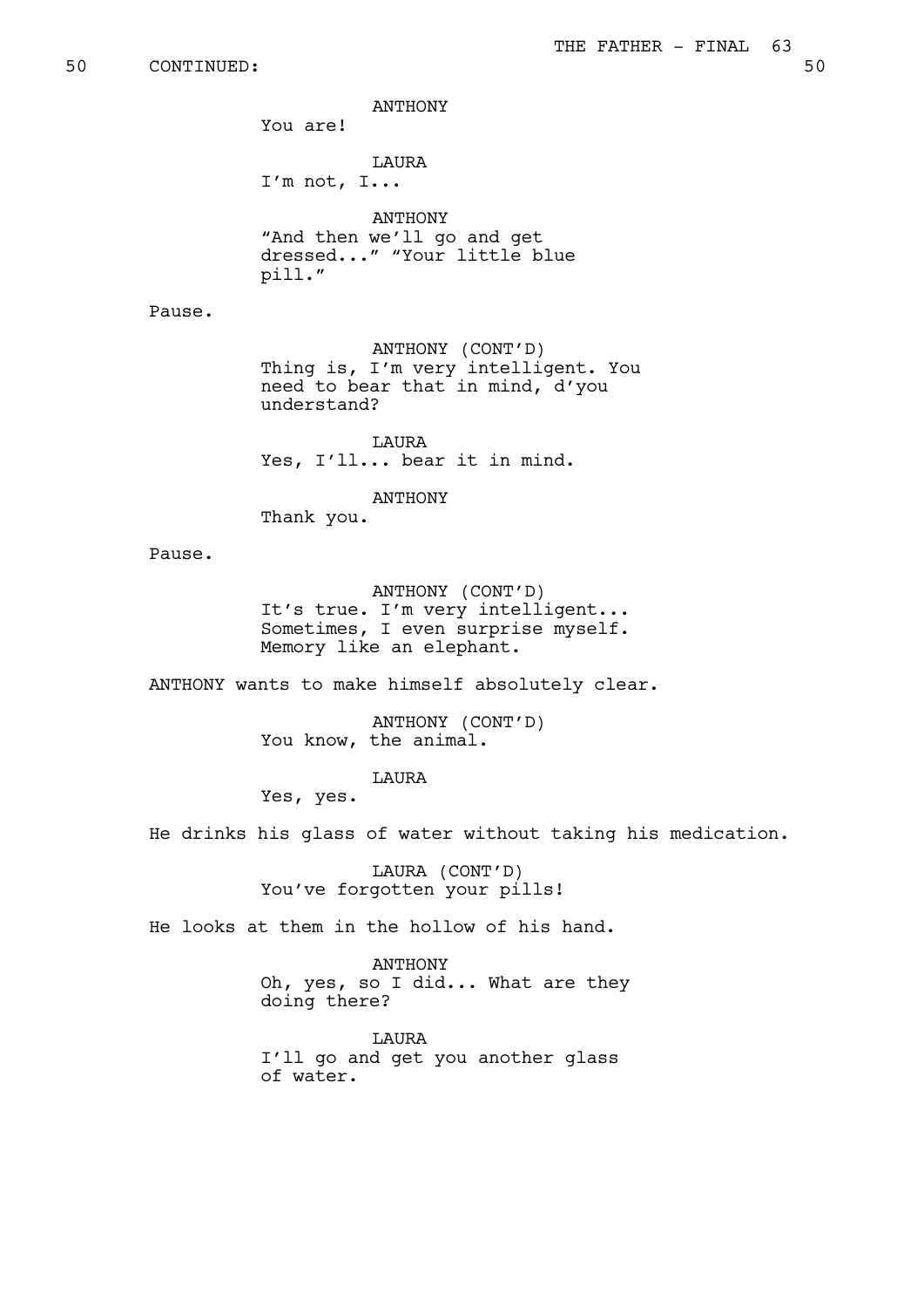50 CONTINUED: 50

ANTHONY
You are!

LAURA
I'm not, I...

ANTHONY
"And then we'll go and get dressed..." "Your little blue pill."

Pause.

ANTHONY (CONT'D)
Thing is, I'm very intelligent. You need to bear that in mind, d'you understand?

LAURA
Yes, I'll... bear it in mind.

ANTHONY
Thank you.

Pause.

ANTHONY (CONT'D)
It's true. I'm very intelligent... Sometimes, I even surprise myself. Memory like an elephant.

ANTHONY wants to make himself absolutely clear.

ANTHONY (CONT'D)
You know, the animal.

LAURA
Yes, yes.

He drinks his glass of water without taking his medication.

LAURA (CONT'D)
You've forgotten your pills!

He looks at them in the hollow of his hand.

ANTHONY
Oh, yes, so I did... What are they doing there?

LAURA
I'll go and get you another glass of water.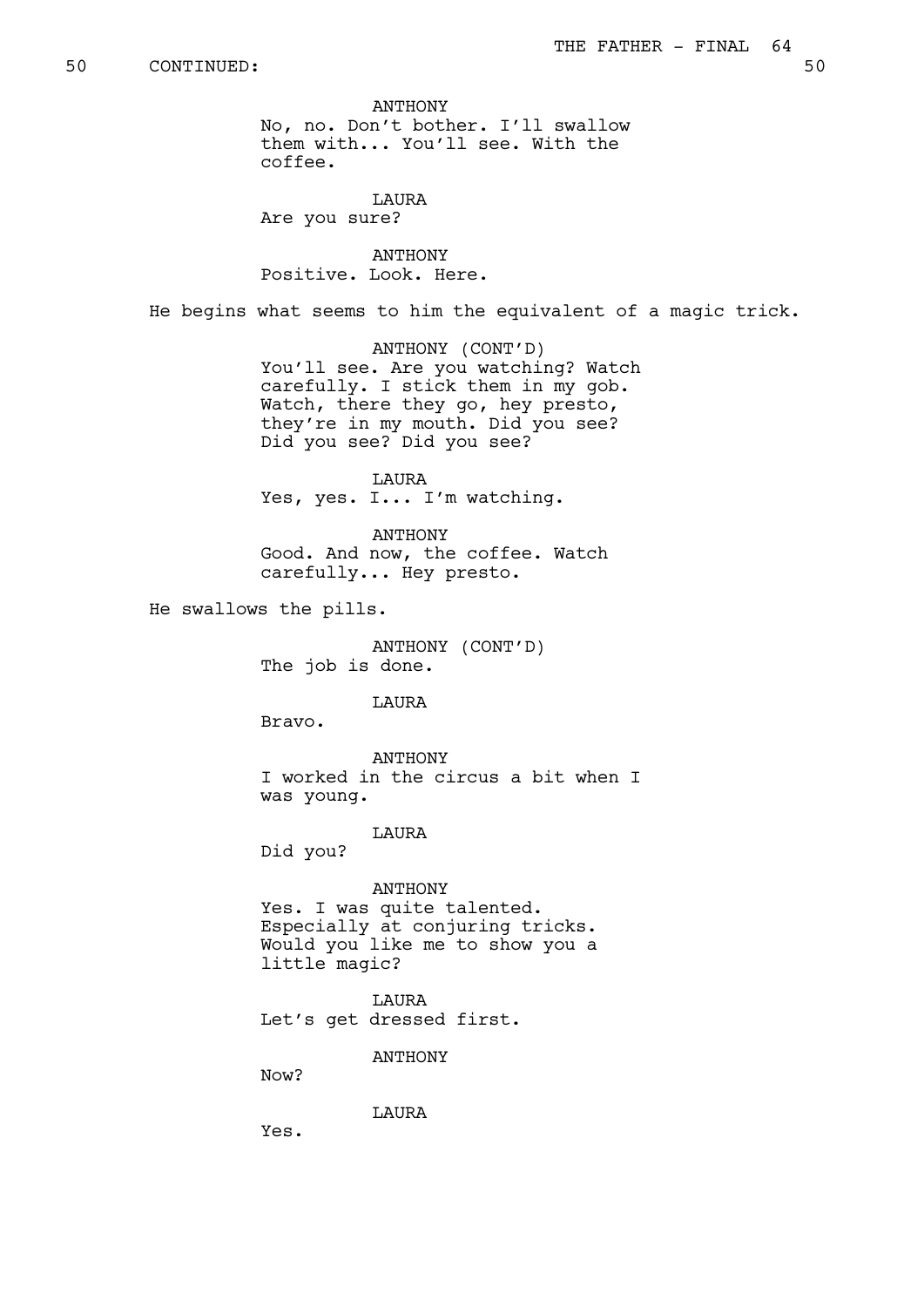50 CONTINUED: 50

ANTHONY
No, no. Don't bother. I'll swallow them with... You'll see. With the coffee.

LAURA
Are you sure?

ANTHONY
Positive. Look. Here.

He begins what seems to him the equivalent of a magic trick.

ANTHONY (CONT'D)
You'll see. Are you watching? Watch carefully. I stick them in my gob. Watch, there they go, hey presto, they're in my mouth. Did you see? Did you see? Did you see?

LAURA
Yes, yes. I... I'm watching.

ANTHONY
Good. And now, the coffee. Watch carefully... Hey presto.

He swallows the pills.

ANTHONY (CONT'D)
The job is done.

LAURA
Bravo.

ANTHONY
I worked in the circus a bit when I was young.

LAURA
Did you?

ANTHONY
Yes. I was quite talented. Especially at conjuring tricks. Would you like me to show you a little magic?

LAURA
Let's get dressed first.

ANTHONY
Now?

LAURA
Yes.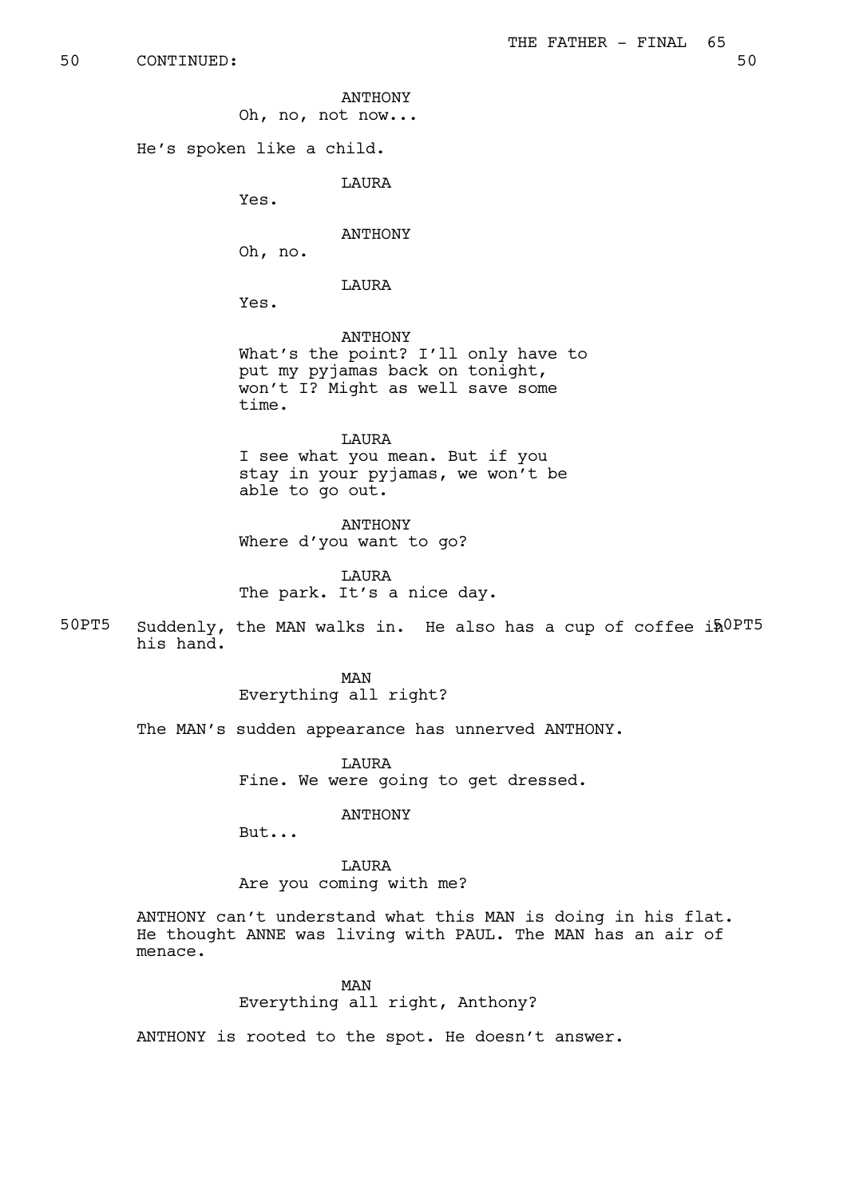50 CONTINUED: 50

ANTHONY
Oh, no, not now...

He's spoken like a child.

LAURA
Yes.

ANTHONY
Oh, no.

LAURA
Yes.

ANTHONY
What's the point? I'll only have to put my pyjamas back on tonight, won't I? Might as well save some time.

LAURA
I see what you mean. But if you stay in your pyjamas, we won't be able to go out.

ANTHONY
Where d'you want to go?

LAURA
The park. It's a nice day.

50PT5 Suddenly, the MAN walks in. He also has a cup of coffee in his hand. 50PT5

MAN
Everything all right?

The MAN's sudden appearance has unnerved ANTHONY.

LAURA
Fine. We were going to get dressed.

ANTHONY
But...

LAURA
Are you coming with me?

ANTHONY can't understand what this MAN is doing in his flat. He thought ANNE was living with PAUL. The MAN has an air of menace.

MAN
Everything all right, Anthony?

ANTHONY is rooted to the spot. He doesn't answer.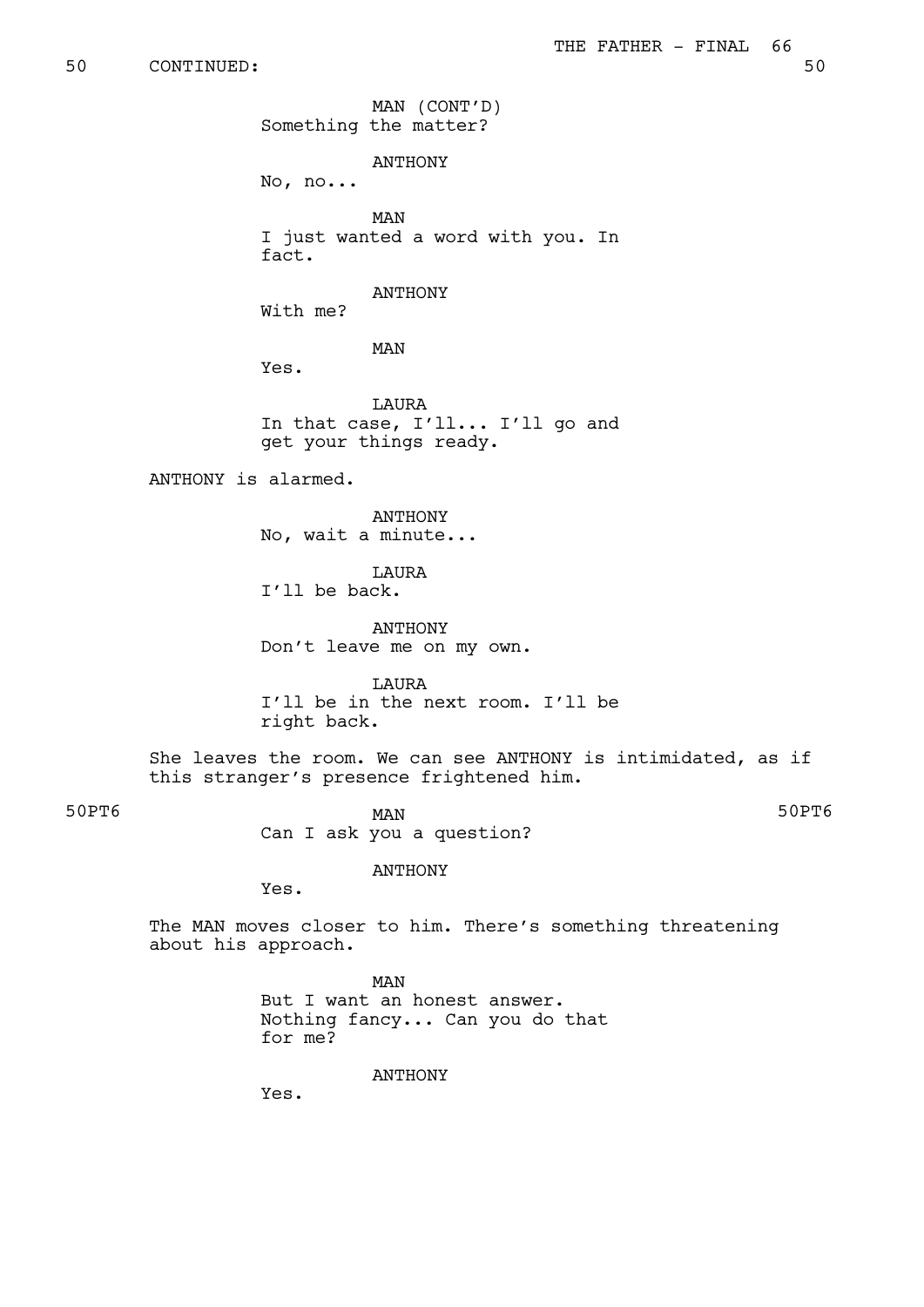50 CONTINUED: 50

MAN (CONT'D)
Something the matter?

ANTHONY
No, no...

MAN
I just wanted a word with you. In fact.

ANTHONY
With me?

MAN
Yes.

LAURA
In that case, I'll... I'll go and get your things ready.

ANTHONY is alarmed.

ANTHONY
No, wait a minute...

LAURA
I'll be back.

ANTHONY
Don't leave me on my own.

LAURA
I'll be in the next room. I'll be right back.

She leaves the room. We can see ANTHONY is intimidated, as if this stranger's presence frightened him.

50PT6 50PT6

MAN
Can I ask you a question?

ANTHONY
Yes.

The MAN moves closer to him. There's something threatening about his approach.

MAN
But I want an honest answer. Nothing fancy... Can you do that for me?

ANTHONY
Yes.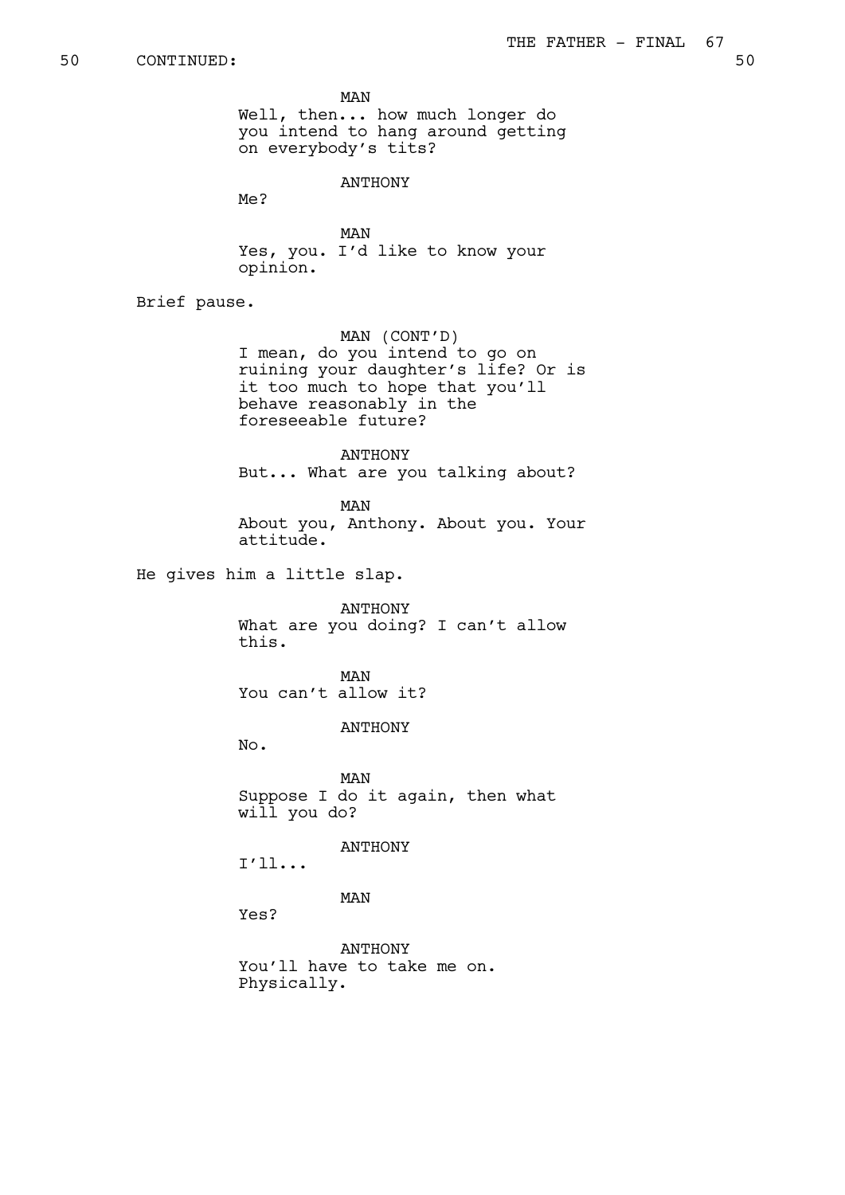50 CONTINUED: 50

MAN
Well, then... how much longer do you intend to hang around getting on everybody's tits?

ANTHONY
Me?

MAN
Yes, you. I'd like to know your opinion.

Brief pause.

MAN (CONT'D)
I mean, do you intend to go on ruining your daughter's life? Or is it too much to hope that you'll behave reasonably in the foreseeable future?

ANTHONY
But... What are you talking about?

MAN
About you, Anthony. About you. Your attitude.

He gives him a little slap.

ANTHONY
What are you doing? I can't allow this.

MAN
You can't allow it?

ANTHONY
No.

MAN
Suppose I do it again, then what will you do?

ANTHONY
I'll...

MAN
Yes?

ANTHONY
You'll have to take me on. Physically.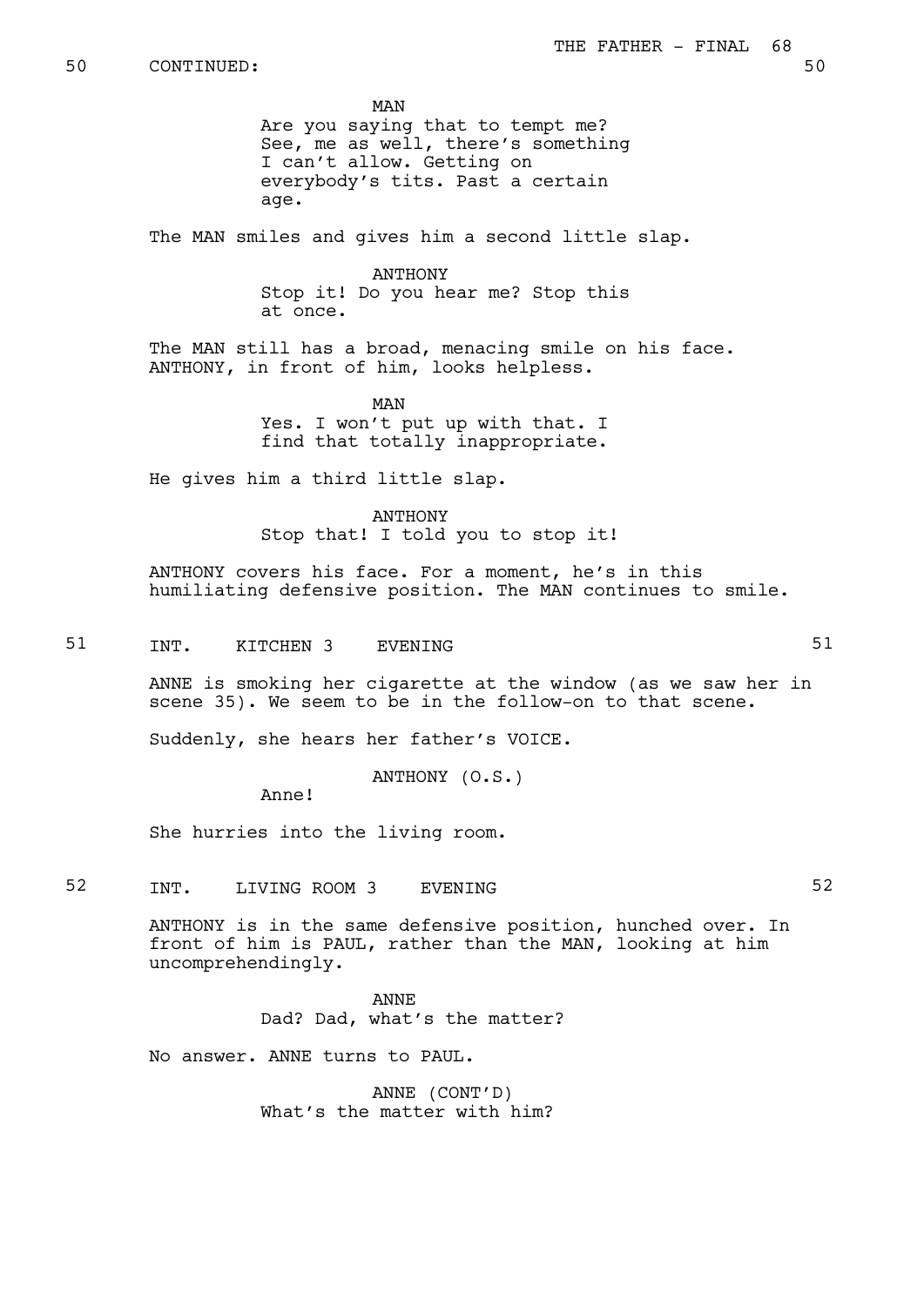50 CONTINUED: 50

MAN
Are you saying that to tempt me? See, me as well, there's something I can't allow. Getting on everybody's tits. Past a certain age.

The MAN smiles and gives him a second little slap.

ANTHONY
Stop it! Do you hear me? Stop this at once.

The MAN still has a broad, menacing smile on his face. ANTHONY, in front of him, looks helpless.

MAN
Yes. I won't put up with that. I find that totally inappropriate.

He gives him a third little slap.

ANTHONY
Stop that! I told you to stop it!

ANTHONY covers his face. For a moment, he's in this humiliating defensive position. The MAN continues to smile.

51 INT. KITCHEN 3 EVENING 51

ANNE is smoking her cigarette at the window (as we saw her in scene 35). We seem to be in the follow-on to that scene.

Suddenly, she hears her father's VOICE.

ANTHONY (O.S.)
Anne!

She hurries into the living room.

52 INT. LIVING ROOM 3 EVENING 52

ANTHONY is in the same defensive position, hunched over. In front of him is PAUL, rather than the MAN, looking at him uncomprehendingly.

ANNE
Dad? Dad, what's the matter?

No answer. ANNE turns to PAUL.

ANNE (CONT'D)
What's the matter with him?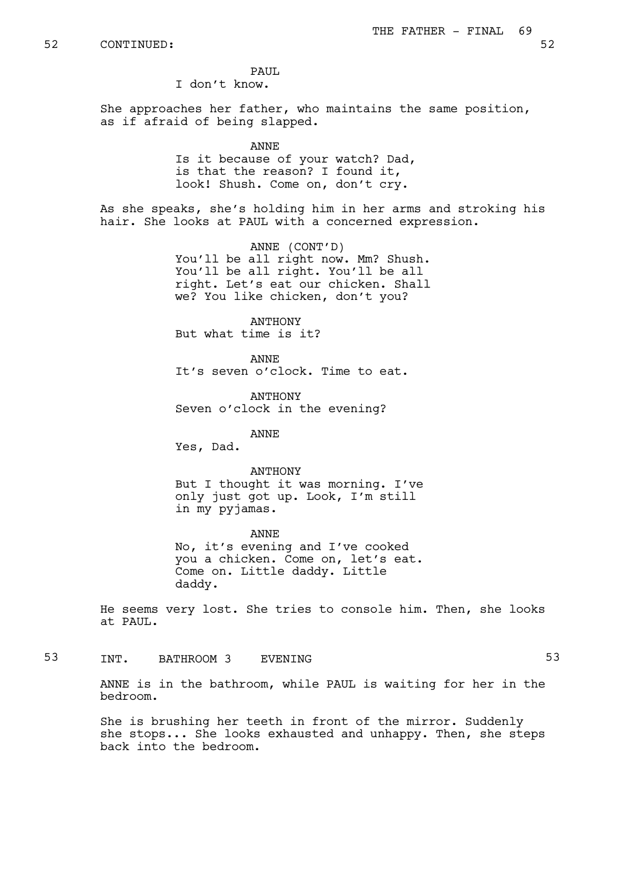52 CONTINUED: 52

PAUL
I don't know.

She approaches her father, who maintains the same position, as if afraid of being slapped.

ANNE
Is it because of your watch? Dad, is that the reason? I found it, look! Shush. Come on, don't cry.

As she speaks, she's holding him in her arms and stroking his hair. She looks at PAUL with a concerned expression.

ANNE (CONT'D)
You'll be all right now. Mm? Shush. You'll be all right. You'll be all right. Let's eat our chicken. Shall we? You like chicken, don't you?

ANTHONY
But what time is it?

ANNE
It's seven o'clock. Time to eat.

ANTHONY
Seven o'clock in the evening?

ANNE
Yes, Dad.

ANTHONY
But I thought it was morning. I've only just got up. Look, I'm still in my pyjamas.

ANNE
No, it's evening and I've cooked you a chicken. Come on, let's eat. Come on. Little daddy. Little daddy.

He seems very lost. She tries to console him. Then, she looks at PAUL.

53 INT. BATHROOM 3 EVENING 53

ANNE is in the bathroom, while PAUL is waiting for her in the bedroom.

She is brushing her teeth in front of the mirror. Suddenly she stops... She looks exhausted and unhappy. Then, she steps back into the bedroom.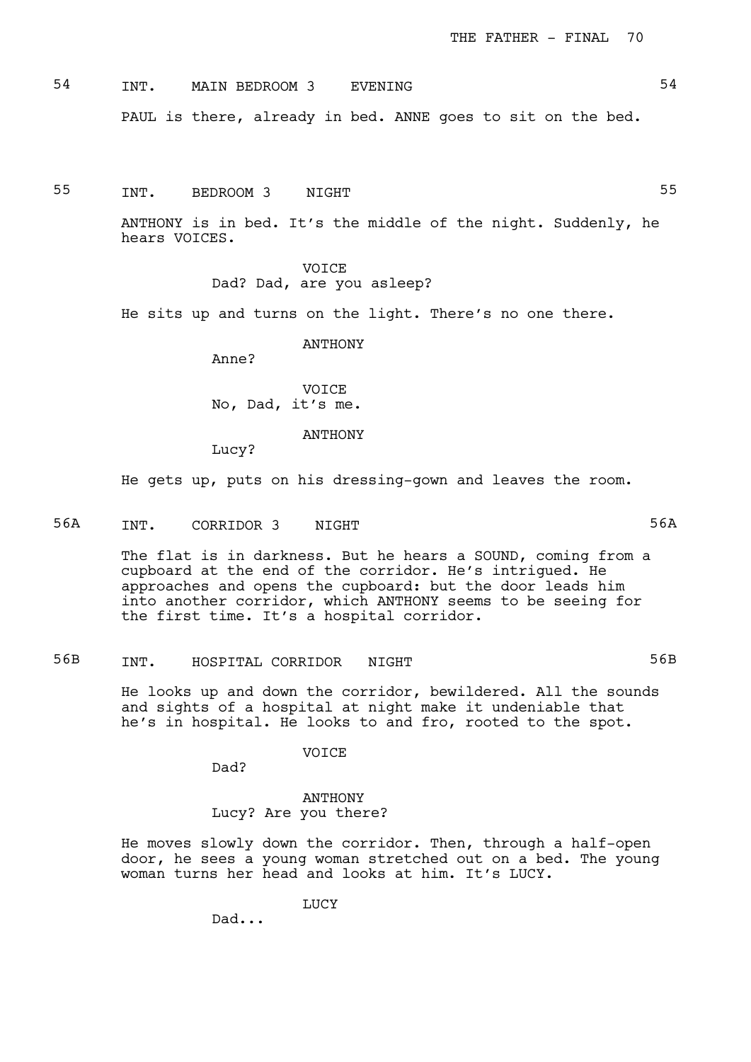54 INT. MAIN BEDROOM 3 EVENING 54

PAUL is there, already in bed. ANNE goes to sit on the bed.

55 INT. BEDROOM 3 NIGHT 55

ANTHONY is in bed. It's the middle of the night. Suddenly, he hears VOICES.

VOICE
Dad? Dad, are you asleep?

He sits up and turns on the light. There's no one there.

ANTHONY
Anne?

VOICE
No, Dad, it's me.

ANTHONY
Lucy?

He gets up, puts on his dressing-gown and leaves the room.

56A INT. CORRIDOR 3 NIGHT 56A

The flat is in darkness. But he hears a SOUND, coming from a cupboard at the end of the corridor. He's intrigued. He approaches and opens the cupboard: but the door leads him into another corridor, which ANTHONY seems to be seeing for the first time. It's a hospital corridor.

56B INT. HOSPITAL CORRIDOR NIGHT 56B

He looks up and down the corridor, bewildered. All the sounds and sights of a hospital at night make it undeniable that he's in hospital. He looks to and fro, rooted to the spot.

VOICE
Dad?

ANTHONY
Lucy? Are you there?

He moves slowly down the corridor. Then, through a half-open door, he sees a young woman stretched out on a bed. The young woman turns her head and looks at him. It's LUCY.

LUCY
Dad...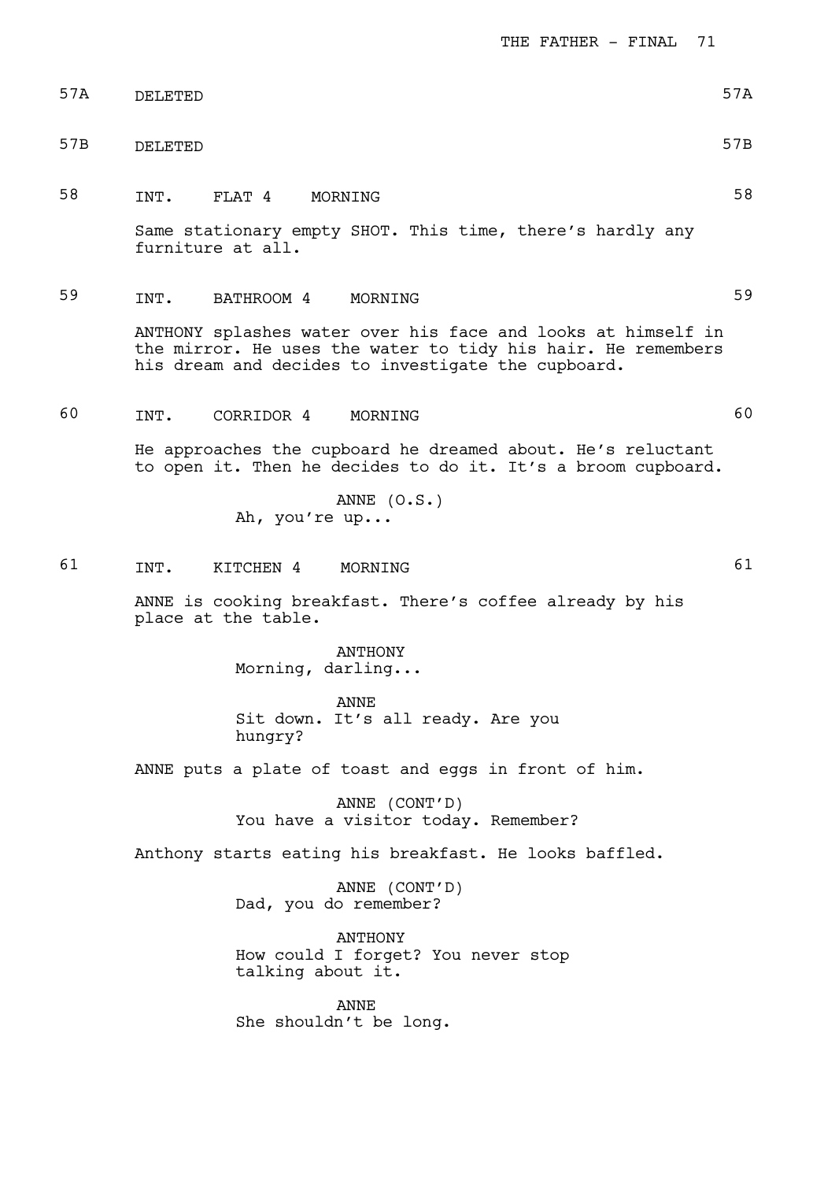57A DELETED 57A

57B DELETED 57B

58 INT. FLAT 4 MORNING 58

Same stationary empty SHOT. This time, there's hardly any furniture at all.

59 INT. BATHROOM 4 MORNING 59

ANTHONY splashes water over his face and looks at himself in the mirror. He uses the water to tidy his hair. He remembers his dream and decides to investigate the cupboard.

60 INT. CORRIDOR 4 MORNING 60

He approaches the cupboard he dreamed about. He's reluctant to open it. Then he decides to do it. It's a broom cupboard.

ANNE (O.S.)
Ah, you're up...

61 INT. KITCHEN 4 MORNING 61

ANNE is cooking breakfast. There's coffee already by his place at the table.

ANTHONY
Morning, darling...

ANNE
Sit down. It's all ready. Are you hungry?

ANNE puts a plate of toast and eggs in front of him.

ANNE (CONT'D)
You have a visitor today. Remember?

Anthony starts eating his breakfast. He looks baffled.

ANNE (CONT'D)
Dad, you do remember?

ANTHONY
How could I forget? You never stop talking about it.

ANNE
She shouldn't be long.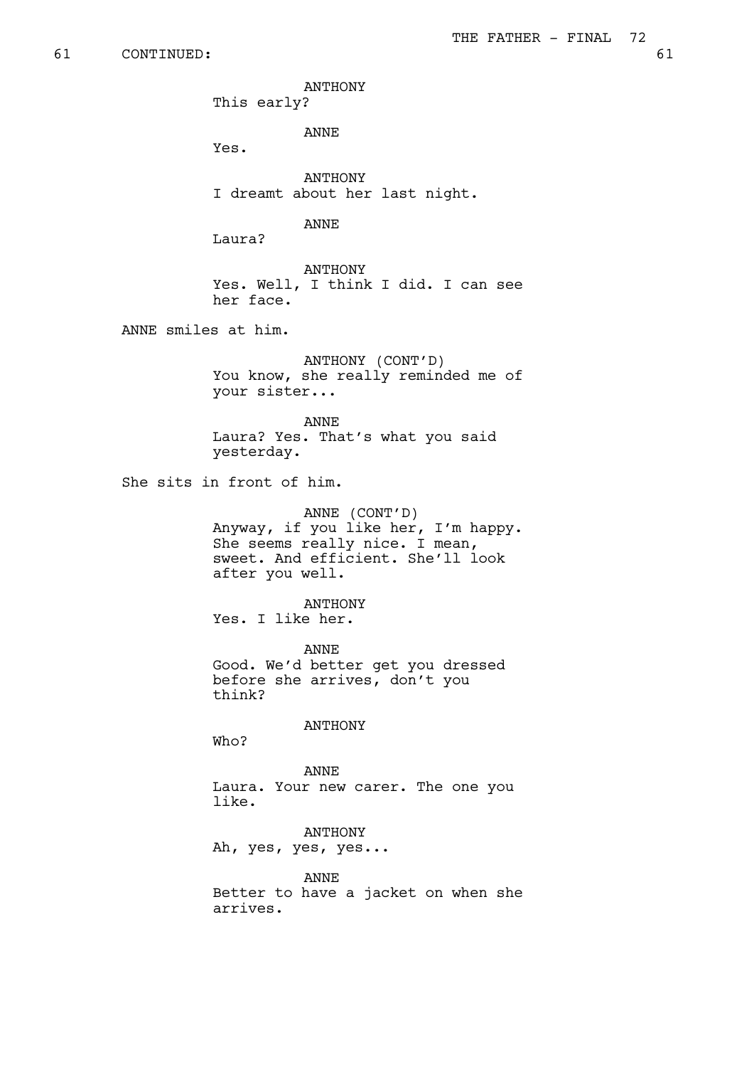61 CONTINUED: 61

ANTHONY
This early?

ANNE
Yes.

ANTHONY
I dreamt about her last night.

ANNE
Laura?

ANTHONY
Yes. Well, I think I did. I can see her face.

ANNE smiles at him.

ANTHONY (CONT'D)
You know, she really reminded me of your sister...

ANNE
Laura? Yes. That's what you said yesterday.

She sits in front of him.

ANNE (CONT'D)
Anyway, if you like her, I'm happy. She seems really nice. I mean, sweet. And efficient. She'll look after you well.

ANTHONY
Yes. I like her.

ANNE
Good. We'd better get you dressed before she arrives, don't you think?

ANTHONY
Who?

ANNE
Laura. Your new carer. The one you like.

ANTHONY
Ah, yes, yes, yes...

ANNE
Better to have a jacket on when she arrives.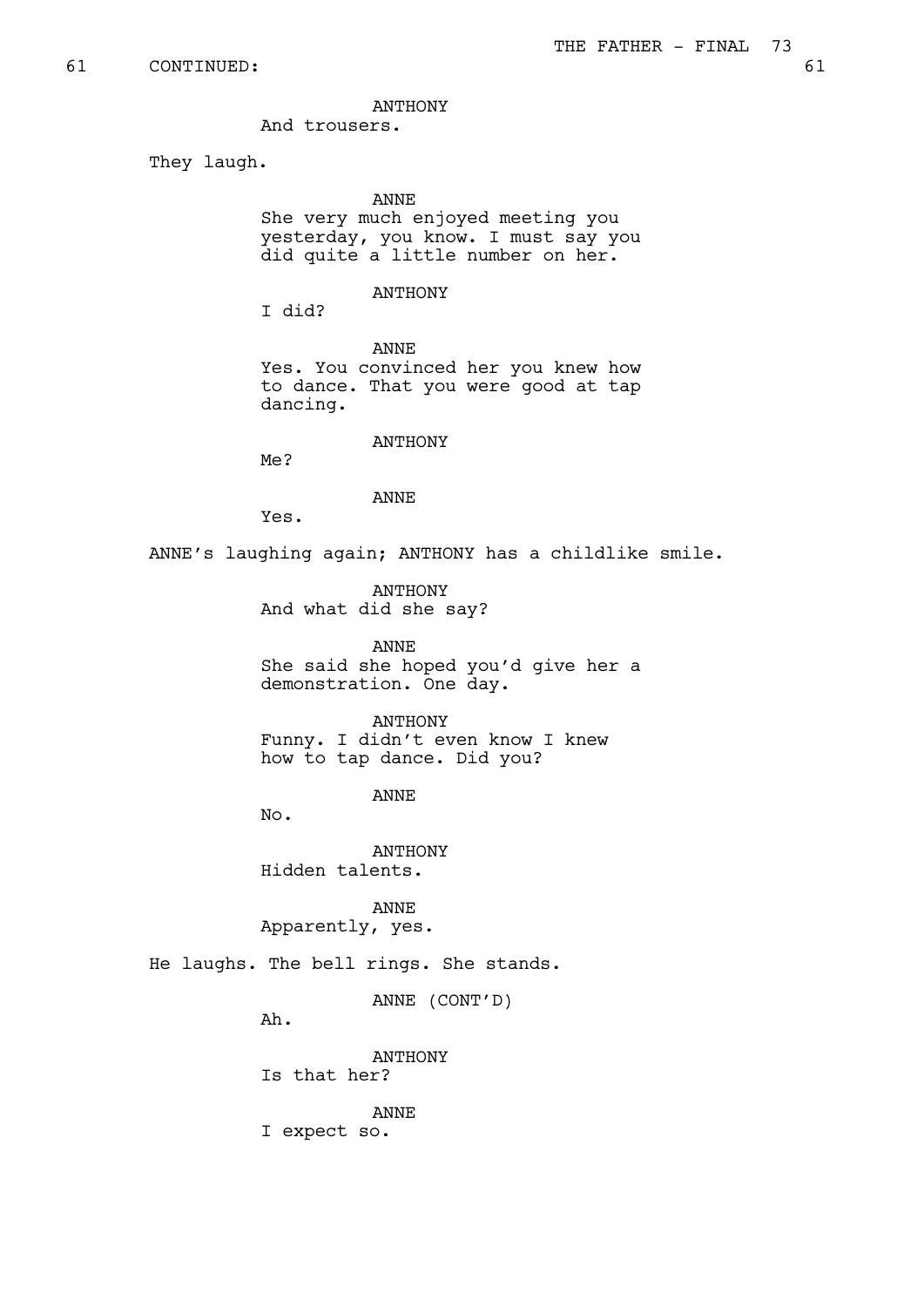61 CONTINUED: 61

ANTHONY
And trousers.

They laugh.

ANNE
She very much enjoyed meeting you yesterday, you know. I must say you did quite a little number on her.

ANTHONY
I did?

ANNE
Yes. You convinced her you knew how to dance. That you were good at tap dancing.

ANTHONY
Me?

ANNE
Yes.

ANNE's laughing again; ANTHONY has a childlike smile.

ANTHONY
And what did she say?

ANNE
She said she hoped you'd give her a demonstration. One day.

ANTHONY
Funny. I didn't even know I knew how to tap dance. Did you?

ANNE
No.

ANTHONY
Hidden talents.

ANNE
Apparently, yes.

He laughs. The bell rings. She stands.

ANNE (CONT'D)
Ah.

ANTHONY
Is that her?

ANNE
I expect so.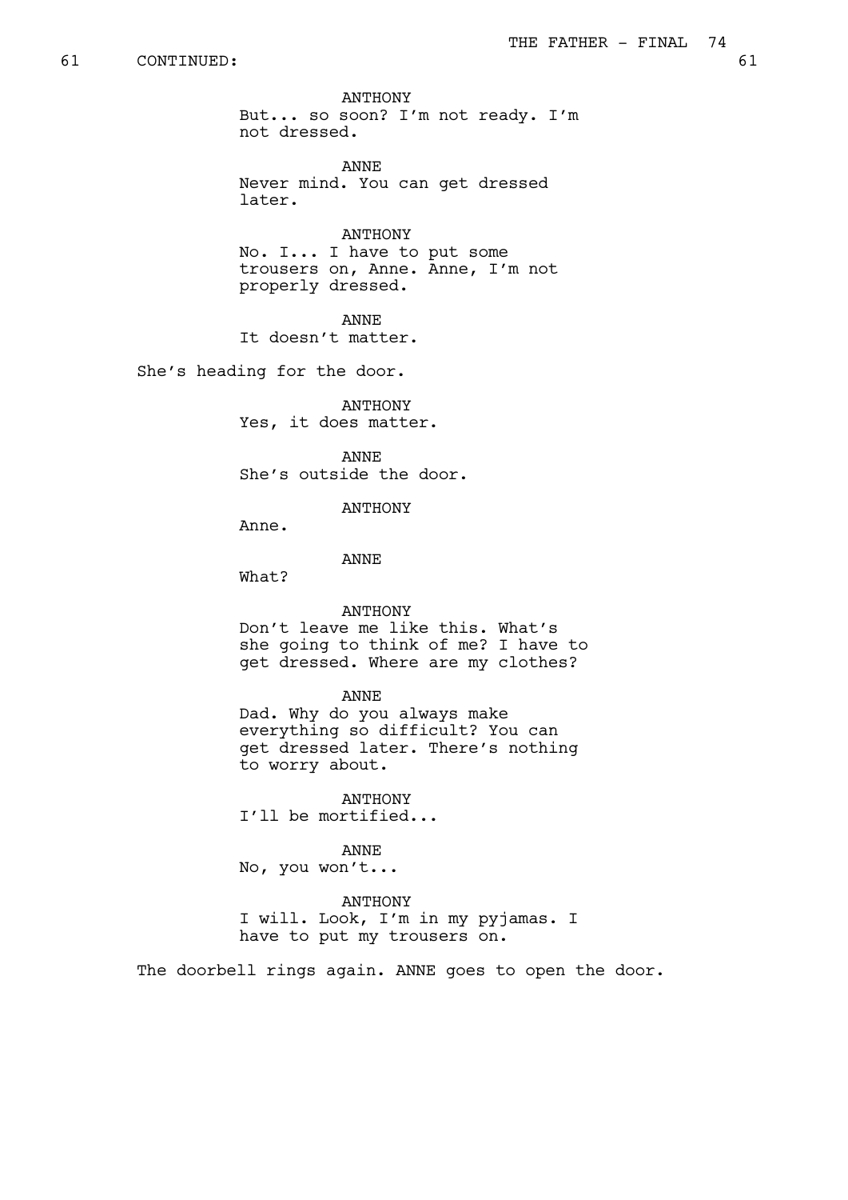61 CONTINUED: 61

ANTHONY
But... so soon? I'm not ready. I'm not dressed.

ANNE
Never mind. You can get dressed later.

ANTHONY
No. I... I have to put some trousers on, Anne. Anne, I'm not properly dressed.

ANNE
It doesn't matter.

She's heading for the door.

ANTHONY
Yes, it does matter.

ANNE
She's outside the door.

ANTHONY
Anne.

ANNE
What?

ANTHONY
Don't leave me like this. What's she going to think of me? I have to get dressed. Where are my clothes?

ANNE
Dad. Why do you always make everything so difficult? You can get dressed later. There's nothing to worry about.

ANTHONY
I'll be mortified...

ANNE
No, you won't...

ANTHONY
I will. Look, I'm in my pyjamas. I have to put my trousers on.

The doorbell rings again. ANNE goes to open the door.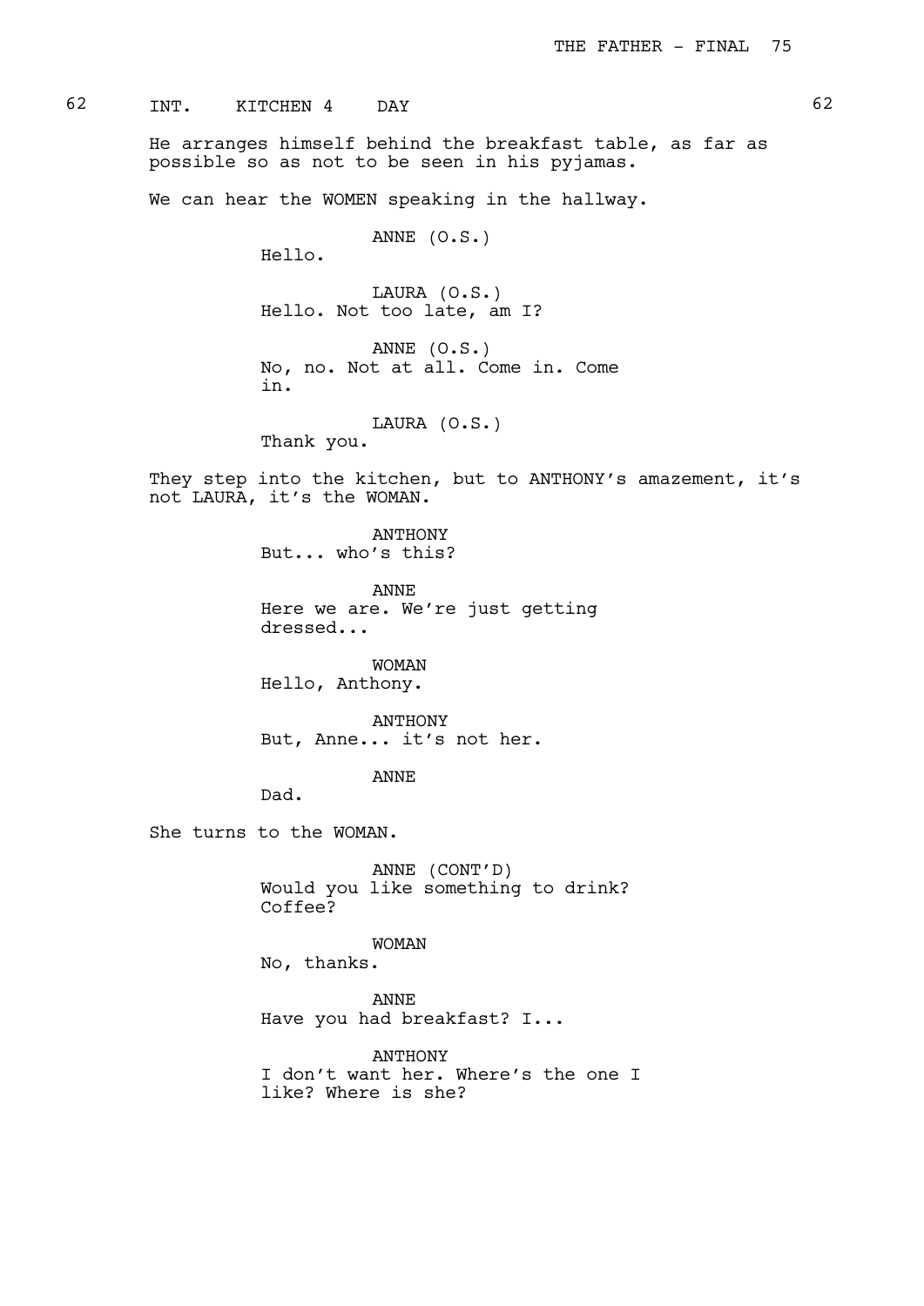62 INT. KITCHEN 4 DAY 62

He arranges himself behind the breakfast table, as far as possible so as not to be seen in his pyjamas.

We can hear the WOMEN speaking in the hallway.

ANNE (O.S.)
Hello.

LAURA (O.S.)
Hello. Not too late, am I?

ANNE (O.S.)
No, no. Not at all. Come in. Come in.

LAURA (O.S.)
Thank you.

They step into the kitchen, but to ANTHONY's amazement, it's not LAURA, it's the WOMAN.

ANTHONY
But... who's this?

ANNE
Here we are. We're just getting dressed...

WOMAN
Hello, Anthony.

ANTHONY
But, Anne... it's not her.

ANNE
Dad.

She turns to the WOMAN.

ANNE (CONT'D)
Would you like something to drink? Coffee?

WOMAN
No, thanks.

ANNE
Have you had breakfast? I...

ANTHONY
I don't want her. Where's the one I like? Where is she?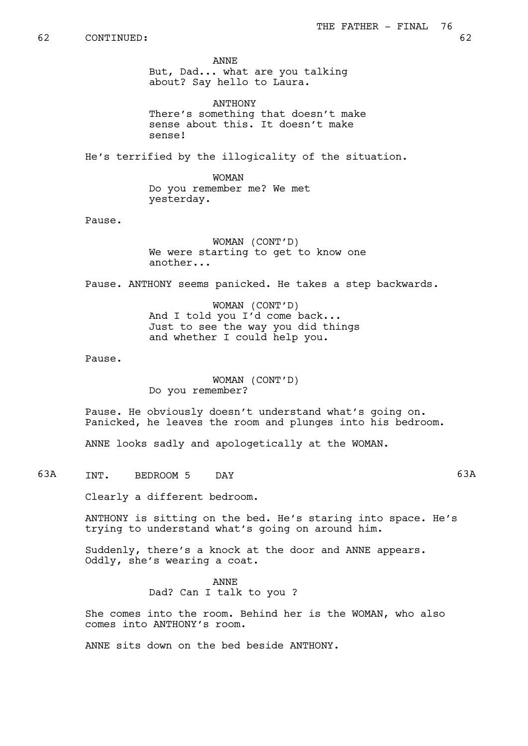62 CONTINUED: 62

ANNE
But, Dad... what are you talking about? Say hello to Laura.

ANTHONY
There's something that doesn't make sense about this. It doesn't make sense!

He's terrified by the illogicality of the situation.

WOMAN
Do you remember me? We met yesterday.

Pause.

WOMAN (CONT'D)
We were starting to get to know one another...

Pause. ANTHONY seems panicked. He takes a step backwards.

WOMAN (CONT'D)
And I told you I'd come back... Just to see the way you did things and whether I could help you.

Pause.

WOMAN (CONT'D)
Do you remember?

Pause. He obviously doesn't understand what's going on. Panicked, he leaves the room and plunges into his bedroom.

ANNE looks sadly and apologetically at the WOMAN.

63A INT. BEDROOM 5 DAY 63A

Clearly a different bedroom.

ANTHONY is sitting on the bed. He's staring into space. He's trying to understand what's going on around him.

Suddenly, there's a knock at the door and ANNE appears. Oddly, she's wearing a coat.

ANNE
Dad? Can I talk to you ?

She comes into the room. Behind her is the WOMAN, who also comes into ANTHONY's room.

ANNE sits down on the bed beside ANTHONY.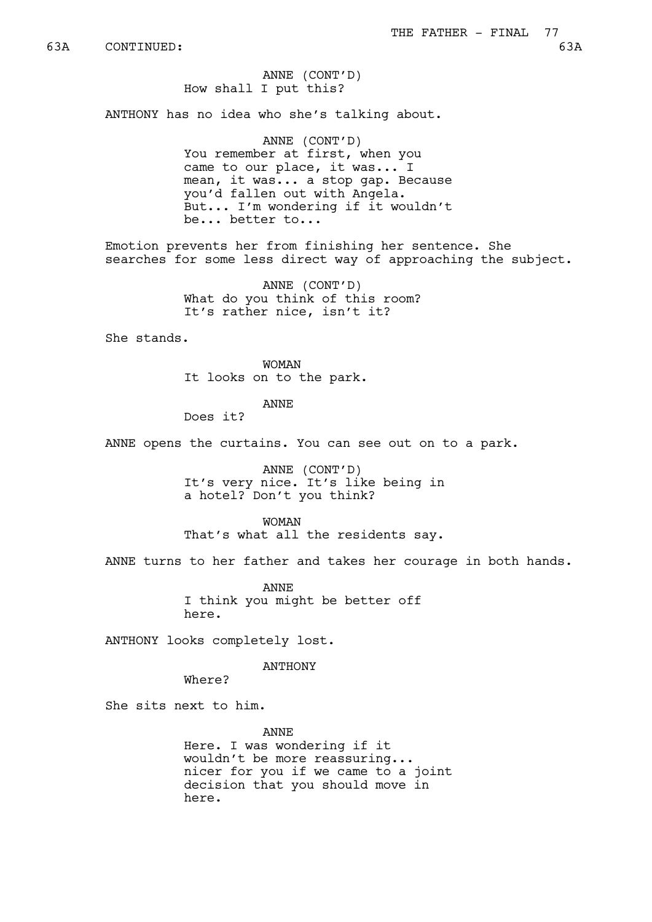63A CONTINUED: 63A

ANNE (CONT'D)
How shall I put this?

ANTHONY has no idea who she's talking about.

ANNE (CONT'D)
You remember at first, when you came to our place, it was... I mean, it was... a stop gap. Because you'd fallen out with Angela. But... I'm wondering if it wouldn't be... better to...

Emotion prevents her from finishing her sentence. She searches for some less direct way of approaching the subject.

ANNE (CONT'D)
What do you think of this room? It's rather nice, isn't it?

She stands.

WOMAN
It looks on to the park.

ANNE
Does it?

ANNE opens the curtains. You can see out on to a park.

ANNE (CONT'D)
It's very nice. It's like being in a hotel? Don't you think?

WOMAN
That's what all the residents say.

ANNE turns to her father and takes her courage in both hands.

ANNE
I think you might be better off here.

ANTHONY looks completely lost.

ANTHONY
Where?

She sits next to him.

ANNE
Here. I was wondering if it wouldn't be more reassuring... nicer for you if we came to a joint decision that you should move in here.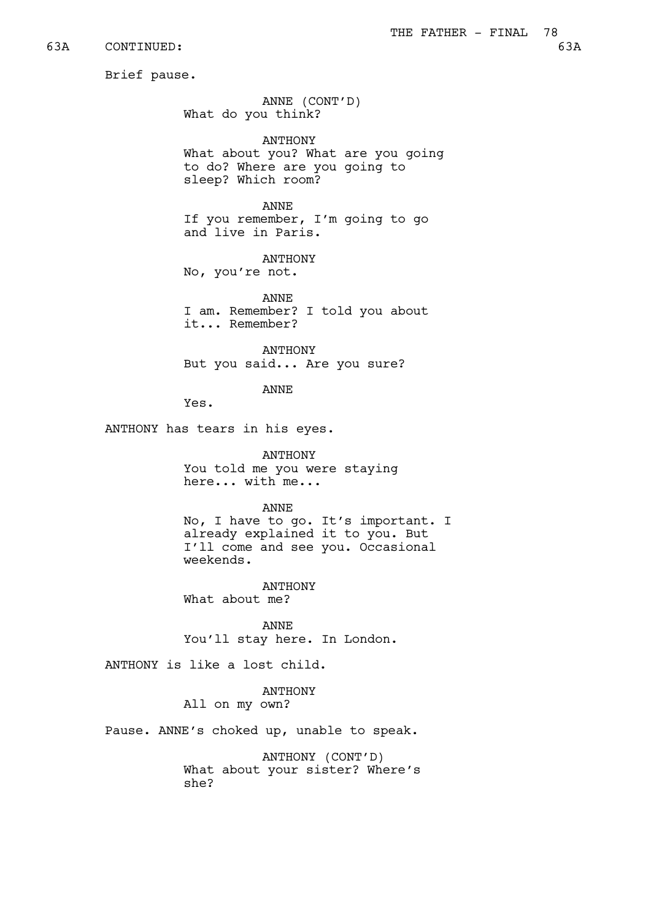63A CONTINUED: 63A

Brief pause.

ANNE (CONT'D)
What do you think?

ANTHONY
What about you? What are you going to do? Where are you going to sleep? Which room?

ANNE
If you remember, I'm going to go and live in Paris.

ANTHONY
No, you're not.

ANNE
I am. Remember? I told you about it... Remember?

ANTHONY
But you said... Are you sure?

ANNE
Yes.

ANTHONY has tears in his eyes.

ANTHONY
You told me you were staying here... with me...

ANNE
No, I have to go. It's important. I already explained it to you. But I'll come and see you. Occasional weekends.

ANTHONY
What about me?

ANNE
You'll stay here. In London.

ANTHONY is like a lost child.

ANTHONY
All on my own?

Pause. ANNE's choked up, unable to speak.

ANTHONY (CONT'D)
What about your sister? Where's she?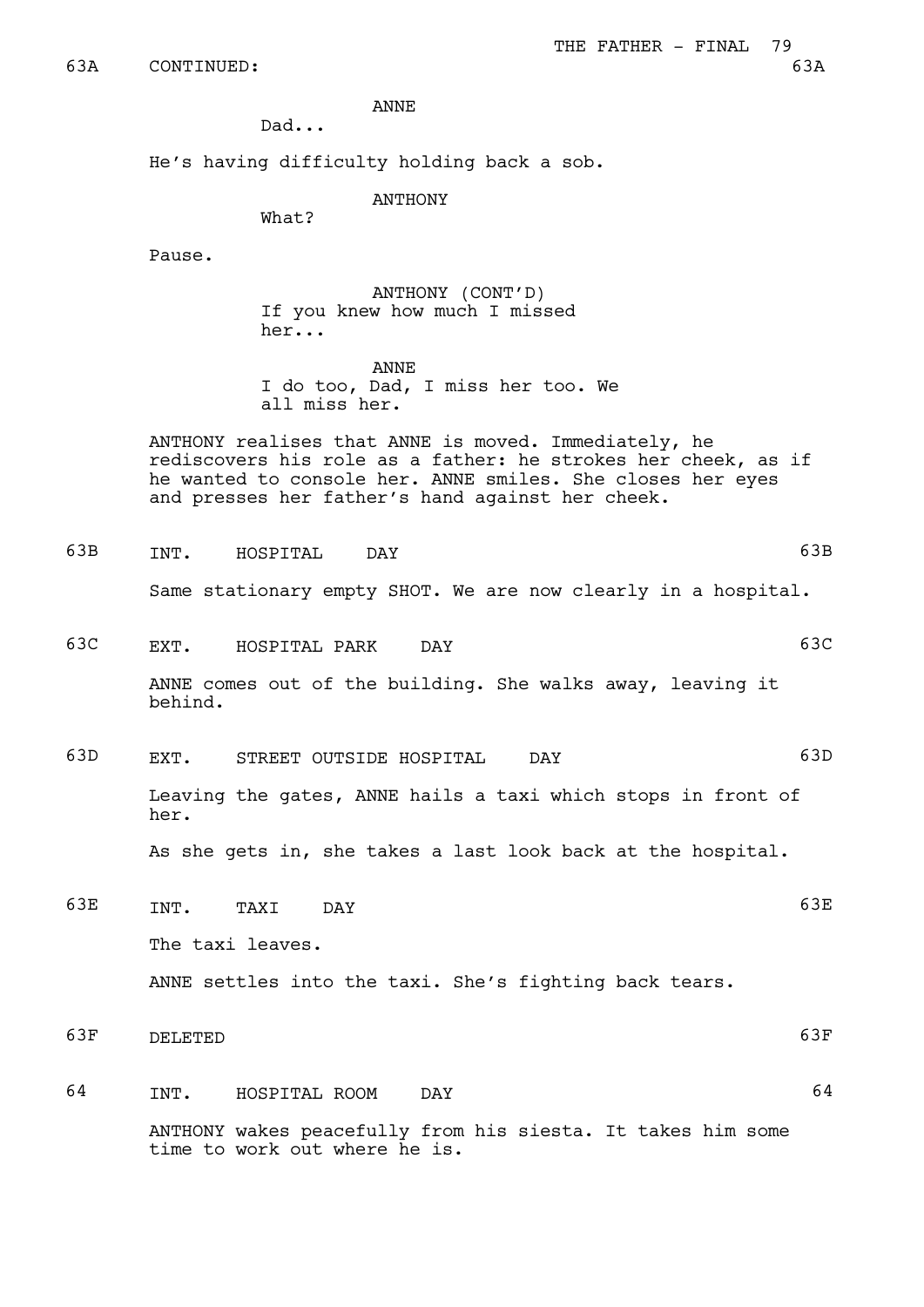63A CONTINUED: 63A

ANNE
Dad...

He's having difficulty holding back a sob.

ANTHONY
What?

Pause.

ANTHONY (CONT'D)
If you knew how much I missed her...

ANNE
I do too, Dad, I miss her too. We all miss her.

ANTHONY realises that ANNE is moved. Immediately, he rediscovers his role as a father: he strokes her cheek, as if he wanted to console her. ANNE smiles. She closes her eyes and presses her father's hand against her cheek.

63B INT. HOSPITAL DAY 63B

Same stationary empty SHOT. We are now clearly in a hospital.

63C EXT. HOSPITAL PARK DAY 63C

ANNE comes out of the building. She walks away, leaving it behind.

63D EXT. STREET OUTSIDE HOSPITAL DAY 63D

Leaving the gates, ANNE hails a taxi which stops in front of her.

As she gets in, she takes a last look back at the hospital.

63E INT. TAXI DAY 63E

The taxi leaves.

ANNE settles into the taxi. She's fighting back tears.

63F DELETED 63F

64 INT. HOSPITAL ROOM DAY 64

ANTHONY wakes peacefully from his siesta. It takes him some time to work out where he is.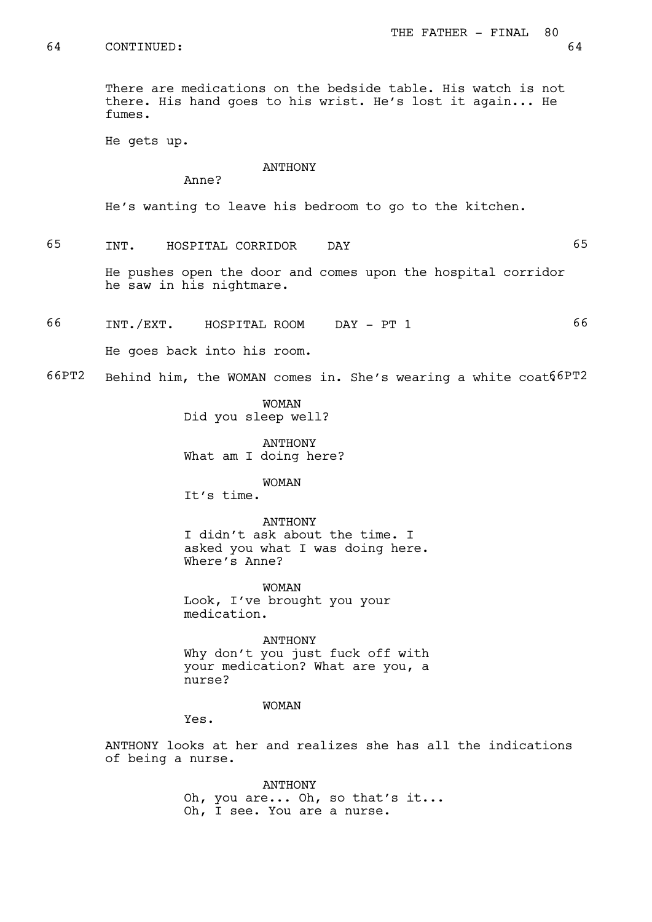64 CONTINUED: 64

There are medications on the bedside table. His watch is not there. His hand goes to his wrist. He's lost it again... He fumes.

He gets up.

ANTHONY
Anne?

He's wanting to leave his bedroom to go to the kitchen.

65 INT. HOSPITAL CORRIDOR DAY 65

He pushes open the door and comes upon the hospital corridor he saw in his nightmare.

66 INT./EXT. HOSPITAL ROOM DAY - PT 1 66

He goes back into his room.

66PT2 Behind him, the WOMAN comes in. She's wearing a white coat. 66PT2

WOMAN
Did you sleep well?

ANTHONY
What am I doing here?

WOMAN
It's time.

ANTHONY
I didn't ask about the time. I asked you what I was doing here. Where's Anne?

WOMAN
Look, I've brought you your medication.

ANTHONY
Why don't you just fuck off with your medication? What are you, a nurse?

WOMAN
Yes.

ANTHONY looks at her and realizes she has all the indications of being a nurse.

ANTHONY
Oh, you are... Oh, so that's it... Oh, I see. You are a nurse.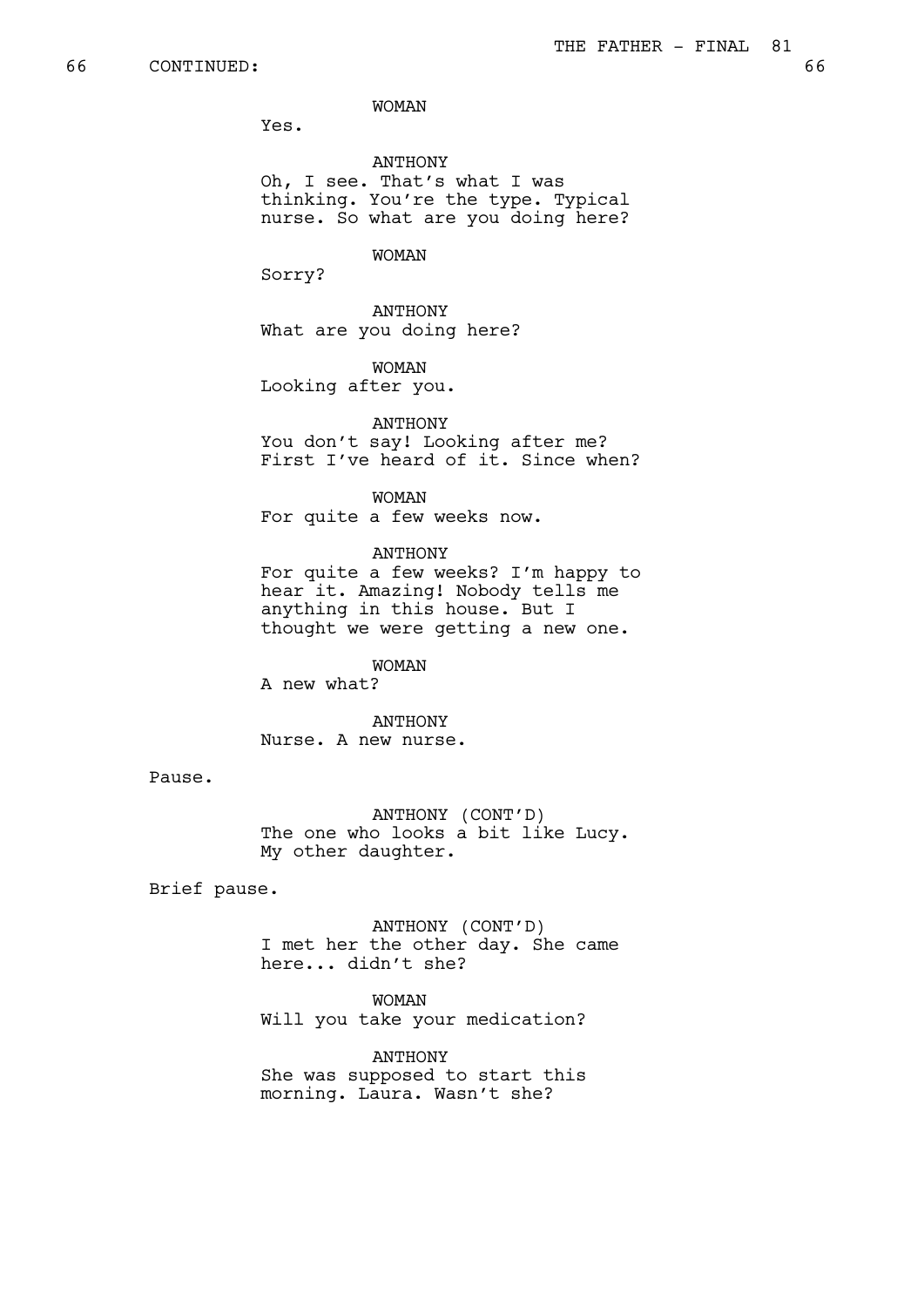66 CONTINUED: 66

WOMAN
Yes.

ANTHONY
Oh, I see. That's what I was thinking. You're the type. Typical nurse. So what are you doing here?

WOMAN
Sorry?

ANTHONY
What are you doing here?

WOMAN
Looking after you.

ANTHONY
You don't say! Looking after me? First I've heard of it. Since when?

WOMAN
For quite a few weeks now.

ANTHONY
For quite a few weeks? I'm happy to hear it. Amazing! Nobody tells me anything in this house. But I thought we were getting a new one.

WOMAN
A new what?

ANTHONY
Nurse. A new nurse.

Pause.

ANTHONY (CONT'D)
The one who looks a bit like Lucy. My other daughter.

Brief pause.

ANTHONY (CONT'D)
I met her the other day. She came here... didn't she?

WOMAN
Will you take your medication?

ANTHONY
She was supposed to start this morning. Laura. Wasn't she?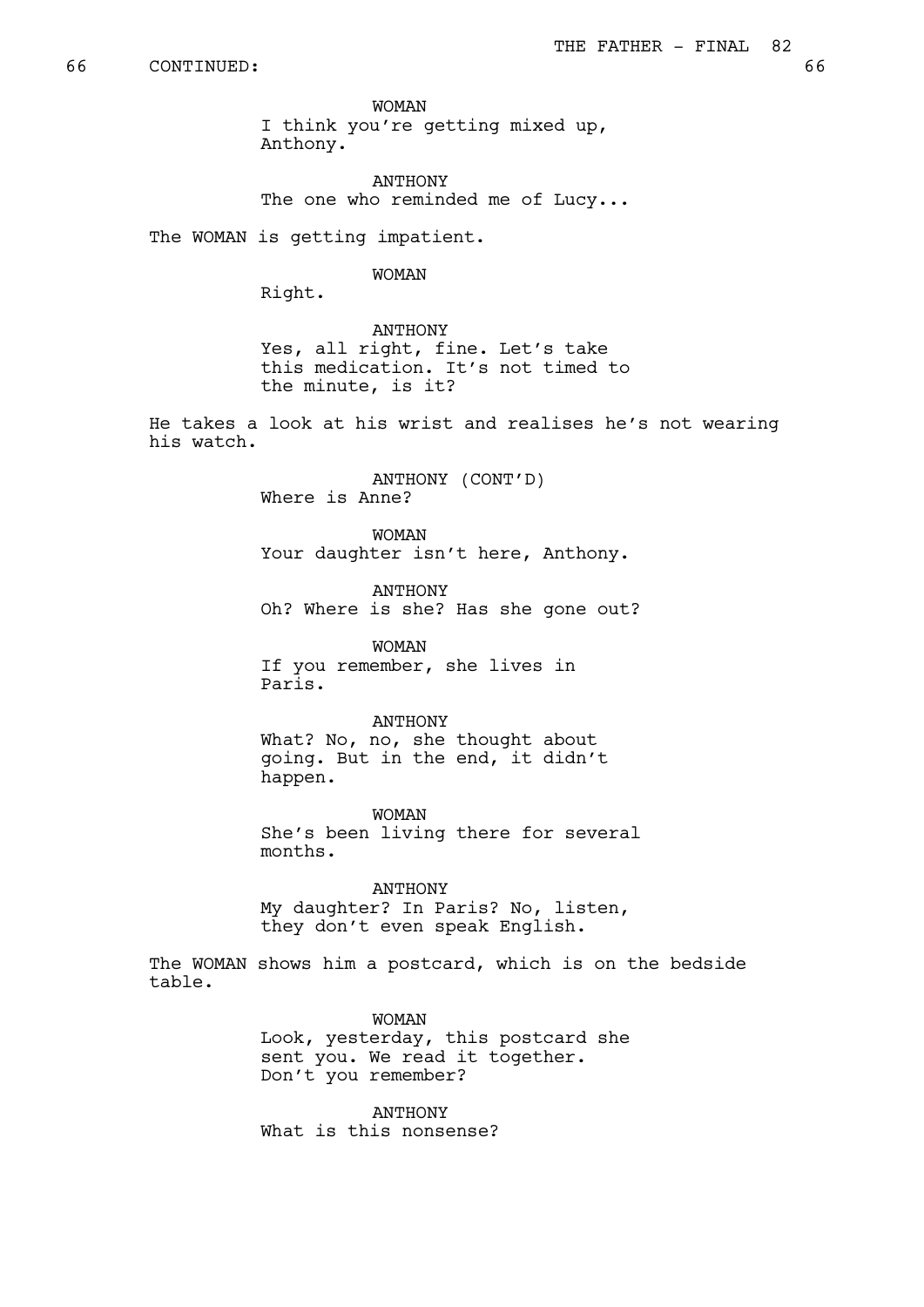66 CONTINUED: 66

WOMAN
I think you're getting mixed up, Anthony.

ANTHONY
The one who reminded me of Lucy...

The WOMAN is getting impatient.

WOMAN
Right.

ANTHONY
Yes, all right, fine. Let's take this medication. It's not timed to the minute, is it?

He takes a look at his wrist and realises he's not wearing his watch.

ANTHONY (CONT'D)
Where is Anne?

WOMAN
Your daughter isn't here, Anthony.

ANTHONY
Oh? Where is she? Has she gone out?

WOMAN
If you remember, she lives in Paris.

ANTHONY
What? No, no, she thought about going. But in the end, it didn't happen.

WOMAN
She's been living there for several months.

ANTHONY
My daughter? In Paris? No, listen, they don't even speak English.

The WOMAN shows him a postcard, which is on the bedside table.

WOMAN
Look, yesterday, this postcard she sent you. We read it together. Don't you remember?

ANTHONY
What is this nonsense?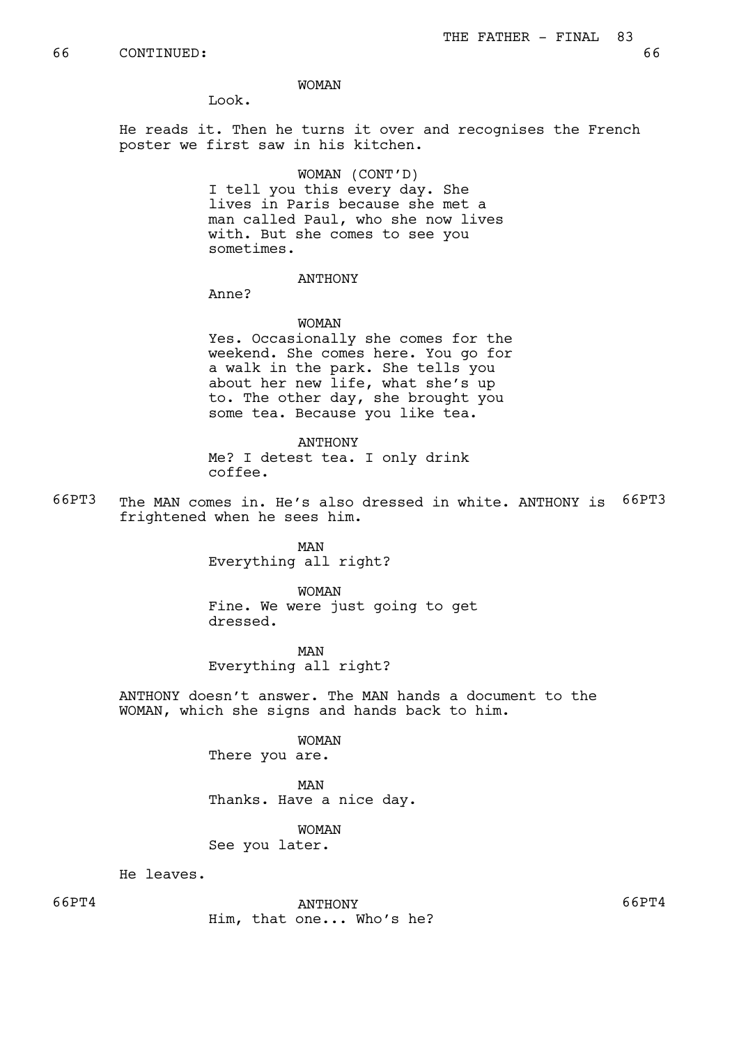66 CONTINUED: 66

WOMAN

Look.

He reads it. Then he turns it over and recognises the French poster we first saw in his kitchen.

WOMAN (CONT'D)

I tell you this every day. She lives in Paris because she met a man called Paul, who she now lives with. But she comes to see you sometimes.

ANTHONY

Anne?

WOMAN

Yes. Occasionally she comes for the weekend. She comes here. You go for a walk in the park. She tells you about her new life, what she's up to. The other day, she brought you some tea. Because you like tea.

ANTHONY

Me? I detest tea. I only drink coffee.

66PT3 The MAN comes in. He's also dressed in white. ANTHONY is frightened when he sees him. 66PT3

MAN

Everything all right?

WOMAN

Fine. We were just going to get dressed.

MAN

Everything all right?

ANTHONY doesn't answer. The MAN hands a document to the WOMAN, which she signs and hands back to him.

WOMAN

There you are.

MAN

Thanks. Have a nice day.

WOMAN

See you later.

He leaves.

66PT4 ANTHONY 66PT4

Him, that one... Who's he?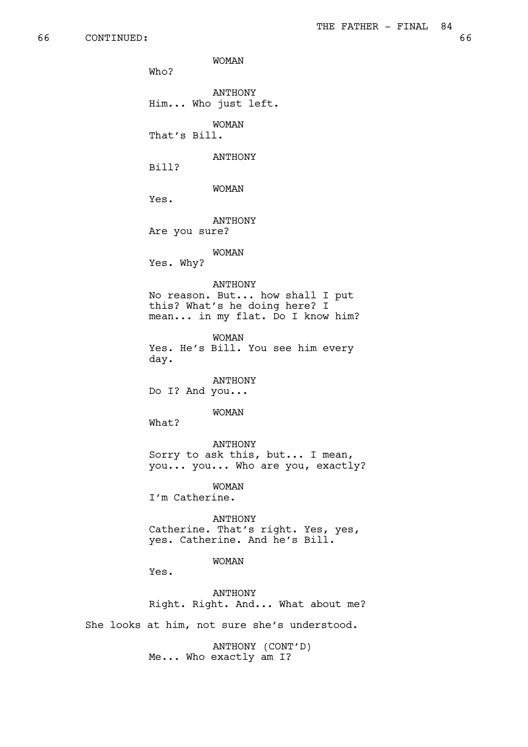66 CONTINUED: 66

WOMAN
Who?

ANTHONY
Him... Who just left.

WOMAN
That's Bill.

ANTHONY
Bill?

WOMAN
Yes.

ANTHONY
Are you sure?

WOMAN
Yes. Why?

ANTHONY
No reason. But... how shall I put this? What's he doing here? I mean... in my flat. Do I know him?

WOMAN
Yes. He's Bill. You see him every day.

ANTHONY
Do I? And you...

WOMAN
What?

ANTHONY
Sorry to ask this, but... I mean, you... you... Who are you, exactly?

WOMAN
I'm Catherine.

ANTHONY
Catherine. That's right. Yes, yes, yes. Catherine. And he's Bill.

WOMAN
Yes.

ANTHONY
Right. Right. And... What about me?

She looks at him, not sure she's understood.

ANTHONY (CONT'D)
Me... Who exactly am I?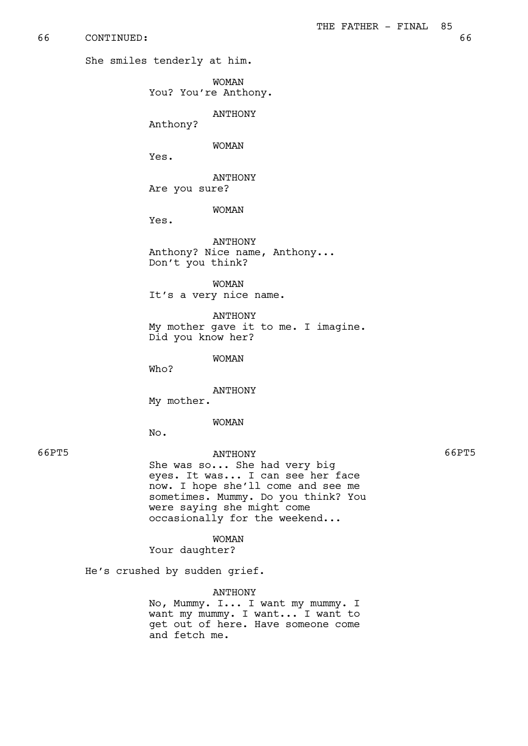66 CONTINUED: 66

She smiles tenderly at him.

WOMAN
You? You're Anthony.

ANTHONY
Anthony?

WOMAN
Yes.

ANTHONY
Are you sure?

WOMAN
Yes.

ANTHONY
Anthony? Nice name, Anthony...
Don't you think?

WOMAN
It's a very nice name.

ANTHONY
My mother gave it to me. I imagine.
Did you know her?

WOMAN
Who?

ANTHONY
My mother.

WOMAN
No.

66PT5

ANTHONY
She was so... She had very big eyes. It was... I can see her face now. I hope she'll come and see me sometimes. Mummy. Do you think? You were saying she might come occasionally for the weekend...

66PT5

WOMAN
Your daughter?

He's crushed by sudden grief.

ANTHONY
No, Mummy. I... I want my mummy. I want my mummy. I want... I want to get out of here. Have someone come and fetch me.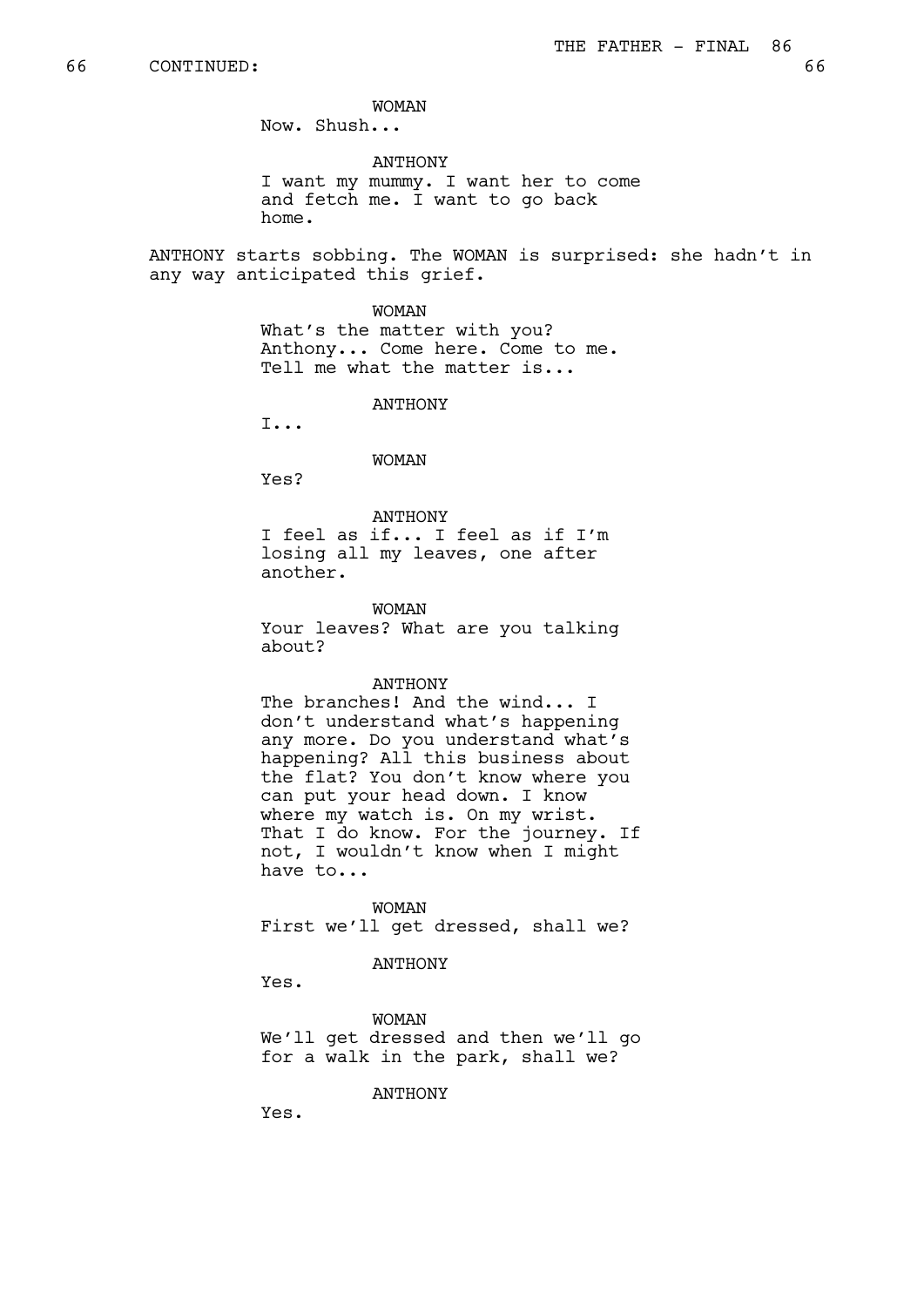66 CONTINUED: 66

WOMAN

Now. Shush...

ANTHONY

I want my mummy. I want her to come and fetch me. I want to go back home.

ANTHONY starts sobbing. The WOMAN is surprised: she hadn't in any way anticipated this grief.

WOMAN

What's the matter with you? Anthony... Come here. Come to me. Tell me what the matter is...

ANTHONY

I...

WOMAN

Yes?

ANTHONY

I feel as if... I feel as if I'm losing all my leaves, one after another.

WOMAN

Your leaves? What are you talking about?

ANTHONY

The branches! And the wind... I don't understand what's happening any more. Do you understand what's happening? All this business about the flat? You don't know where you can put your head down. I know where my watch is. On my wrist. That I do know. For the journey. If not, I wouldn't know when I might have to...

WOMAN

First we'll get dressed, shall we?

ANTHONY

Yes.

WOMAN

We'll get dressed and then we'll go for a walk in the park, shall we?

ANTHONY

Yes.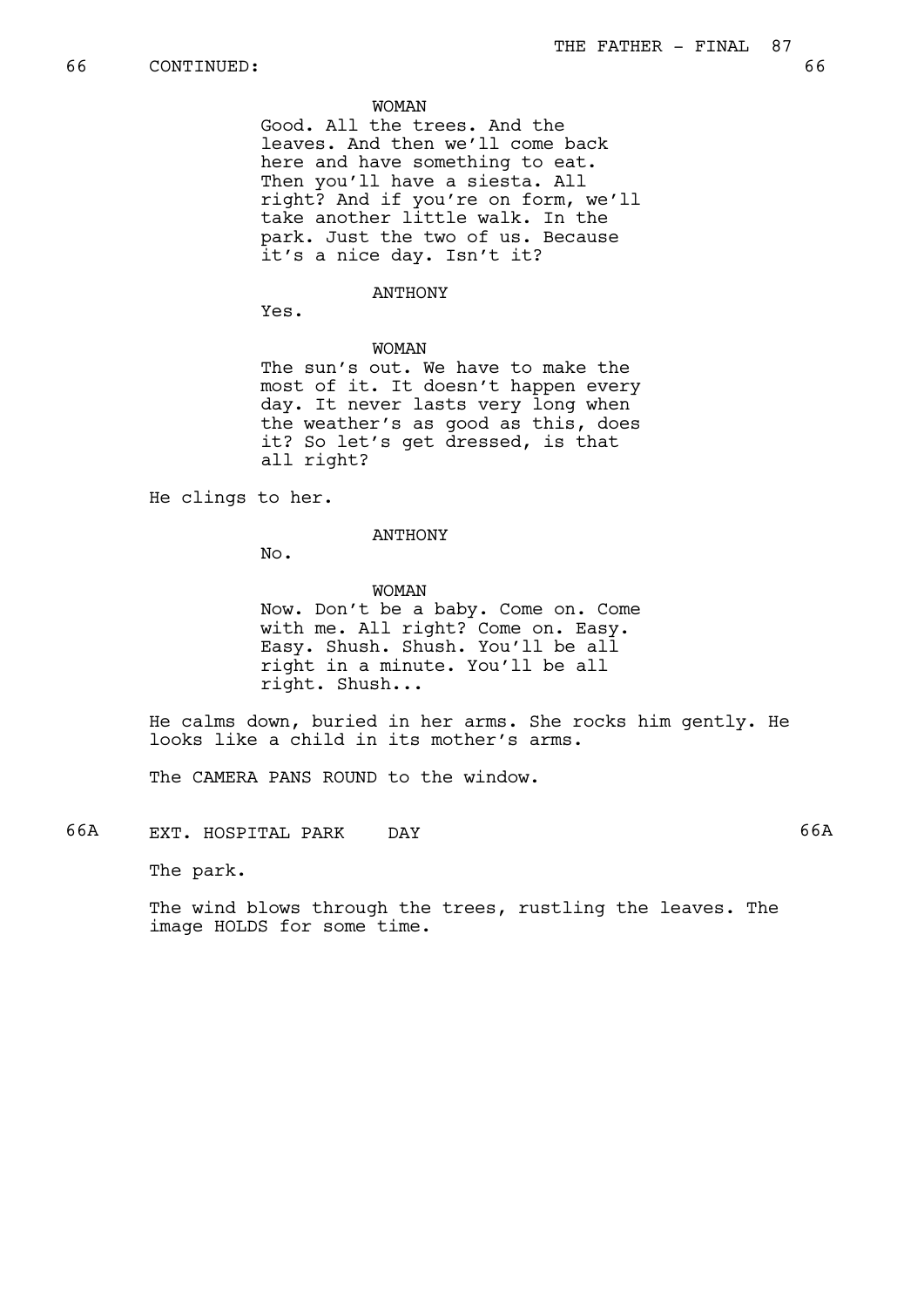66 CONTINUED: 66

WOMAN
Good. All the trees. And the leaves. And then we'll come back here and have something to eat. Then you'll have a siesta. All right? And if you're on form, we'll take another little walk. In the park. Just the two of us. Because it's a nice day. Isn't it?

ANTHONY
Yes.

WOMAN
The sun's out. We have to make the most of it. It doesn't happen every day. It never lasts very long when the weather's as good as this, does it? So let's get dressed, is that all right?

He clings to her.

ANTHONY
No.

WOMAN
Now. Don't be a baby. Come on. Come with me. All right? Come on. Easy. Easy. Shush. Shush. You'll be all right in a minute. You'll be all right. Shush...

He calms down, buried in her arms. She rocks him gently. He looks like a child in its mother's arms.

The CAMERA PANS ROUND to the window.

66A EXT. HOSPITAL PARK DAY 66A

The park.

The wind blows through the trees, rustling the leaves. The image HOLDS for some time.